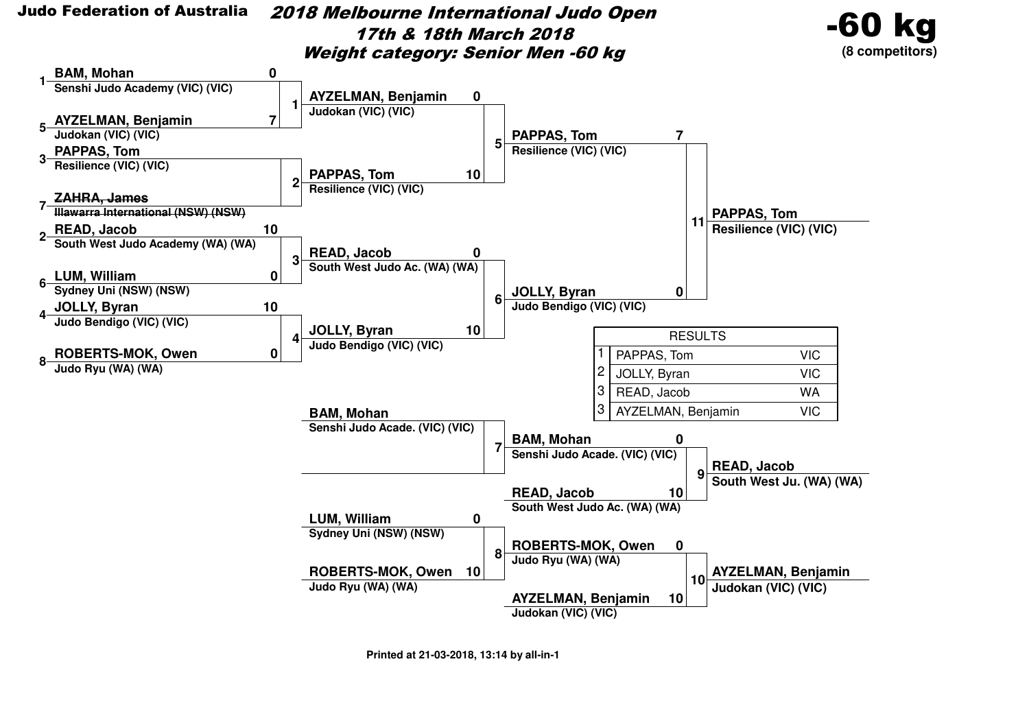**Judo Federation of Australia**

# *2018 Melbourne International Judo Open*

## *17th & 18th March 2018*

## *Weight category: Senior Men -60 kg*

**-60 kg**
**(8 competitors)**

### Round 1

| Seed | Competitor | Club | Score | Match |
|---|---|---|---|---|
| 1 | BAM, Mohan | Senshi Judo Academy (VIC) (VIC) | 0 | 1 |
| 5 | AYZELMAN, Benjamin | Judokan (VIC) (VIC) | 7 | 1 |
| 3 | PAPPAS, Tom | Resilience (VIC) (VIC) | | 2 |
| 7 | ~~ZAHRA, James~~ | ~~Illawarra International (NSW) (NSW)~~ | | 2 |
| 2 | READ, Jacob | South West Judo Academy (WA) (WA) | 10 | 3 |
| 6 | LUM, William | Sydney Uni (NSW) (NSW) | 0 | 3 |
| 4 | JOLLY, Byran | Judo Bendigo (VIC) (VIC) | 10 | 4 |
| 8 | ROBERTS-MOK, Owen | Judo Ryu (WA) (WA) | 0 | 4 |

### Semi-finals

| Match | Competitor | Club | Score |
|---|---|---|---|
| 5 | AYZELMAN, Benjamin | Judokan (VIC) (VIC) | 0 |
| 5 | PAPPAS, Tom | Resilience (VIC) (VIC) | 10 |
| 6 | READ, Jacob | South West Judo Ac. (WA) (WA) | 0 |
| 6 | JOLLY, Byran | Judo Bendigo (VIC) (VIC) | 10 |

### Final

| Match | Competitor | Club | Score |
|---|---|---|---|
| 11 | PAPPAS, Tom | Resilience (VIC) (VIC) | 7 |
| 11 | JOLLY, Byran | Judo Bendigo (VIC) (VIC) | 0 |

**Winner:** PAPPAS, Tom — Resilience (VIC) (VIC)

### Repechage

| Match | Competitor | Club | Score |
|---|---|---|---|
| 7 | BAM, Mohan | Senshi Judo Acade. (VIC) (VIC) | |
| 7 | | | |
| 8 | LUM, William | Sydney Uni (NSW) (NSW) | 0 |
| 8 | ROBERTS-MOK, Owen | Judo Ryu (WA) (WA) | 10 |

### Bronze medal contests

| Match | Competitor | Club | Score |
|---|---|---|---|
| 9 | BAM, Mohan | Senshi Judo Acade. (VIC) (VIC) | 0 |
| 9 | READ, Jacob | South West Judo Ac. (WA) (WA) | 10 |
| 10 | ROBERTS-MOK, Owen | Judo Ryu (WA) (WA) | 0 |
| 10 | AYZELMAN, Benjamin | Judokan (VIC) (VIC) | 10 |

Match 9 winner: READ, Jacob — South West Ju. (WA) (WA)

Match 10 winner: AYZELMAN, Benjamin — Judokan (VIC) (VIC)

### RESULTS

| Place | Name | State |
|---|---|---|
| 1 | PAPPAS, Tom | VIC |
| 2 | JOLLY, Byran | VIC |
| 3 | READ, Jacob | WA |
| 3 | AYZELMAN, Benjamin | VIC |

Printed at 21-03-2018, 13:14 by all-in-1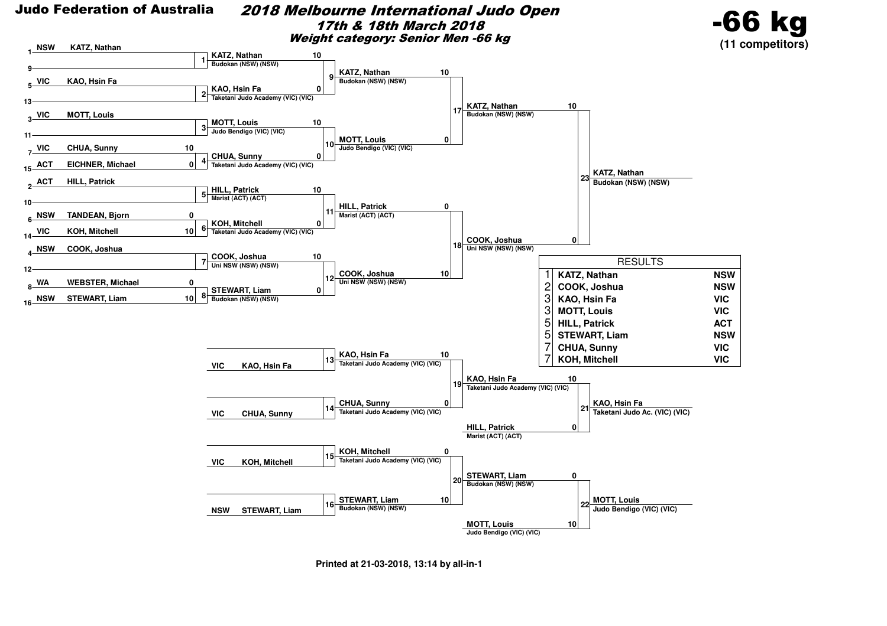**Judo Federation of Australia**

# 2018 Melbourne International Judo Open

## 17th & 18th March 2018

### Weight category: Senior Men -66 kg

**-66 kg**
**(11 competitors)**

**Main draw – first round**

| Seed | State | Name | Score |
|---|---|---|---|
| 1 | NSW | KATZ, Nathan | |
| 9 | | | |
| 5 | VIC | KAO, Hsin Fa | |
| 13 | | | |
| 3 | VIC | MOTT, Louis | |
| 11 | | | |
| 7 | VIC | CHUA, Sunny | 10 |
| 15 | ACT | EICHNER, Michael | 0 |
| 2 | ACT | HILL, Patrick | |
| 10 | | | |
| 6 | NSW | TANDEAN, Bjorn | 0 |
| 14 | VIC | KOH, Mitchell | 10 |
| 4 | NSW | COOK, Joshua | |
| 12 | | | |
| 8 | WA | WEBSTER, Michael | 0 |
| 16 | NSW | STEWART, Liam | 10 |

**Main draw – contests**

| Contest | Competitor | Club | Score |
|---|---|---|---|
| 1 | KATZ, Nathan | Budokan (NSW) (NSW) | 10 |
| 2 | KAO, Hsin Fa | Taketani Judo Academy (VIC) (VIC) | 0 |
| 3 | MOTT, Louis | Judo Bendigo (VIC) (VIC) | 10 |
| 4 | CHUA, Sunny | Taketani Judo Academy (VIC) (VIC) | 0 |
| 5 | HILL, Patrick | Marist (ACT) (ACT) | 10 |
| 6 | KOH, Mitchell | Taketani Judo Academy (VIC) (VIC) | 0 |
| 7 | COOK, Joshua | Uni NSW (NSW) (NSW) | 10 |
| 8 | STEWART, Liam | Budokan (NSW) (NSW) | 0 |
| 9 | KATZ, Nathan | Budokan (NSW) (NSW) | 10 |
| 10 | MOTT, Louis | Judo Bendigo (VIC) (VIC) | 0 |
| 11 | HILL, Patrick | Marist (ACT) (ACT) | 0 |
| 12 | COOK, Joshua | Uni NSW (NSW) (NSW) | 10 |
| 17 | KATZ, Nathan | Budokan (NSW) (NSW) | 10 |
| 18 | COOK, Joshua | Uni NSW (NSW) (NSW) | 0 |
| 23 | KATZ, Nathan | Budokan (NSW) (NSW) | |

**Repechage**

| Contest | Competitor | Club | Score |
|---|---|---|---|
| 13 | VIC KAO, Hsin Fa → KAO, Hsin Fa | Taketani Judo Academy (VIC) (VIC) | 10 |
| 14 | VIC CHUA, Sunny → CHUA, Sunny | Taketani Judo Academy (VIC) (VIC) | 0 |
| 15 | VIC KOH, Mitchell → KOH, Mitchell | Taketani Judo Academy (VIC) (VIC) | 0 |
| 16 | NSW STEWART, Liam → STEWART, Liam | Budokan (NSW) (NSW) | 10 |
| 19 | KAO, Hsin Fa | Taketani Judo Academy (VIC) (VIC) | 10 |
| 19 | HILL, Patrick | Marist (ACT) (ACT) | 0 |
| 21 | KAO, Hsin Fa | Taketani Judo Ac. (VIC) (VIC) | |
| 20 | STEWART, Liam | Budokan (NSW) (NSW) | 0 |
| 20 | MOTT, Louis | Judo Bendigo (VIC) (VIC) | 10 |
| 22 | MOTT, Louis | Judo Bendigo (VIC) (VIC) | |

**RESULTS**

| Place | Name | State |
|---|---|---|
| 1 | KATZ, Nathan | NSW |
| 2 | COOK, Joshua | NSW |
| 3 | KAO, Hsin Fa | VIC |
| 3 | MOTT, Louis | VIC |
| 5 | HILL, Patrick | ACT |
| 5 | STEWART, Liam | NSW |
| 7 | CHUA, Sunny | VIC |
| 7 | KOH, Mitchell | VIC |

Printed at 21-03-2018, 13:14 by all-in-1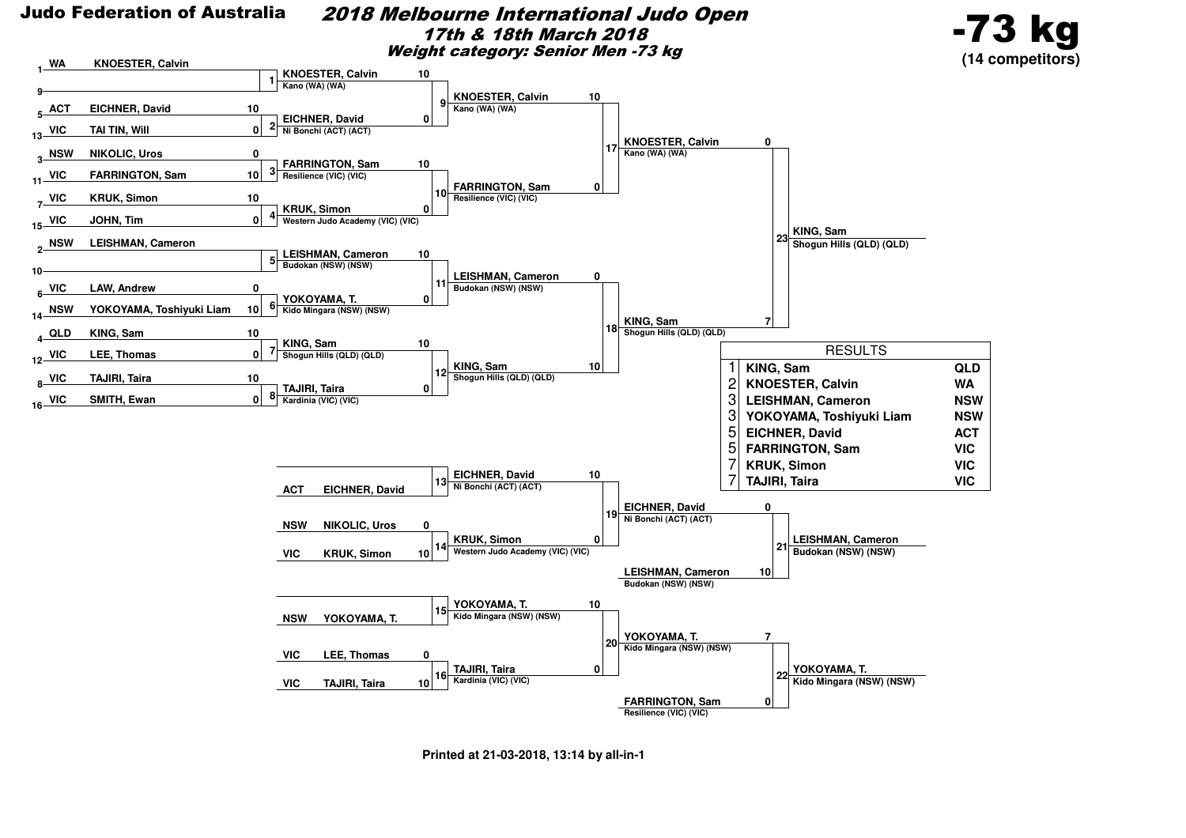**Judo Federation of Australia**

# 2018 Melbourne International Judo Open

## 17th & 18th March 2018

### Weight category: Senior Men -73 kg

**-73 kg**
**(14 competitors)**

## Main Draw — First Round

| Seed | State | Name | Score | Contest |
|---|---|---|---|---|
| 1 | WA | KNOESTER, Calvin | | 1 |
| 9 | | | | 1 |
| 5 | ACT | EICHNER, David | 10 | 2 |
| 13 | VIC | TAI TIN, Will | 0 | 2 |
| 3 | NSW | NIKOLIC, Uros | 0 | 3 |
| 11 | VIC | FARRINGTON, Sam | 10 | 3 |
| 7 | VIC | KRUK, Simon | 10 | 4 |
| 15 | VIC | JOHN, Tim | 0 | 4 |
| 2 | NSW | LEISHMAN, Cameron | | 5 |
| 10 | | | | 5 |
| 6 | VIC | LAW, Andrew | 0 | 6 |
| 14 | NSW | YOKOYAMA, Toshiyuki Liam | 10 | 6 |
| 4 | QLD | KING, Sam | 10 | 7 |
| 12 | VIC | LEE, Thomas | 0 | 7 |
| 8 | VIC | TAJIRI, Taira | 10 | 8 |
| 16 | VIC | SMITH, Ewan | 0 | 8 |

## Main Draw — Second Round

| Contest | Name | Club | Score |
|---|---|---|---|
| 9 | KNOESTER, Calvin | Kano (WA) (WA) | 10 |
| 9 | EICHNER, David | Ni Bonchi (ACT) (ACT) | 0 |
| 10 | FARRINGTON, Sam | Resilience (VIC) (VIC) | 10 |
| 10 | KRUK, Simon | Western Judo Academy (VIC) (VIC) | 0 |
| 11 | LEISHMAN, Cameron | Budokan (NSW) (NSW) | 10 |
| 11 | YOKOYAMA, T. | Kido Mingara (NSW) (NSW) | 0 |
| 12 | KING, Sam | Shogun Hills (QLD) (QLD) | 10 |
| 12 | TAJIRI, Taira | Kardinia (VIC) (VIC) | 0 |

## Main Draw — Semi-finals

| Contest | Name | Club | Score |
|---|---|---|---|
| 17 | KNOESTER, Calvin | Kano (WA) (WA) | 10 |
| 17 | FARRINGTON, Sam | Resilience (VIC) (VIC) | 0 |
| 18 | LEISHMAN, Cameron | Budokan (NSW) (NSW) | 0 |
| 18 | KING, Sam | Shogun Hills (QLD) (QLD) | 10 |

## Final

| Contest | Name | Club | Score |
|---|---|---|---|
| 23 | KNOESTER, Calvin | Kano (WA) (WA) | 0 |
| 23 | KING, Sam | Shogun Hills (QLD) (QLD) | 7 |

**Winner (23): KING, Sam — Shogun Hills (QLD) (QLD)**

## Repechage

| Contest | State | Name | Score |
|---|---|---|---|
| 13 | | | |
| 13 | ACT | EICHNER, David | |
| 14 | NSW | NIKOLIC, Uros | 0 |
| 14 | VIC | KRUK, Simon | 10 |
| 15 | | | |
| 15 | NSW | YOKOYAMA, T. | |
| 16 | VIC | LEE, Thomas | 0 |
| 16 | VIC | TAJIRI, Taira | 10 |

| Contest | Name | Club | Score |
|---|---|---|---|
| 19 | EICHNER, David | Ni Bonchi (ACT) (ACT) | 10 |
| 19 | KRUK, Simon | Western Judo Academy (VIC) (VIC) | 0 |
| 20 | YOKOYAMA, T. | Kido Mingara (NSW) (NSW) | 10 |
| 20 | TAJIRI, Taira | Kardinia (VIC) (VIC) | 0 |

## Bronze Medal Contests

| Contest | Name | Club | Score |
|---|---|---|---|
| 21 | EICHNER, David | Ni Bonchi (ACT) (ACT) | 0 |
| 21 | LEISHMAN, Cameron | Budokan (NSW) (NSW) | 10 |
| 22 | YOKOYAMA, T. | Kido Mingara (NSW) (NSW) | 7 |
| 22 | FARRINGTON, Sam | Resilience (VIC) (VIC) | 0 |

**Winner (21): LEISHMAN, Cameron — Budokan (NSW) (NSW)**

**Winner (22): YOKOYAMA, T. — Kido Mingara (NSW) (NSW)**

## RESULTS

| Place | Name | State |
|---|---|---|
| 1 | KING, Sam | QLD |
| 2 | KNOESTER, Calvin | WA |
| 3 | LEISHMAN, Cameron | NSW |
| 3 | YOKOYAMA, Toshiyuki Liam | NSW |
| 5 | EICHNER, David | ACT |
| 5 | FARRINGTON, Sam | VIC |
| 7 | KRUK, Simon | VIC |
| 7 | TAJIRI, Taira | VIC |

Printed at 21-03-2018, 13:14 by all-in-1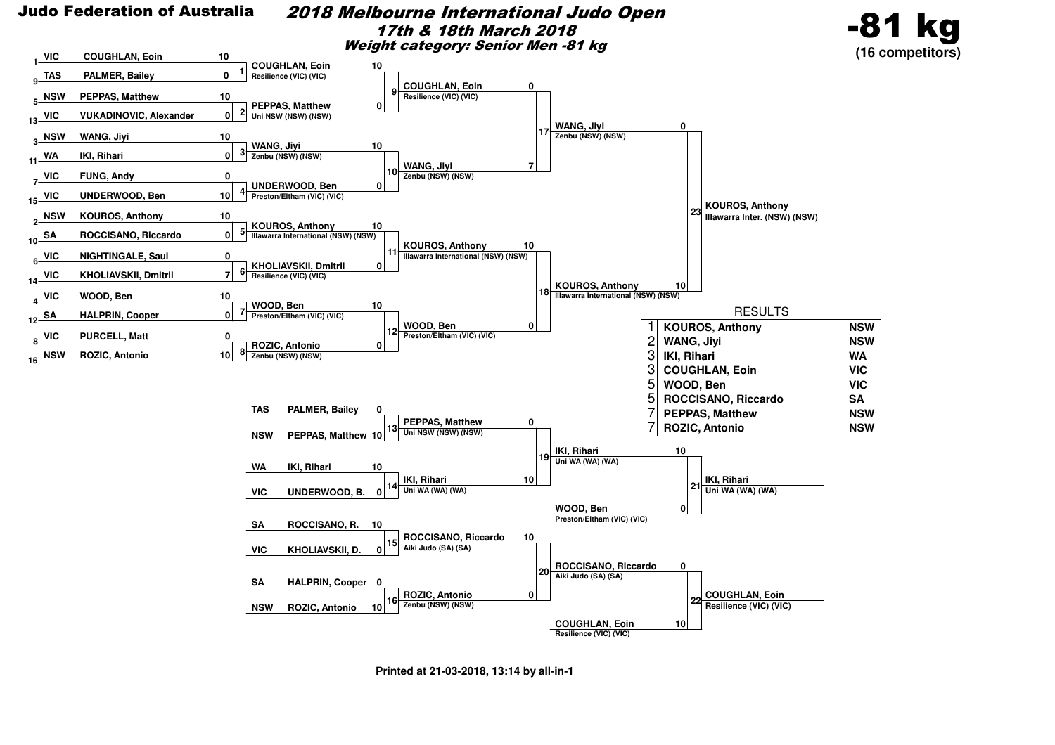**Judo Federation of Australia**

# *2018 Melbourne International Judo Open*

## *17th & 18th March 2018*

### *Weight category: Senior Men -81 kg*

**-81 kg**
**(16 competitors)**

## Main Draw – Round 1

| Contest | Seed | State | Competitor | Score |
|---|---|---|---|---|
| 1 | 1 | VIC | COUGHLAN, Eoin | 10 |
| | 9 | TAS | PALMER, Bailey | 0 |
| 2 | 5 | NSW | PEPPAS, Matthew | 10 |
| | 13 | VIC | VUKADINOVIC, Alexander | 0 |
| 3 | 3 | NSW | WANG, Jiyi | 10 |
| | 11 | WA | IKI, Rihari | 0 |
| 4 | 7 | VIC | FUNG, Andy | 0 |
| | 15 | VIC | UNDERWOOD, Ben | 10 |
| 5 | 2 | NSW | KOUROS, Anthony | 10 |
| | 10 | SA | ROCCISANO, Riccardo | 0 |
| 6 | 6 | VIC | NIGHTINGALE, Saul | 0 |
| | 14 | VIC | KHOLIAVSKII, Dmitrii | 7 |
| 7 | 4 | VIC | WOOD, Ben | 10 |
| | 12 | SA | HALPRIN, Cooper | 0 |
| 8 | 8 | VIC | PURCELL, Matt | 0 |
| | 16 | NSW | ROZIC, Antonio | 10 |

## Main Draw – Round 2

| Contest | Competitor | Club | Score |
|---|---|---|---|
| 9 | COUGHLAN, Eoin | Resilience (VIC) (VIC) | 10 |
| | PEPPAS, Matthew | Uni NSW (NSW) (NSW) | 0 |
| 10 | WANG, Jiyi | Zenbu (NSW) (NSW) | 10 |
| | UNDERWOOD, Ben | Preston/Eltham (VIC) (VIC) | 0 |
| 11 | KOUROS, Anthony | Illawarra International (NSW) (NSW) | 10 |
| | KHOLIAVSKII, Dmitrii | Resilience (VIC) (VIC) | 0 |
| 12 | WOOD, Ben | Preston/Eltham (VIC) (VIC) | 10 |
| | ROZIC, Antonio | Zenbu (NSW) (NSW) | 0 |

## Main Draw – Semi-finals

| Contest | Competitor | Club | Score |
|---|---|---|---|
| 17 | COUGHLAN, Eoin | Resilience (VIC) (VIC) | 0 |
| | WANG, Jiyi | Zenbu (NSW) (NSW) | 7 |
| 18 | KOUROS, Anthony | Illawarra International (NSW) (NSW) | 10 |
| | WOOD, Ben | Preston/Eltham (VIC) (VIC) | 0 |

## Final

| Contest | Competitor | Club | Score |
|---|---|---|---|
| 23 | WANG, Jiyi | Zenbu (NSW) (NSW) | 0 |
| | KOUROS, Anthony | Illawarra International (NSW) (NSW) | 10 |

Winner: **KOUROS, Anthony** – Illawarra Inter. (NSW) (NSW)

## Repechage

| Contest | State | Competitor | Score |
|---|---|---|---|
| 13 | TAS | PALMER, Bailey | 0 |
| | NSW | PEPPAS, Matthew | 10 |
| 14 | WA | IKI, Rihari | 10 |
| | VIC | UNDERWOOD, B. | 0 |
| 15 | SA | ROCCISANO, R. | 10 |
| | VIC | KHOLIAVSKII, D. | 0 |
| 16 | SA | HALPRIN, Cooper | 0 |
| | NSW | ROZIC, Antonio | 10 |

| Contest | Competitor | Club | Score |
|---|---|---|---|
| 19 | PEPPAS, Matthew | Uni NSW (NSW) (NSW) | 0 |
| | IKI, Rihari | Uni WA (WA) (WA) | 10 |
| 20 | ROCCISANO, Riccardo | Aiki Judo (SA) (SA) | 10 |
| | ROZIC, Antonio | Zenbu (NSW) (NSW) | 0 |

## Bronze Medal Contests

| Contest | Competitor | Club | Score |
|---|---|---|---|
| 21 | IKI, Rihari | Uni WA (WA) (WA) | 10 |
| | WOOD, Ben | Preston/Eltham (VIC) (VIC) | 0 |
| 22 | ROCCISANO, Riccardo | Aiki Judo (SA) (SA) | 0 |
| | COUGHLAN, Eoin | Resilience (VIC) (VIC) | 10 |

Winners: **IKI, Rihari** – Uni WA (WA) (WA); **COUGHLAN, Eoin** – Resilience (VIC) (VIC)

## RESULTS

| Place | Competitor | State |
|---|---|---|
| 1 | KOUROS, Anthony | NSW |
| 2 | WANG, Jiyi | NSW |
| 3 | IKI, Rihari | WA |
| 3 | COUGHLAN, Eoin | VIC |
| 5 | WOOD, Ben | VIC |
| 5 | ROCCISANO, Riccardo | SA |
| 7 | PEPPAS, Matthew | NSW |
| 7 | ROZIC, Antonio | NSW |

Printed at 21-03-2018, 13:14 by all-in-1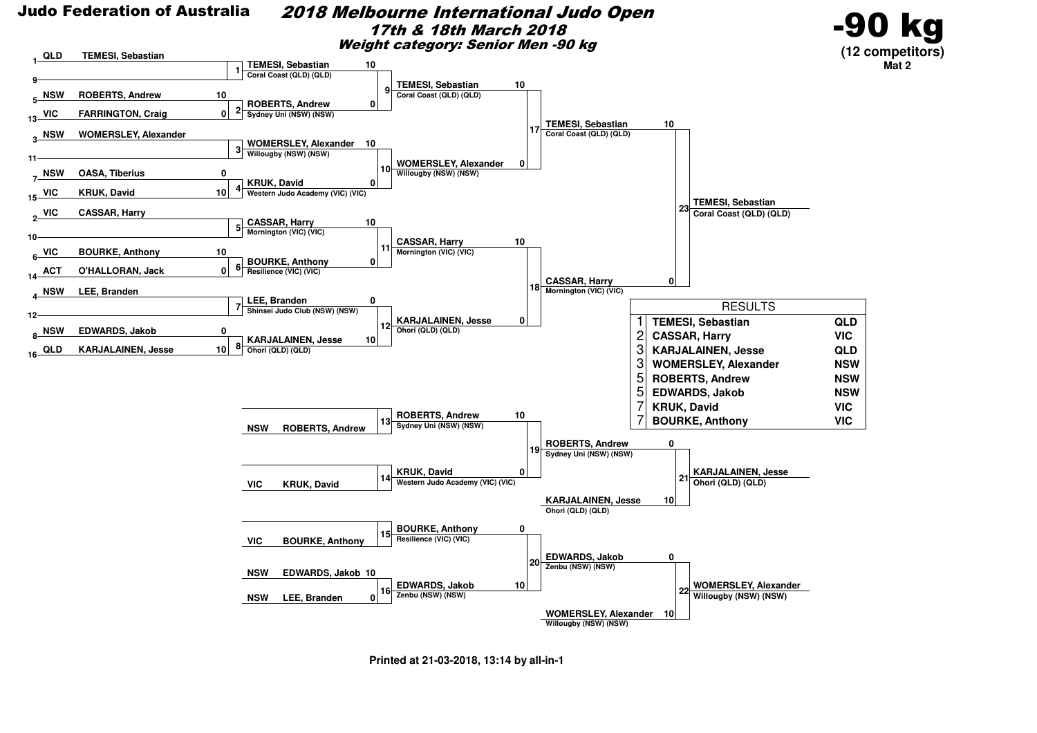**Judo Federation of Australia**

# 2018 Melbourne International Judo Open

## 17th & 18th March 2018

### Weight category: Senior Men -90 kg

**-90 kg**
**(12 competitors)**
**Mat 2**

## Initial Draw

| Seed | State | Name |
|---|---|---|
| 1 | QLD | TEMESI, Sebastian |
| 9 | | |
| 5 | NSW | ROBERTS, Andrew |
| 13 | VIC | FARRINGTON, Craig |
| 3 | NSW | WOMERSLEY, Alexander |
| 11 | | |
| 7 | NSW | OASA, Tiberius |
| 15 | VIC | KRUK, David |
| 2 | VIC | CASSAR, Harry |
| 10 | | |
| 6 | VIC | BOURKE, Anthony |
| 14 | ACT | O'HALLORAN, Jack |
| 4 | NSW | LEE, Branden |
| 12 | | |
| 8 | NSW | EDWARDS, Jakob |
| 16 | QLD | KARJALAINEN, Jesse |

## Main Draw

| Contest | Competitor A | Score | Competitor B | Score | Winner |
|---|---|---|---|---|---|
| 1 | TEMESI, Sebastian | | (bye) | | TEMESI, Sebastian – Coral Coast (QLD) (QLD) |
| 2 | ROBERTS, Andrew | 10 | FARRINGTON, Craig | 0 | ROBERTS, Andrew – Sydney Uni (NSW) (NSW) |
| 3 | WOMERSLEY, Alexander | | (bye) | | WOMERSLEY, Alexander – Willougby (NSW) (NSW) |
| 4 | OASA, Tiberius | 0 | KRUK, David | 10 | KRUK, David – Western Judo Academy (VIC) (VIC) |
| 5 | CASSAR, Harry | | (bye) | | CASSAR, Harry – Mornington (VIC) (VIC) |
| 6 | BOURKE, Anthony | 10 | O'HALLORAN, Jack | 0 | BOURKE, Anthony – Resilience (VIC) (VIC) |
| 7 | LEE, Branden | | (bye) | | LEE, Branden – Shinsei Judo Club (NSW) (NSW) |
| 8 | EDWARDS, Jakob | 0 | KARJALAINEN, Jesse | 10 | KARJALAINEN, Jesse – Ohori (QLD) (QLD) |
| 9 | TEMESI, Sebastian | 10 | ROBERTS, Andrew | 0 | TEMESI, Sebastian – Coral Coast (QLD) (QLD) |
| 10 | WOMERSLEY, Alexander | 10 | KRUK, David | 0 | WOMERSLEY, Alexander – Willougby (NSW) (NSW) |
| 11 | CASSAR, Harry | 10 | BOURKE, Anthony | 0 | CASSAR, Harry – Mornington (VIC) (VIC) |
| 12 | LEE, Branden | 0 | KARJALAINEN, Jesse | 10 | KARJALAINEN, Jesse – Ohori (QLD) (QLD) |
| 17 | TEMESI, Sebastian | 10 | WOMERSLEY, Alexander | 0 | TEMESI, Sebastian – Coral Coast (QLD) (QLD) |
| 18 | CASSAR, Harry | 10 | KARJALAINEN, Jesse | 0 | CASSAR, Harry – Mornington (VIC) (VIC) |
| 23 | TEMESI, Sebastian | 10 | CASSAR, Harry | 0 | TEMESI, Sebastian – Coral Coast (QLD) (QLD) |

## Repechage

| Contest | Competitor A | Score | Competitor B | Score | Winner |
|---|---|---|---|---|---|
| 13 | NSW ROBERTS, Andrew | | (bye) | | ROBERTS, Andrew – Sydney Uni (NSW) (NSW) |
| 14 | VIC KRUK, David | | (bye) | | KRUK, David – Western Judo Academy (VIC) (VIC) |
| 15 | VIC BOURKE, Anthony | | (bye) | | BOURKE, Anthony – Resilience (VIC) (VIC) |
| 16 | NSW EDWARDS, Jakob | 10 | NSW LEE, Branden | 0 | EDWARDS, Jakob – Zenbu (NSW) (NSW) |
| 19 | ROBERTS, Andrew | 10 | KRUK, David | 0 | ROBERTS, Andrew – Sydney Uni (NSW) (NSW) |
| 20 | BOURKE, Anthony | 0 | EDWARDS, Jakob | 10 | EDWARDS, Jakob – Zenbu (NSW) (NSW) |
| 21 | ROBERTS, Andrew | 0 | KARJALAINEN, Jesse | 10 | KARJALAINEN, Jesse – Ohori (QLD) (QLD) |
| 22 | EDWARDS, Jakob | 0 | WOMERSLEY, Alexander | 10 | WOMERSLEY, Alexander – Willougby (NSW) (NSW) |

## RESULTS

| Place | Name | State |
|---|---|---|
| 1 | TEMESI, Sebastian | QLD |
| 2 | CASSAR, Harry | VIC |
| 3 | KARJALAINEN, Jesse | QLD |
| 3 | WOMERSLEY, Alexander | NSW |
| 5 | ROBERTS, Andrew | NSW |
| 5 | EDWARDS, Jakob | NSW |
| 7 | KRUK, David | VIC |
| 7 | BOURKE, Anthony | VIC |

Printed at 21-03-2018, 13:14 by all-in-1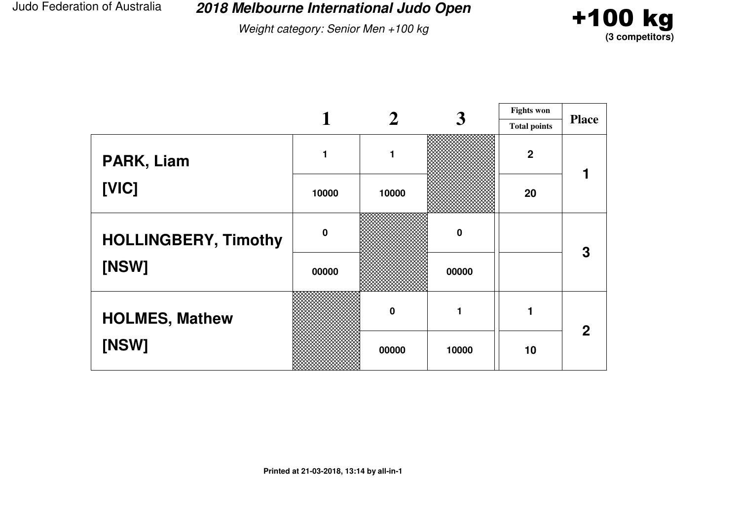Judo Federation of Australia

# 2018 Melbourne International Judo Open

*Weight category: Senior Men +100 kg*

## +100 kg
**(3 competitors)**

| | 1 | 2 | 3 | Fights won / Total points | Place |
|---|---|---|---|---|---|
| **PARK, Liam [VIC]** | 1 | 1 | | 2 | 1 |
| | 10000 | 10000 | | 20 | |
| **HOLLINGBERY, Timothy [NSW]** | 0 | | 0 | | 3 |
| | 00000 | | 00000 | | |
| **HOLMES, Mathew [NSW]** | | 0 | 1 | 1 | 2 |
| | | 00000 | 10000 | 10 | |

**Printed at 21-03-2018, 13:14 by all-in-1**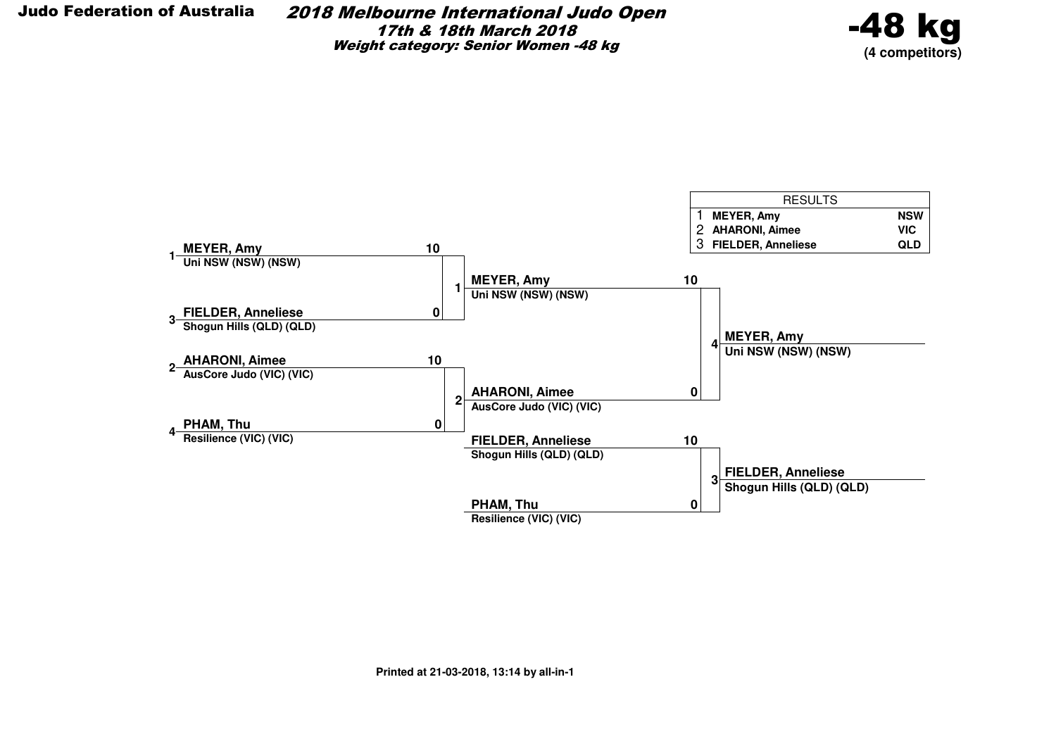**Judo Federation of Australia**

# 2018 Melbourne International Judo Open

### 17th & 18th March 2018

### Weight category: Senior Women -48 kg

## -48 kg

**(4 competitors)**

| RESULTS | | |
|---|---|---|
| 1 | MEYER, Amy | NSW |
| 2 | AHARONI, Aimee | VIC |
| 3 | FIELDER, Anneliese | QLD |

**Round 1**

| Contest | Competitor | Club | Score |
|---|---|---|---|
| 1 | 1 MEYER, Amy | Uni NSW (NSW) (NSW) | 10 |
| 1 | 3 FIELDER, Anneliese | Shogun Hills (QLD) (QLD) | 0 |
| 2 | 2 AHARONI, Aimee | AusCore Judo (VIC) (VIC) | 10 |
| 2 | 4 PHAM, Thu | Resilience (VIC) (VIC) | 0 |

**Final**

| Contest | Competitor | Club | Score |
|---|---|---|---|
| 4 | MEYER, Amy | Uni NSW (NSW) (NSW) | 10 |
| 4 | AHARONI, Aimee | AusCore Judo (VIC) (VIC) | 0 |

Winner: **MEYER, Amy** — Uni NSW (NSW) (NSW)

**Bronze contest**

| Contest | Competitor | Club | Score |
|---|---|---|---|
| 3 | FIELDER, Anneliese | Shogun Hills (QLD) (QLD) | 10 |
| 3 | PHAM, Thu | Resilience (VIC) (VIC) | 0 |

Winner: **FIELDER, Anneliese** — Shogun Hills (QLD) (QLD)

Printed at 21-03-2018, 13:14 by all-in-1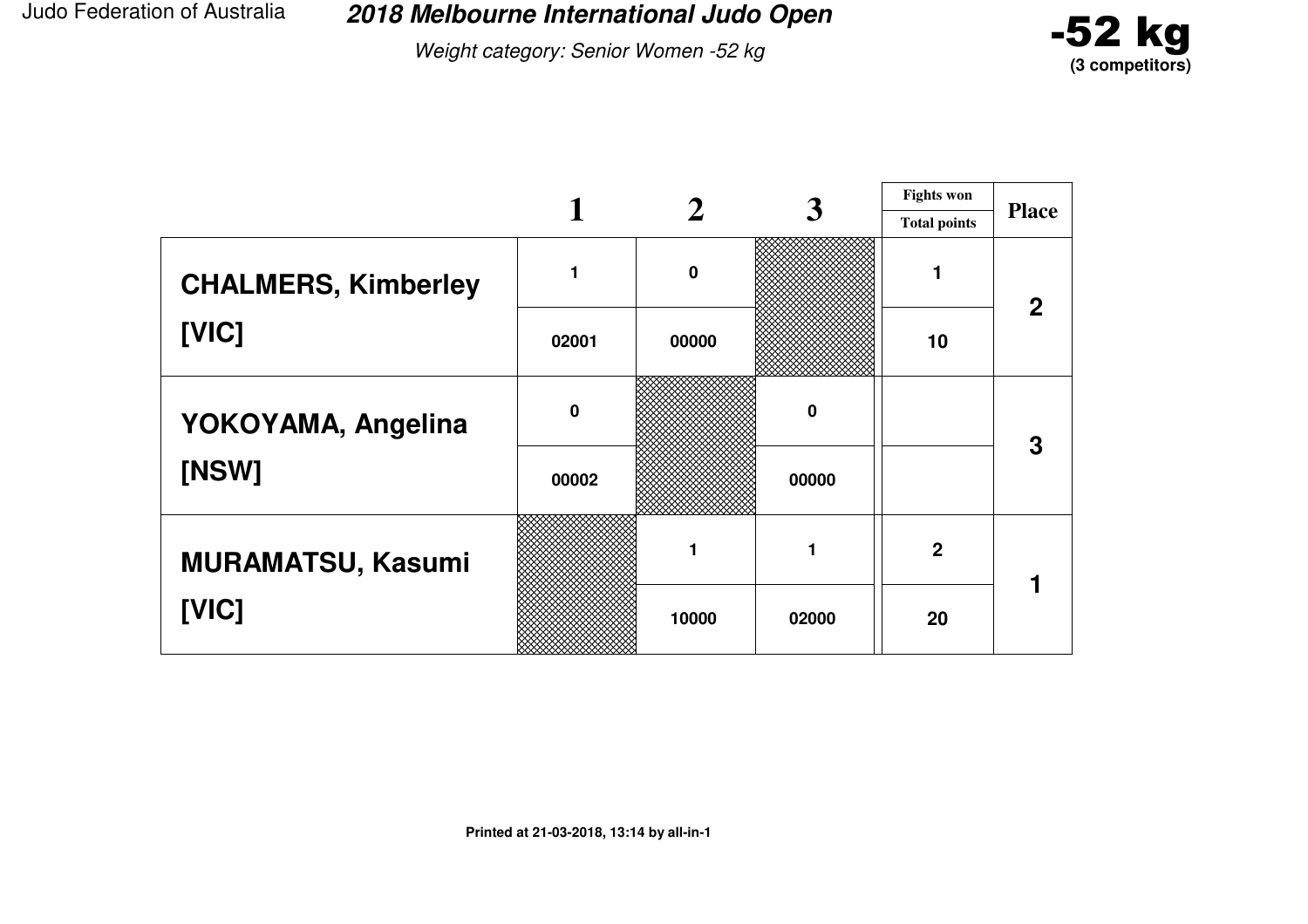Judo Federation of Australia

# 2018 Melbourne International Judo Open

*Weight category: Senior Women -52 kg*

**-52 kg**
**(3 competitors)**

| | 1 | 2 | 3 | Fights won / Total points | Place |
|---|---|---|---|---|---|
| **CHALMERS, Kimberley [VIC]** | 1 | 0 | | 1 | 2 |
| | 02001 | 00000 | | 10 | |
| **YOKOYAMA, Angelina [NSW]** | 0 | | 0 | | 3 |
| | 00002 | | 00000 | | |
| **MURAMATSU, Kasumi [VIC]** | | 1 | 1 | 2 | 1 |
| | | 10000 | 02000 | 20 | |

**Printed at 21-03-2018, 13:14 by all-in-1**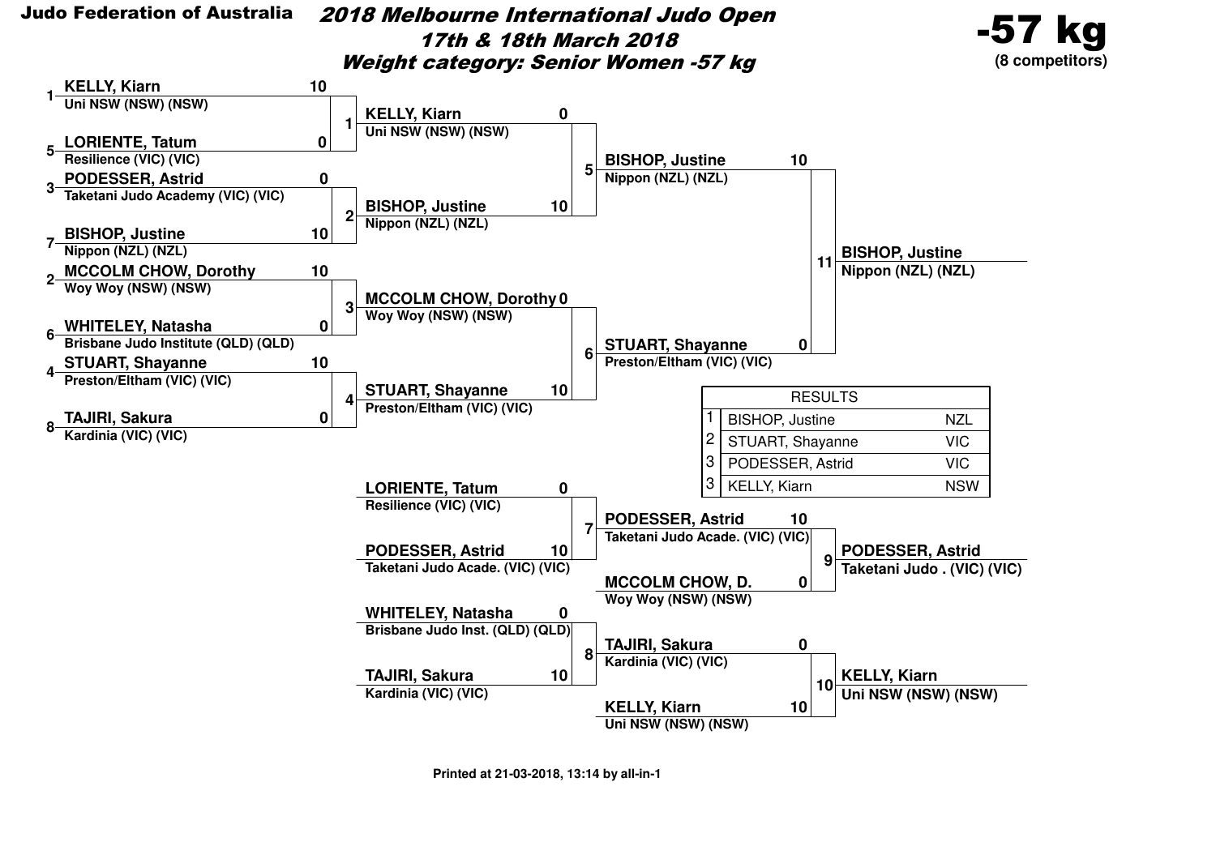**Judo Federation of Australia**

# *2018 Melbourne International Judo Open*

## *17th & 18th March 2018*

## *Weight category: Senior Women -57 kg*

**-57 kg**
**(8 competitors)**

### Round 1

| Contest | Competitor | Club | Score |
|---|---|---|---|
| 1 | 1 KELLY, Kiarn | Uni NSW (NSW) (NSW) | 10 |
| | 5 LORIENTE, Tatum | Resilience (VIC) (VIC) | 0 |
| 2 | 3 PODESSER, Astrid | Taketani Judo Academy (VIC) (VIC) | 0 |
| | 7 BISHOP, Justine | Nippon (NZL) (NZL) | 10 |
| 3 | 2 MCCOLM CHOW, Dorothy | Woy Woy (NSW) (NSW) | 10 |
| | 6 WHITELEY, Natasha | Brisbane Judo Institute (QLD) (QLD) | 0 |
| 4 | 4 STUART, Shayanne | Preston/Eltham (VIC) (VIC) | 10 |
| | 8 TAJIRI, Sakura | Kardinia (VIC) (VIC) | 0 |

### Semi-finals

| Contest | Competitor | Club | Score |
|---|---|---|---|
| 5 | KELLY, Kiarn | Uni NSW (NSW) (NSW) | 0 |
| | BISHOP, Justine | Nippon (NZL) (NZL) | 10 |
| 6 | MCCOLM CHOW, Dorothy | Woy Woy (NSW) (NSW) | 0 |
| | STUART, Shayanne | Preston/Eltham (VIC) (VIC) | 10 |

### Final

| Contest | Competitor | Club | Score |
|---|---|---|---|
| 11 | BISHOP, Justine | Nippon (NZL) (NZL) | 10 |
| | STUART, Shayanne | Preston/Eltham (VIC) (VIC) | 0 |

Winner: **BISHOP, Justine** – Nippon (NZL) (NZL)

### Repechage

| Contest | Competitor | Club | Score |
|---|---|---|---|
| 7 | LORIENTE, Tatum | Resilience (VIC) (VIC) | 0 |
| | PODESSER, Astrid | Taketani Judo Acade. (VIC) (VIC) | 10 |
| 8 | WHITELEY, Natasha | Brisbane Judo Inst. (QLD) (QLD) | 0 |
| | TAJIRI, Sakura | Kardinia (VIC) (VIC) | 10 |

### Bronze contests

| Contest | Competitor | Club | Score |
|---|---|---|---|
| 9 | PODESSER, Astrid | Taketani Judo Acade. (VIC) (VIC) | 10 |
| | MCCOLM CHOW, D. | Woy Woy (NSW) (NSW) | 0 |
| 10 | TAJIRI, Sakura | Kardinia (VIC) (VIC) | 0 |
| | KELLY, Kiarn | Uni NSW (NSW) (NSW) | 10 |

Contest 9 winner: **PODESSER, Astrid** – Taketani Judo . (VIC) (VIC)

Contest 10 winner: **KELLY, Kiarn** – Uni NSW (NSW) (NSW)

### RESULTS

| Place | Name | |
|---|---|---|
| 1 | BISHOP, Justine | NZL |
| 2 | STUART, Shayanne | VIC |
| 3 | PODESSER, Astrid | VIC |
| 3 | KELLY, Kiarn | NSW |

Printed at 21-03-2018, 13:14 by all-in-1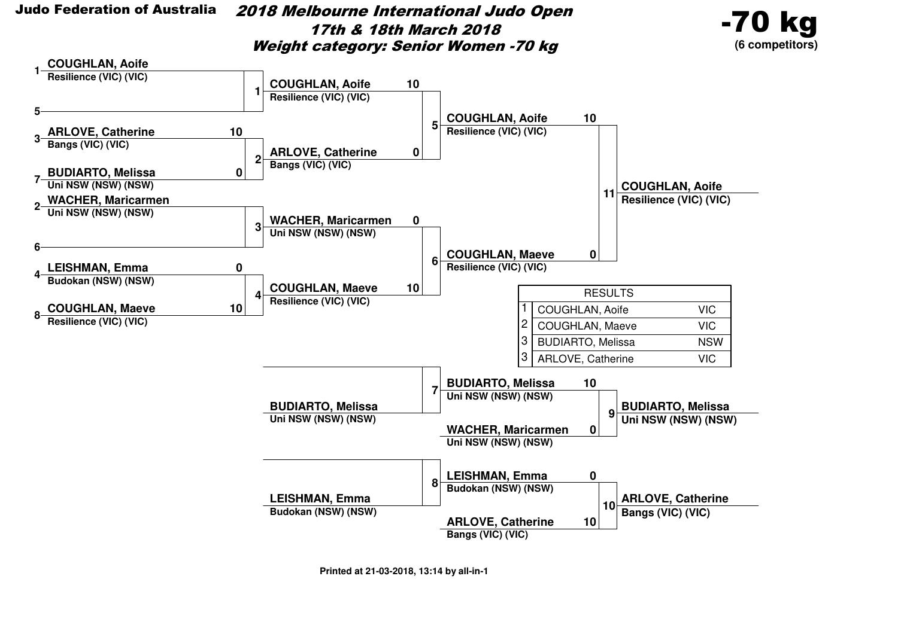**Judo Federation of Australia**

# 2018 Melbourne International Judo Open

## 17th & 18th March 2018

## Weight category: Senior Women -70 kg

**-70 kg**
**(6 competitors)**

### Draw

| Seed | Competitor | Club |
|---|---|---|
| 1 | COUGHLAN, Aoife | Resilience (VIC) (VIC) |
| 5 | | |
| 3 | ARLOVE, Catherine | Bangs (VIC) (VIC) |
| 7 | BUDIARTO, Melissa | Uni NSW (NSW) (NSW) |
| 2 | WACHER, Maricarmen | Uni NSW (NSW) (NSW) |
| 6 | | |
| 4 | LEISHMAN, Emma | Budokan (NSW) (NSW) |
| 8 | COUGHLAN, Maeve | Resilience (VIC) (VIC) |

### Main bracket

| Contest | Competitor | Score | Competitor | Score | Winner |
|---|---|---|---|---|---|
| 1 | COUGHLAN, Aoife (Resilience (VIC) (VIC)) | | — | | COUGHLAN, Aoife |
| 2 | ARLOVE, Catherine (Bangs (VIC) (VIC)) | 10 | BUDIARTO, Melissa (Uni NSW (NSW) (NSW)) | 0 | ARLOVE, Catherine |
| 3 | WACHER, Maricarmen (Uni NSW (NSW) (NSW)) | | — | | WACHER, Maricarmen |
| 4 | LEISHMAN, Emma (Budokan (NSW) (NSW)) | 0 | COUGHLAN, Maeve (Resilience (VIC) (VIC)) | 10 | COUGHLAN, Maeve |
| 5 | COUGHLAN, Aoife (Resilience (VIC) (VIC)) | 10 | ARLOVE, Catherine (Bangs (VIC) (VIC)) | 0 | COUGHLAN, Aoife |
| 6 | WACHER, Maricarmen (Uni NSW (NSW) (NSW)) | 0 | COUGHLAN, Maeve (Resilience (VIC) (VIC)) | 10 | COUGHLAN, Maeve |
| 11 | COUGHLAN, Aoife (Resilience (VIC) (VIC)) | 10 | COUGHLAN, Maeve (Resilience (VIC) (VIC)) | 0 | COUGHLAN, Aoife |

### Repechage

| Contest | Competitor | Score | Competitor | Score | Winner |
|---|---|---|---|---|---|
| 7 | — | | BUDIARTO, Melissa (Uni NSW (NSW) (NSW)) | | BUDIARTO, Melissa |
| 8 | — | | LEISHMAN, Emma (Budokan (NSW) (NSW)) | | LEISHMAN, Emma |
| 9 | BUDIARTO, Melissa (Uni NSW (NSW) (NSW)) | 10 | WACHER, Maricarmen (Uni NSW (NSW) (NSW)) | 0 | BUDIARTO, Melissa |
| 10 | LEISHMAN, Emma (Budokan (NSW) (NSW)) | 0 | ARLOVE, Catherine (Bangs (VIC) (VIC)) | 10 | ARLOVE, Catherine |

### RESULTS

| Place | Name | State |
|---|---|---|
| 1 | COUGHLAN, Aoife | VIC |
| 2 | COUGHLAN, Maeve | VIC |
| 3 | BUDIARTO, Melissa | NSW |
| 3 | ARLOVE, Catherine | VIC |

Printed at 21-03-2018, 13:14 by all-in-1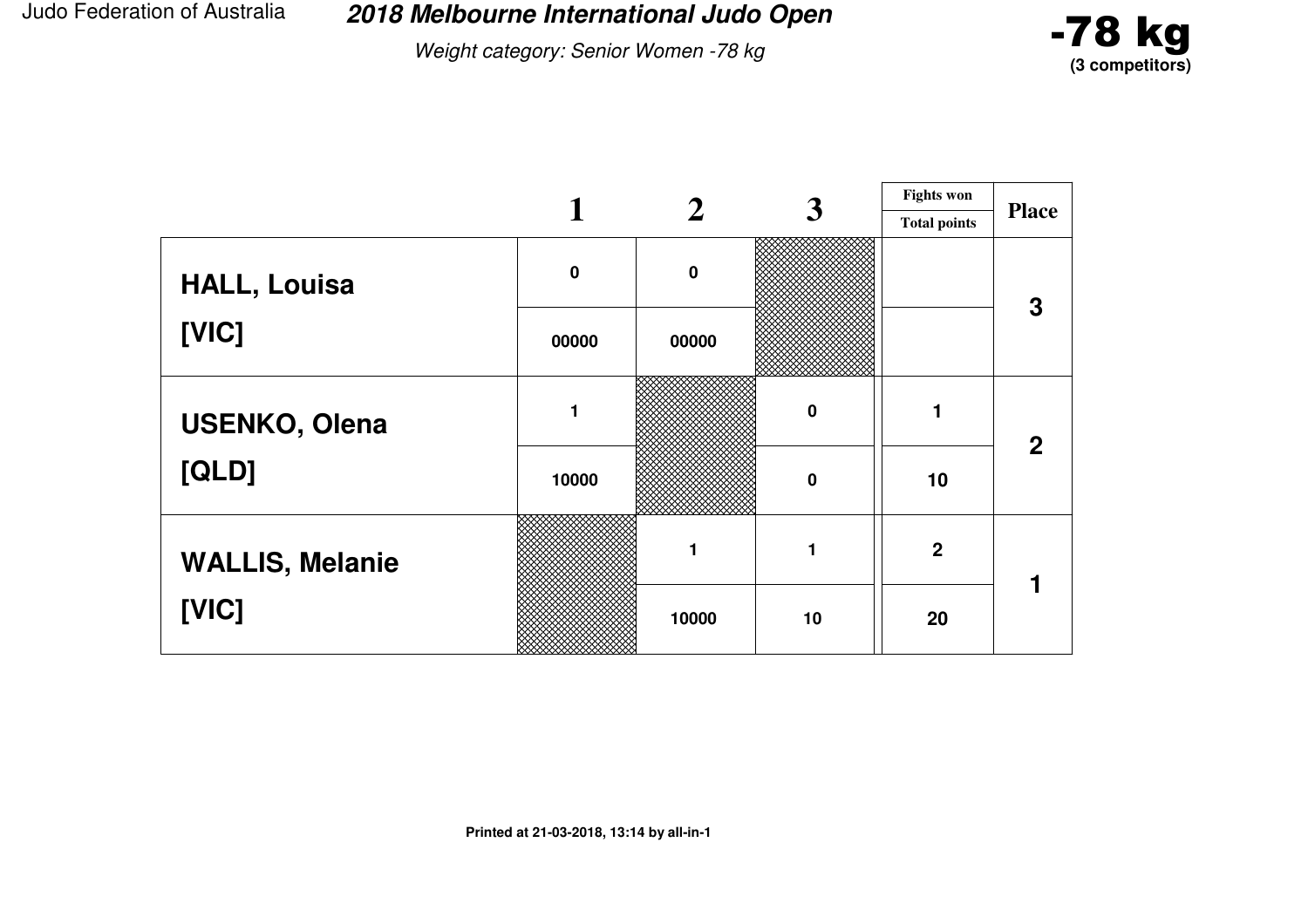# 2018 Melbourne International Judo Open

*Weight category: Senior Women -78 kg*

**-78 kg**
**(3 competitors)**

| | 1 | 2 | 3 | Fights won / Total points | Place |
|---|---|---|---|---|---|
| **HALL, Louisa** | 0 | 0 | | | 3 |
| **[VIC]** | 00000 | 00000 | | | |
| **USENKO, Olena** | 1 | | 0 | 1 | 2 |
| **[QLD]** | 10000 | | 0 | 10 | |
| **WALLIS, Melanie** | | 1 | 1 | 2 | 1 |
| **[VIC]** | | 10000 | 10 | 20 | |

**Printed at 21-03-2018, 13:14 by all-in-1**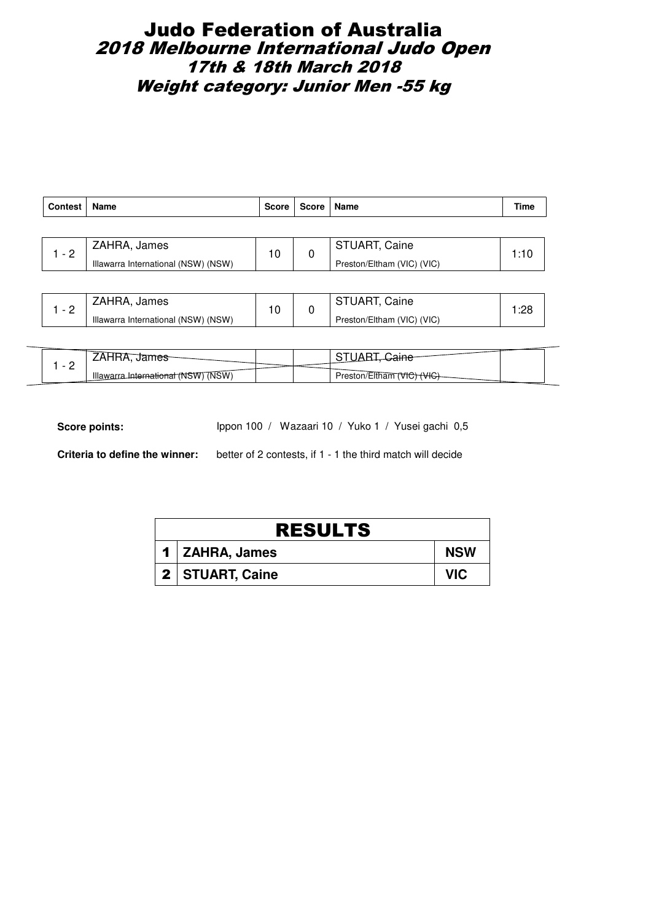# Judo Federation of Australia

## *2018 Melbourne International Judo Open*

### *17th & 18th March 2018*

### *Weight category: Junior Men -55 kg*

| Contest | Name | Score | Score | Name | Time |
|---|---|---|---|---|---|
| 1 - 2 | ZAHRA, James<br>Illawarra International (NSW) (NSW) | 10 | 0 | STUART, Caine<br>Preston/Eltham (VIC) (VIC) | 1:10 |
| 1 - 2 | ZAHRA, James<br>Illawarra International (NSW) (NSW) | 10 | 0 | STUART, Caine<br>Preston/Eltham (VIC) (VIC) | 1:28 |
| 1 - 2 | ~~ZAHRA, James~~<br>~~Illawarra International (NSW) (NSW)~~ | | | ~~STUART, Caine~~<br>~~Preston/Eltham (VIC) (VIC)~~ | |

**Score points:** Ippon 100 / Wazaari 10 / Yuko 1 / Yusei gachi 0,5

**Criteria to define the winner:** better of 2 contests, if 1 - 1 the third match will decide

| RESULTS | | |
|---|---|---|
| 1 | **ZAHRA, James** | **NSW** |
| 2 | **STUART, Caine** | **VIC** |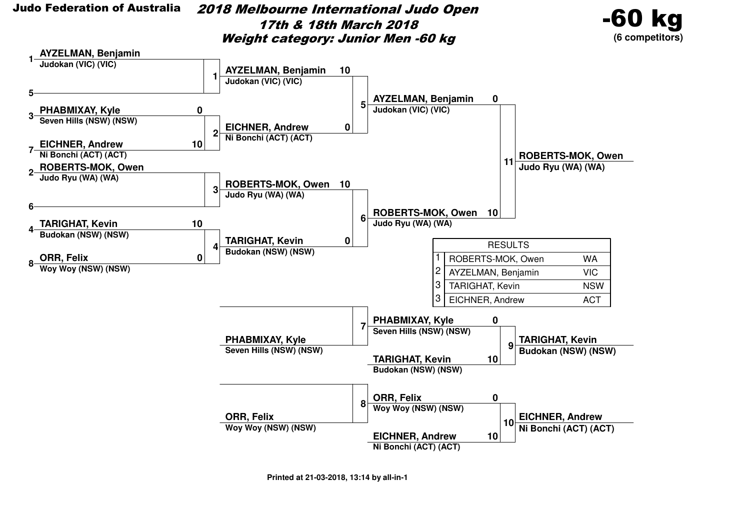**Judo Federation of Australia**

# 2018 Melbourne International Judo Open

## 17th & 18th March 2018

## Weight category: Junior Men -60 kg

**-60 kg**
**(6 competitors)**

### Main bracket

**Round 1**

| Match | Seed | Competitor | Club | Score |
|---|---|---|---|---|
| 1 | 1 | AYZELMAN, Benjamin | Judokan (VIC) (VIC) | |
| 1 | 5 | | | |
| 2 | 3 | PHABMIXAY, Kyle | Seven Hills (NSW) (NSW) | 0 |
| 2 | 7 | EICHNER, Andrew | Ni Bonchi (ACT) (ACT) | 10 |
| 3 | 2 | ROBERTS-MOK, Owen | Judo Ryu (WA) (WA) | |
| 3 | 6 | | | |
| 4 | 4 | TARIGHAT, Kevin | Budokan (NSW) (NSW) | 10 |
| 4 | 8 | ORR, Felix | Woy Woy (NSW) (NSW) | 0 |

**Round 2**

| Match | Competitor | Club | Score |
|---|---|---|---|
| 5 | AYZELMAN, Benjamin | Judokan (VIC) (VIC) | 10 |
| 5 | EICHNER, Andrew | Ni Bonchi (ACT) (ACT) | 0 |
| 6 | ROBERTS-MOK, Owen | Judo Ryu (WA) (WA) | 10 |
| 6 | TARIGHAT, Kevin | Budokan (NSW) (NSW) | 0 |

**Final**

| Match | Competitor | Club | Score |
|---|---|---|---|
| 11 | AYZELMAN, Benjamin | Judokan (VIC) (VIC) | 0 |
| 11 | ROBERTS-MOK, Owen | Judo Ryu (WA) (WA) | 10 |

Winner: **ROBERTS-MOK, Owen** – Judo Ryu (WA) (WA)

### Repechage

| Match | Competitor | Club | Score |
|---|---|---|---|
| 7 | | | |
| 7 | PHABMIXAY, Kyle | Seven Hills (NSW) (NSW) | |
| 8 | | | |
| 8 | ORR, Felix | Woy Woy (NSW) (NSW) | |
| 9 | PHABMIXAY, Kyle | Seven Hills (NSW) (NSW) | 0 |
| 9 | TARIGHAT, Kevin | Budokan (NSW) (NSW) | 10 |
| 10 | ORR, Felix | Woy Woy (NSW) (NSW) | 0 |
| 10 | EICHNER, Andrew | Ni Bonchi (ACT) (ACT) | 10 |

Match 9 winner: **TARIGHAT, Kevin** – Budokan (NSW) (NSW)

Match 10 winner: **EICHNER, Andrew** – Ni Bonchi (ACT) (ACT)

### RESULTS

| Place | Name | State |
|---|---|---|
| 1 | ROBERTS-MOK, Owen | WA |
| 2 | AYZELMAN, Benjamin | VIC |
| 3 | TARIGHAT, Kevin | NSW |
| 3 | EICHNER, Andrew | ACT |

Printed at 21-03-2018, 13:14 by all-in-1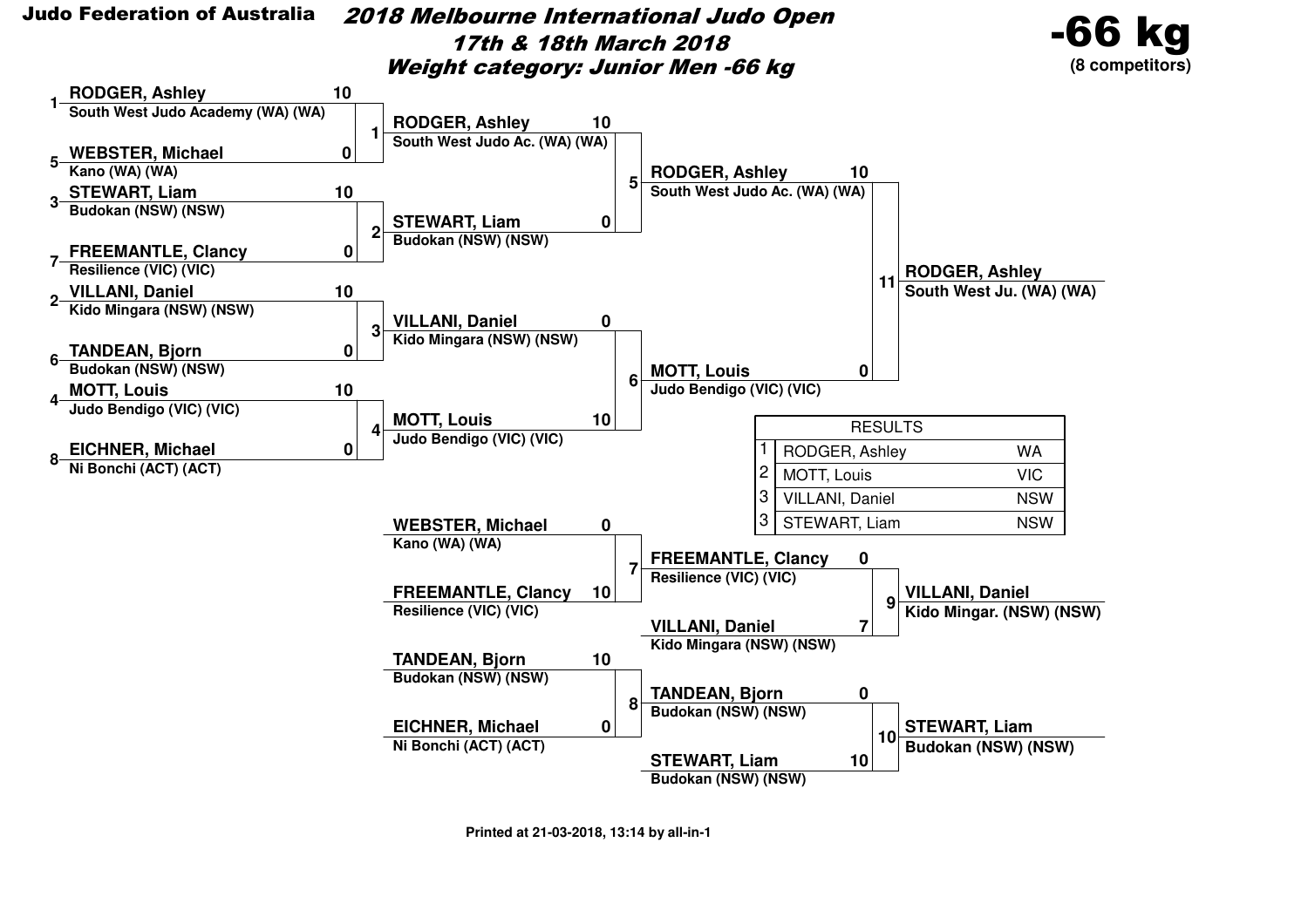**Judo Federation of Australia**

# 2018 Melbourne International Judo Open

## 17th & 18th March 2018

## Weight category: Junior Men -66 kg

**-66 kg**
**(8 competitors)**

### Round 1

| Contest | Seed | Competitor | Club | Score |
|---|---|---|---|---|
| 1 | 1 | RODGER, Ashley | South West Judo Academy (WA) (WA) | 10 |
| 1 | 5 | WEBSTER, Michael | Kano (WA) (WA) | 0 |
| 2 | 3 | STEWART, Liam | Budokan (NSW) (NSW) | 10 |
| 2 | 7 | FREEMANTLE, Clancy | Resilience (VIC) (VIC) | 0 |
| 3 | 2 | VILLANI, Daniel | Kido Mingara (NSW) (NSW) | 10 |
| 3 | 6 | TANDEAN, Bjorn | Budokan (NSW) (NSW) | 0 |
| 4 | 4 | MOTT, Louis | Judo Bendigo (VIC) (VIC) | 10 |
| 4 | 8 | EICHNER, Michael | Ni Bonchi (ACT) (ACT) | 0 |

### Semi-finals

| Contest | Competitor | Club | Score |
|---|---|---|---|
| 5 | RODGER, Ashley | South West Judo Ac. (WA) (WA) | 10 |
| 5 | STEWART, Liam | Budokan (NSW) (NSW) | 0 |
| 6 | VILLANI, Daniel | Kido Mingara (NSW) (NSW) | 0 |
| 6 | MOTT, Louis | Judo Bendigo (VIC) (VIC) | 10 |

### Final

| Contest | Competitor | Club | Score |
|---|---|---|---|
| 11 | RODGER, Ashley | South West Judo Ac. (WA) (WA) | 10 |
| 11 | MOTT, Louis | Judo Bendigo (VIC) (VIC) | 0 |

**Winner:** RODGER, Ashley — South West Ju. (WA) (WA)

### Repechage

| Contest | Competitor | Club | Score |
|---|---|---|---|
| 7 | WEBSTER, Michael | Kano (WA) (WA) | 0 |
| 7 | FREEMANTLE, Clancy | Resilience (VIC) (VIC) | 10 |
| 8 | TANDEAN, Bjorn | Budokan (NSW) (NSW) | 10 |
| 8 | EICHNER, Michael | Ni Bonchi (ACT) (ACT) | 0 |

### Bronze Medal Contests

| Contest | Competitor | Club | Score |
|---|---|---|---|
| 9 | FREEMANTLE, Clancy | Resilience (VIC) (VIC) | 0 |
| 9 | VILLANI, Daniel | Kido Mingara (NSW) (NSW) | 7 |
| 10 | TANDEAN, Bjorn | Budokan (NSW) (NSW) | 0 |
| 10 | STEWART, Liam | Budokan (NSW) (NSW) | 10 |

**Winner contest 9:** VILLANI, Daniel — Kido Mingar. (NSW) (NSW)

**Winner contest 10:** STEWART, Liam — Budokan (NSW) (NSW)

### RESULTS

| Place | Name | State |
|---|---|---|
| 1 | RODGER, Ashley | WA |
| 2 | MOTT, Louis | VIC |
| 3 | VILLANI, Daniel | NSW |
| 3 | STEWART, Liam | NSW |

Printed at 21-03-2018, 13:14 by all-in-1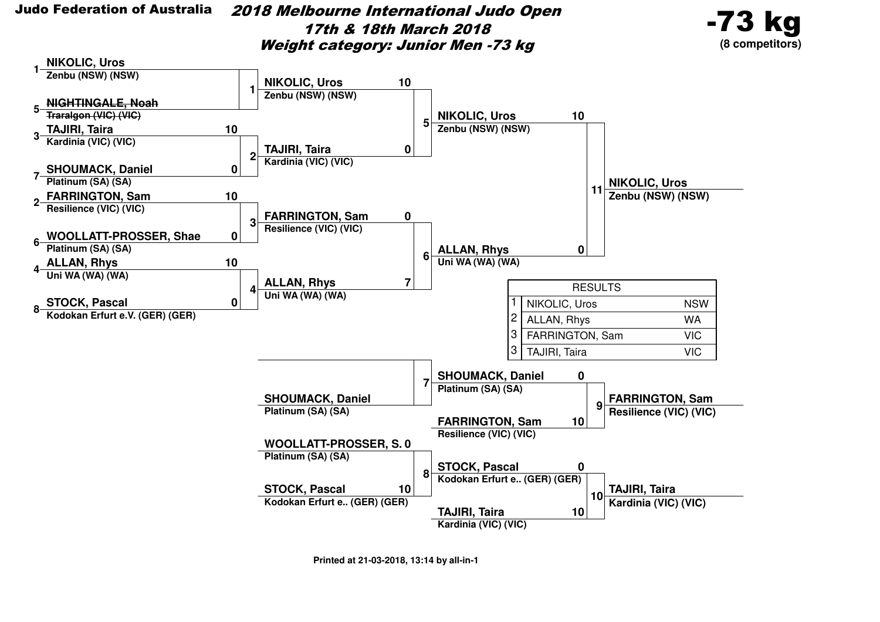**Judo Federation of Australia**

# 2018 Melbourne International Judo Open

## 17th & 18th March 2018

## Weight category: Junior Men -73 kg

**-73 kg**
**(8 competitors)**

### Round 1

| Contest | Competitor | Club | Score |
|---|---|---|---|
| 1 | 1 NIKOLIC, Uros | Zenbu (NSW) (NSW) | |
| | 5 ~~NIGHTINGALE, Noah~~ | ~~Traralgon (VIC) (VIC)~~ | |
| 2 | 3 TAJIRI, Taira | Kardinia (VIC) (VIC) | 10 |
| | 7 SHOUMACK, Daniel | Platinum (SA) (SA) | 0 |
| 3 | 2 FARRINGTON, Sam | Resilience (VIC) (VIC) | 10 |
| | 6 WOOLLATT-PROSSER, Shae | Platinum (SA) (SA) | 0 |
| 4 | 4 ALLAN, Rhys | Uni WA (WA) (WA) | 10 |
| | 8 STOCK, Pascal | Kodokan Erfurt e.V. (GER) (GER) | 0 |

### Semi-finals

| Contest | Competitor | Club | Score |
|---|---|---|---|
| 5 | NIKOLIC, Uros | Zenbu (NSW) (NSW) | 10 |
| | TAJIRI, Taira | Kardinia (VIC) (VIC) | 0 |
| 6 | FARRINGTON, Sam | Resilience (VIC) (VIC) | 0 |
| | ALLAN, Rhys | Uni WA (WA) (WA) | 7 |

### Final

| Contest | Competitor | Club | Score |
|---|---|---|---|
| 11 | NIKOLIC, Uros | Zenbu (NSW) (NSW) | 10 |
| | ALLAN, Rhys | Uni WA (WA) (WA) | 0 |

Winner: **NIKOLIC, Uros** — Zenbu (NSW) (NSW)

### Repechage

| Contest | Competitor | Club | Score |
|---|---|---|---|
| 7 | | | |
| | SHOUMACK, Daniel | Platinum (SA) (SA) | |
| 8 | WOOLLATT-PROSSER, S. | Platinum (SA) (SA) | 0 |
| | STOCK, Pascal | Kodokan Erfurt e.. (GER) (GER) | 10 |

### Bronze contests

| Contest | Competitor | Club | Score | Winner |
|---|---|---|---|---|
| 9 | SHOUMACK, Daniel | Platinum (SA) (SA) | 0 | FARRINGTON, Sam — Resilience (VIC) (VIC) |
| | FARRINGTON, Sam | Resilience (VIC) (VIC) | 10 | |
| 10 | STOCK, Pascal | Kodokan Erfurt e.. (GER) (GER) | 0 | TAJIRI, Taira — Kardinia (VIC) (VIC) |
| | TAJIRI, Taira | Kardinia (VIC) (VIC) | 10 | |

### RESULTS

| Place | Name | State |
|---|---|---|
| 1 | NIKOLIC, Uros | NSW |
| 2 | ALLAN, Rhys | WA |
| 3 | FARRINGTON, Sam | VIC |
| 3 | TAJIRI, Taira | VIC |

Printed at 21-03-2018, 13:14 by all-in-1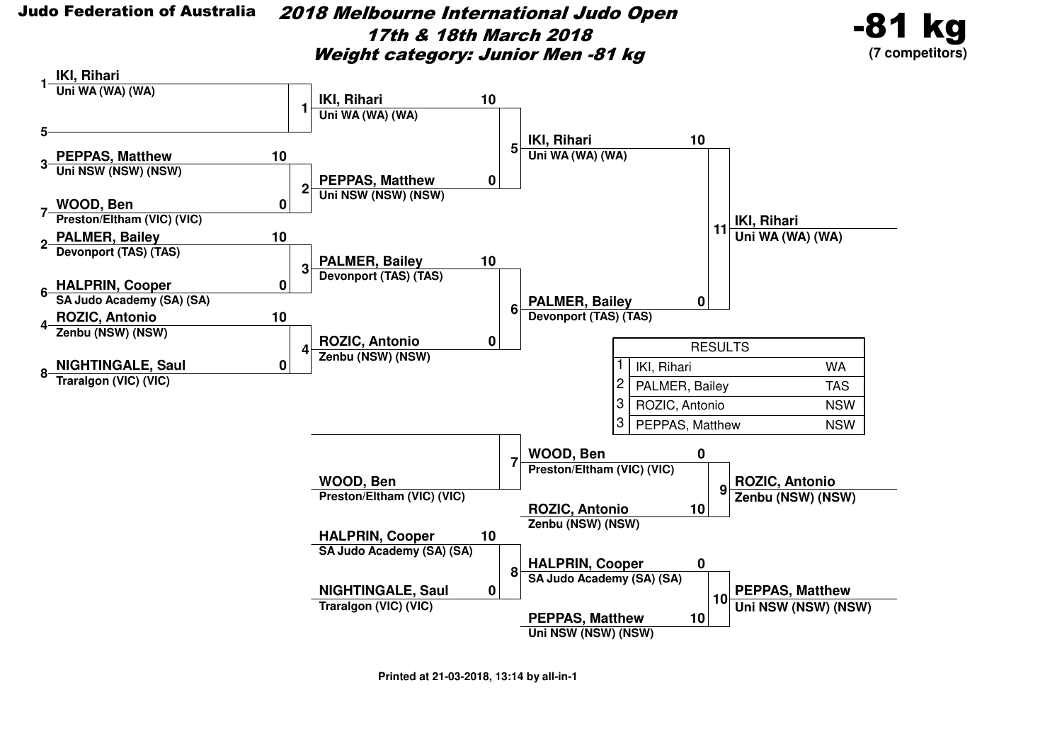**Judo Federation of Australia**

# 2018 Melbourne International Judo Open

## 17th & 18th March 2018

## Weight category: Junior Men -81 kg

**-81 kg**
**(7 competitors)**

### Main bracket

**Round 1**

| Contest | Seed | Competitor | Club | Score |
|---|---|---|---|---|
| 1 | 1 | IKI, Rihari | Uni WA (WA) (WA) | |
| 1 | 5 | | | |
| 2 | 3 | PEPPAS, Matthew | Uni NSW (NSW) (NSW) | 10 |
| 2 | 7 | WOOD, Ben | Preston/Eltham (VIC) (VIC) | 0 |
| 3 | 2 | PALMER, Bailey | Devonport (TAS) (TAS) | 10 |
| 3 | 6 | HALPRIN, Cooper | SA Judo Academy (SA) (SA) | 0 |
| 4 | 4 | ROZIC, Antonio | Zenbu (NSW) (NSW) | 10 |
| 4 | 8 | NIGHTINGALE, Saul | Traralgon (VIC) (VIC) | 0 |

**Semi-finals**

| Contest | Competitor | Club | Score |
|---|---|---|---|
| 5 | IKI, Rihari | Uni WA (WA) (WA) | 10 |
| 5 | PEPPAS, Matthew | Uni NSW (NSW) (NSW) | 0 |
| 6 | PALMER, Bailey | Devonport (TAS) (TAS) | 10 |
| 6 | ROZIC, Antonio | Zenbu (NSW) (NSW) | 0 |

**Final**

| Contest | Competitor | Club | Score |
|---|---|---|---|
| 11 | IKI, Rihari | Uni WA (WA) (WA) | 10 |
| 11 | PALMER, Bailey | Devonport (TAS) (TAS) | 0 |

Winner: **IKI, Rihari** – Uni WA (WA) (WA)

### Repechage

| Contest | Competitor | Club | Score |
|---|---|---|---|
| 7 | | | |
| 7 | WOOD, Ben | Preston/Eltham (VIC) (VIC) | |
| 8 | HALPRIN, Cooper | SA Judo Academy (SA) (SA) | 10 |
| 8 | NIGHTINGALE, Saul | Traralgon (VIC) (VIC) | 0 |

### Bronze medal contests

| Contest | Competitor | Club | Score |
|---|---|---|---|
| 9 | WOOD, Ben | Preston/Eltham (VIC) (VIC) | 0 |
| 9 | ROZIC, Antonio | Zenbu (NSW) (NSW) | 10 |
| 10 | HALPRIN, Cooper | SA Judo Academy (SA) (SA) | 0 |
| 10 | PEPPAS, Matthew | Uni NSW (NSW) (NSW) | 10 |

Contest 9 winner: **ROZIC, Antonio** – Zenbu (NSW) (NSW)

Contest 10 winner: **PEPPAS, Matthew** – Uni NSW (NSW) (NSW)

### RESULTS

| Place | Name | State |
|---|---|---|
| 1 | IKI, Rihari | WA |
| 2 | PALMER, Bailey | TAS |
| 3 | ROZIC, Antonio | NSW |
| 3 | PEPPAS, Matthew | NSW |

Printed at 21-03-2018, 13:14 by all-in-1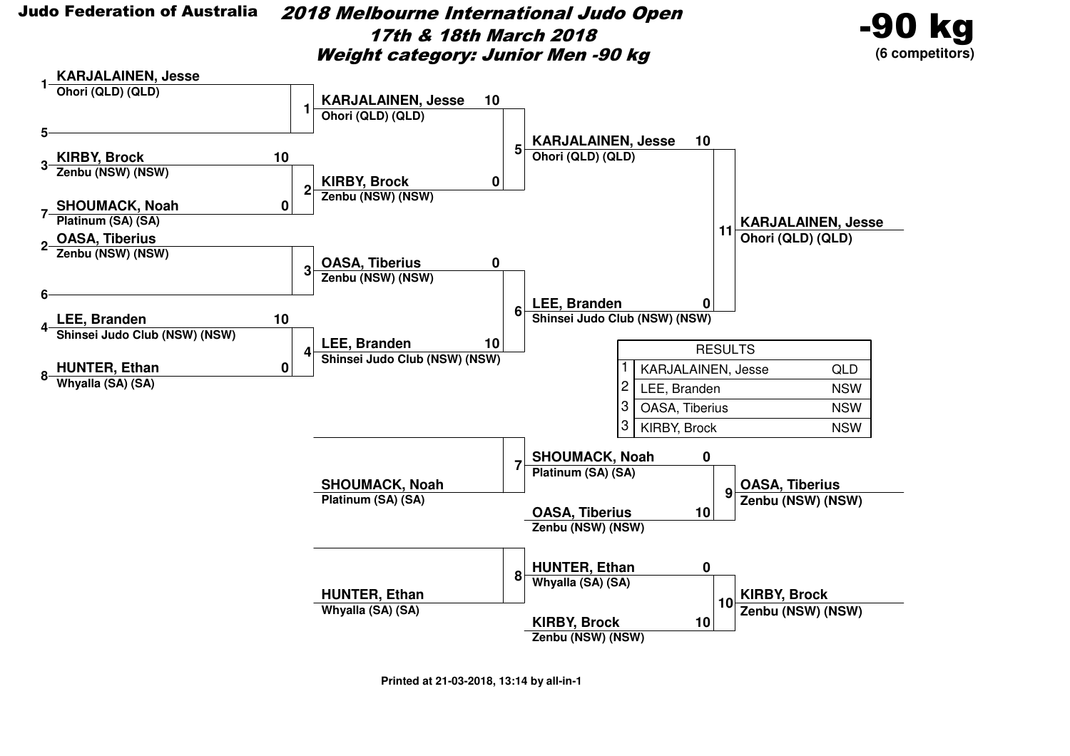**Judo Federation of Australia**

# *2018 Melbourne International Judo Open*

## *17th & 18th March 2018*

## *Weight category: Junior Men -90 kg*

**-90 kg**
**(6 competitors)**

### Round 1

| Match | Competitor | Club | Score |
|---|---|---|---|
| 1 | 1 KARJALAINEN, Jesse | Ohori (QLD) (QLD) | |
| | 5 | | |
| 2 | 3 KIRBY, Brock | Zenbu (NSW) (NSW) | 10 |
| | 7 SHOUMACK, Noah | Platinum (SA) (SA) | 0 |
| 3 | 2 OASA, Tiberius | Zenbu (NSW) (NSW) | |
| | 6 | | |
| 4 | 4 LEE, Branden | Shinsei Judo Club (NSW) (NSW) | 10 |
| | 8 HUNTER, Ethan | Whyalla (SA) (SA) | 0 |

### Round 2

| Match | Competitor | Club | Score |
|---|---|---|---|
| 5 | KARJALAINEN, Jesse | Ohori (QLD) (QLD) | 10 |
| | KIRBY, Brock | Zenbu (NSW) (NSW) | 0 |
| 6 | OASA, Tiberius | Zenbu (NSW) (NSW) | 0 |
| | LEE, Branden | Shinsei Judo Club (NSW) (NSW) | 10 |

### Final

| Match | Competitor | Club | Score |
|---|---|---|---|
| 11 | KARJALAINEN, Jesse | Ohori (QLD) (QLD) | 10 |
| | LEE, Branden | Shinsei Judo Club (NSW) (NSW) | 0 |

Winner: **KARJALAINEN, Jesse** – Ohori (QLD) (QLD)

### Repechage

| Match | Competitor | Club | Score |
|---|---|---|---|
| 7 | | | |
| | SHOUMACK, Noah | Platinum (SA) (SA) | |
| 8 | | | |
| | HUNTER, Ethan | Whyalla (SA) (SA) | |

### Bronze Medal Contests

| Match | Competitor | Club | Score |
|---|---|---|---|
| 9 | SHOUMACK, Noah | Platinum (SA) (SA) | 0 |
| | OASA, Tiberius | Zenbu (NSW) (NSW) | 10 |
| 10 | HUNTER, Ethan | Whyalla (SA) (SA) | 0 |
| | KIRBY, Brock | Zenbu (NSW) (NSW) | 10 |

Match 9 winner: **OASA, Tiberius** – Zenbu (NSW) (NSW)

Match 10 winner: **KIRBY, Brock** – Zenbu (NSW) (NSW)

### RESULTS

| Place | Name | State |
|---|---|---|
| 1 | KARJALAINEN, Jesse | QLD |
| 2 | LEE, Branden | NSW |
| 3 | OASA, Tiberius | NSW |
| 3 | KIRBY, Brock | NSW |

Printed at 21-03-2018, 13:14 by all-in-1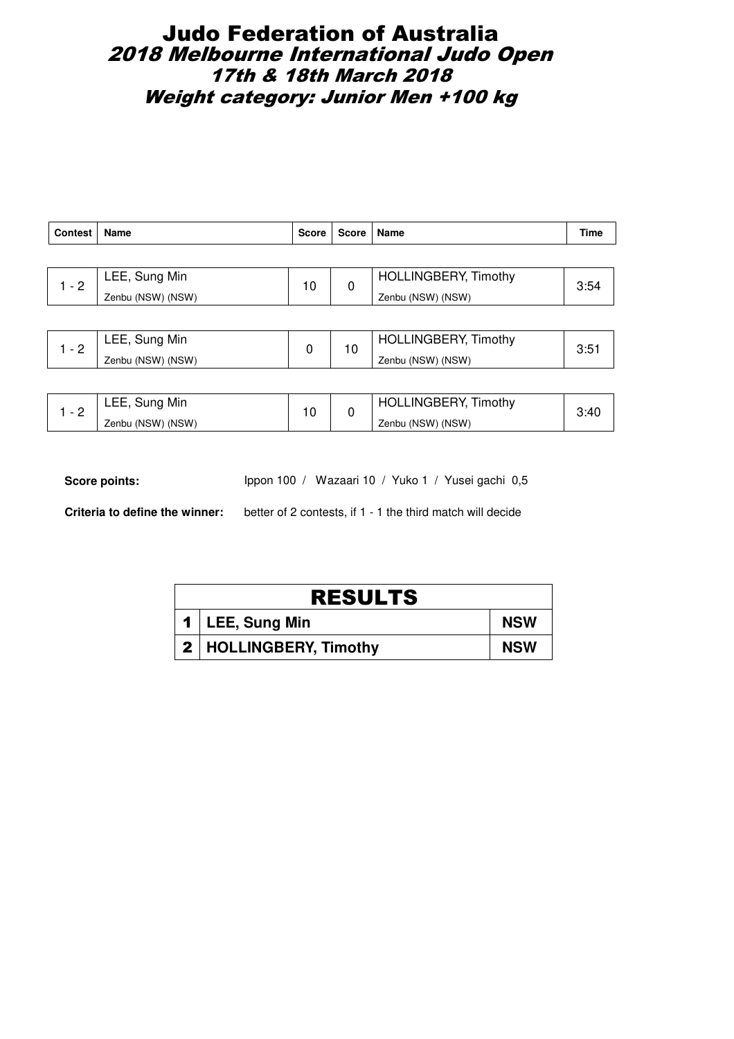# Judo Federation of Australia

## *2018 Melbourne International Judo Open*

## *17th & 18th March 2018*

## *Weight category: Junior Men +100 kg*

| Contest | Name | Score | Score | Name | Time |
|---|---|---|---|---|---|
| 1 - 2 | LEE, Sung Min<br>Zenbu (NSW) (NSW) | 10 | 0 | HOLLINGBERY, Timothy<br>Zenbu (NSW) (NSW) | 3:54 |
| 1 - 2 | LEE, Sung Min<br>Zenbu (NSW) (NSW) | 0 | 10 | HOLLINGBERY, Timothy<br>Zenbu (NSW) (NSW) | 3:51 |
| 1 - 2 | LEE, Sung Min<br>Zenbu (NSW) (NSW) | 10 | 0 | HOLLINGBERY, Timothy<br>Zenbu (NSW) (NSW) | 3:40 |

**Score points:** Ippon 100 / Wazaari 10 / Yuko 1 / Yusei gachi 0,5

**Criteria to define the winner:** better of 2 contests, if 1 - 1 the third match will decide

| RESULTS | | |
|---|---|---|
| 1 | **LEE, Sung Min** | **NSW** |
| 2 | **HOLLINGBERY, Timothy** | **NSW** |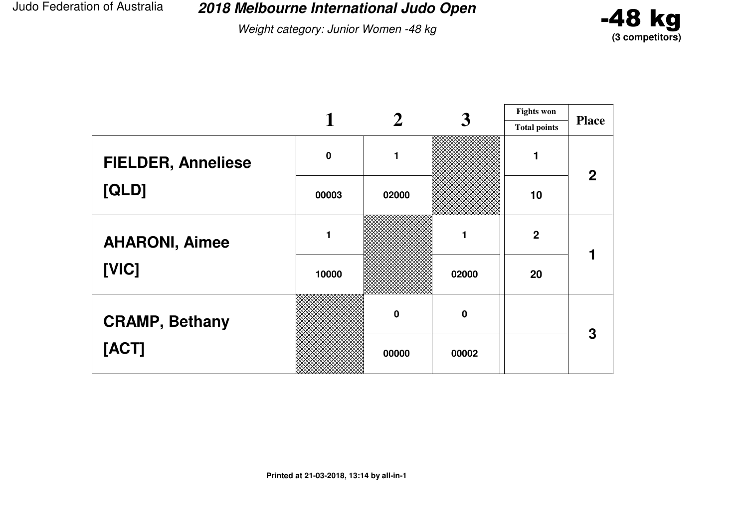Judo Federation of Australia

# 2018 Melbourne International Judo Open

*Weight category: Junior Women -48 kg*

**-48 kg**
**(3 competitors)**

| | 1 | 2 | 3 | Fights won / Total points | Place |
|---|---|---|---|---|---|
| **FIELDER, Anneliese** | 0 | 1 | | 1 | 2 |
| **[QLD]** | 00003 | 02000 | | 10 | |
| **AHARONI, Aimee** | 1 | | 1 | 2 | 1 |
| **[VIC]** | 10000 | | 02000 | 20 | |
| **CRAMP, Bethany** | | 0 | 0 | | 3 |
| **[ACT]** | | 00000 | 00002 | | |

**Printed at 21-03-2018, 13:14 by all-in-1**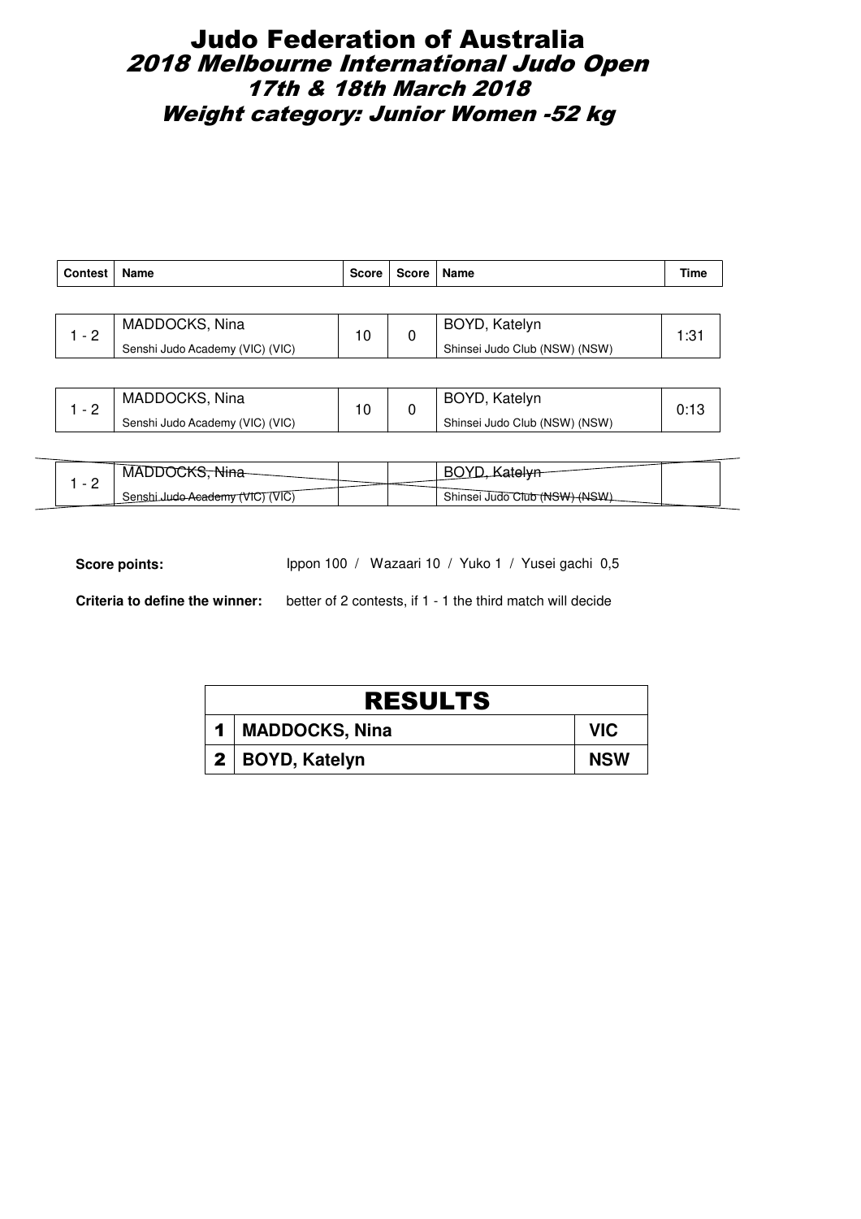# Judo Federation of Australia

## 2018 Melbourne International Judo Open

### 17th & 18th March 2018

### Weight category: Junior Women -52 kg

| Contest | Name | Score | Score | Name | Time |
|---|---|---|---|---|---|
| 1 - 2 | MADDOCKS, Nina<br>Senshi Judo Academy (VIC) (VIC) | 10 | 0 | BOYD, Katelyn<br>Shinsei Judo Club (NSW) (NSW) | 1:31 |
| 1 - 2 | MADDOCKS, Nina<br>Senshi Judo Academy (VIC) (VIC) | 10 | 0 | BOYD, Katelyn<br>Shinsei Judo Club (NSW) (NSW) | 0:13 |
| 1 - 2 | ~~MADDOCKS, Nina~~<br>~~Senshi Judo Academy (VIC) (VIC)~~ | | | ~~BOYD, Katelyn~~<br>~~Shinsei Judo Club (NSW) (NSW)~~ | |

**Score points:** Ippon 100 / Wazaari 10 / Yuko 1 / Yusei gachi 0,5

**Criteria to define the winner:** better of 2 contests, if 1 - 1 the third match will decide

| RESULTS | | |
|---|---|---|
| 1 | **MADDOCKS, Nina** | **VIC** |
| 2 | **BOYD, Katelyn** | **NSW** |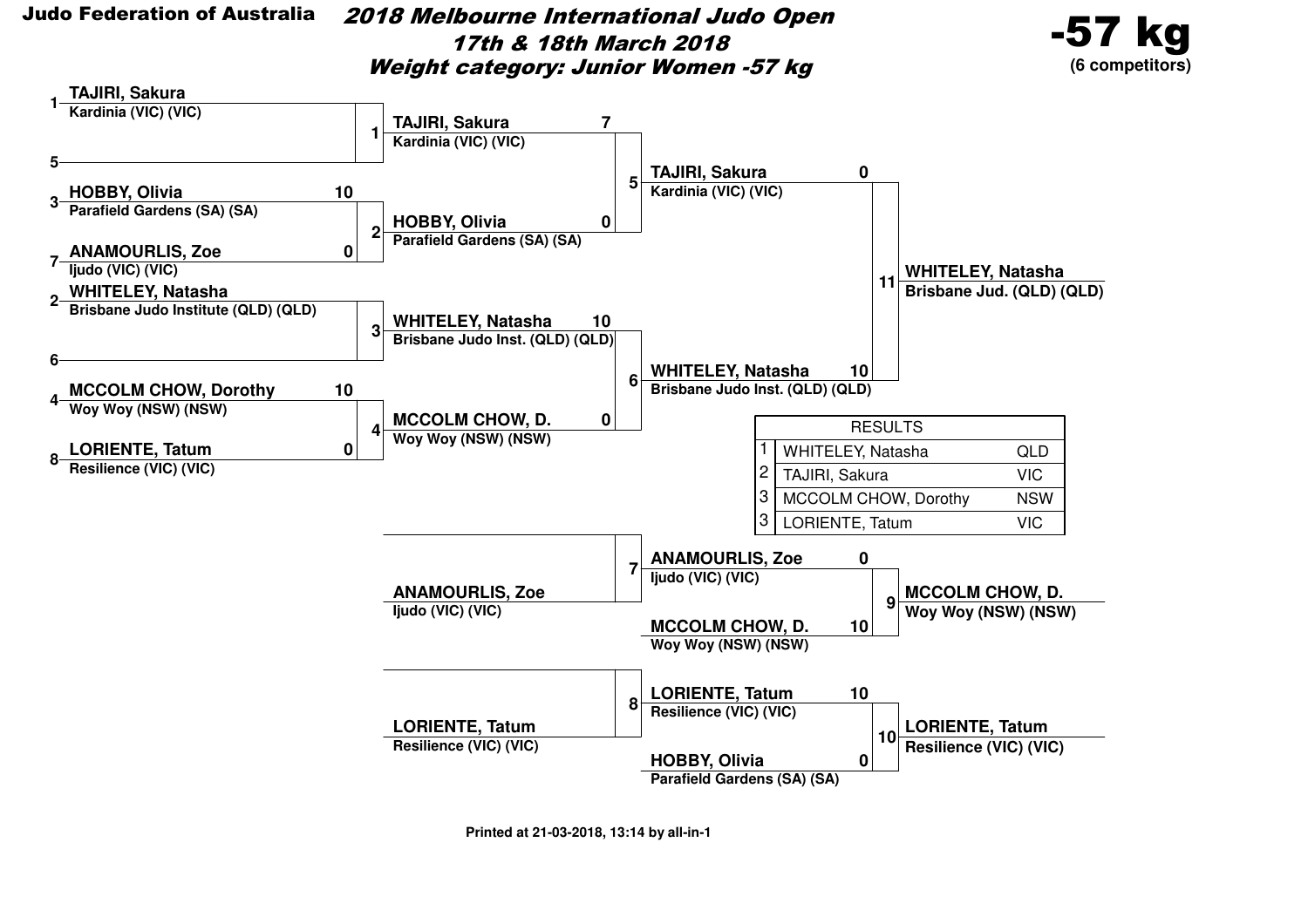**Judo Federation of Australia**

# *2018 Melbourne International Judo Open*

## *17th & 18th March 2018*

## *Weight category: Junior Women -57 kg*

**-57 kg**
**(6 competitors)**

### Round 1

| Contest | Competitor | Club | Score |
|---|---|---|---|
| 1 | 1 TAJIRI, Sakura | Kardinia (VIC) (VIC) | |
| | 5 – | | |
| 2 | 3 HOBBY, Olivia | Parafield Gardens (SA) (SA) | 10 |
| | 7 ANAMOURLIS, Zoe | Ijudo (VIC) (VIC) | 0 |
| 3 | 2 WHITELEY, Natasha | Brisbane Judo Institute (QLD) (QLD) | |
| | 6 – | | |
| 4 | 4 MCCOLM CHOW, Dorothy | Woy Woy (NSW) (NSW) | 10 |
| | 8 LORIENTE, Tatum | Resilience (VIC) (VIC) | 0 |

### Semi-finals

| Contest | Competitor | Club | Score |
|---|---|---|---|
| 5 | TAJIRI, Sakura | Kardinia (VIC) (VIC) | 7 |
| | HOBBY, Olivia | Parafield Gardens (SA) (SA) | 0 |
| 6 | WHITELEY, Natasha | Brisbane Judo Inst. (QLD) (QLD) | 10 |
| | MCCOLM CHOW, D. | Woy Woy (NSW) (NSW) | 0 |

### Final

| Contest | Competitor | Club | Score |
|---|---|---|---|
| 11 | TAJIRI, Sakura | Kardinia (VIC) (VIC) | 0 |
| | WHITELEY, Natasha | Brisbane Judo Inst. (QLD) (QLD) | 10 |

Winner: **WHITELEY, Natasha** – Brisbane Jud. (QLD) (QLD)

### Repechage

| Contest | Competitor | Club | Score |
|---|---|---|---|
| 7 | – | | |
| | ANAMOURLIS, Zoe | Ijudo (VIC) (VIC) | |
| 8 | – | | |
| | LORIENTE, Tatum | Resilience (VIC) (VIC) | |

### Bronze

| Contest | Competitor | Club | Score |
|---|---|---|---|
| 9 | ANAMOURLIS, Zoe | Ijudo (VIC) (VIC) | 0 |
| | MCCOLM CHOW, D. | Woy Woy (NSW) (NSW) | 10 |
| 10 | LORIENTE, Tatum | Resilience (VIC) (VIC) | 10 |
| | HOBBY, Olivia | Parafield Gardens (SA) (SA) | 0 |

Contest 9 winner: **MCCOLM CHOW, D.** – Woy Woy (NSW) (NSW)

Contest 10 winner: **LORIENTE, Tatum** – Resilience (VIC) (VIC)

### RESULTS

| Place | Name | State |
|---|---|---|
| 1 | WHITELEY, Natasha | QLD |
| 2 | TAJIRI, Sakura | VIC |
| 3 | MCCOLM CHOW, Dorothy | NSW |
| 3 | LORIENTE, Tatum | VIC |

**Printed at 21-03-2018, 13:14 by all-in-1**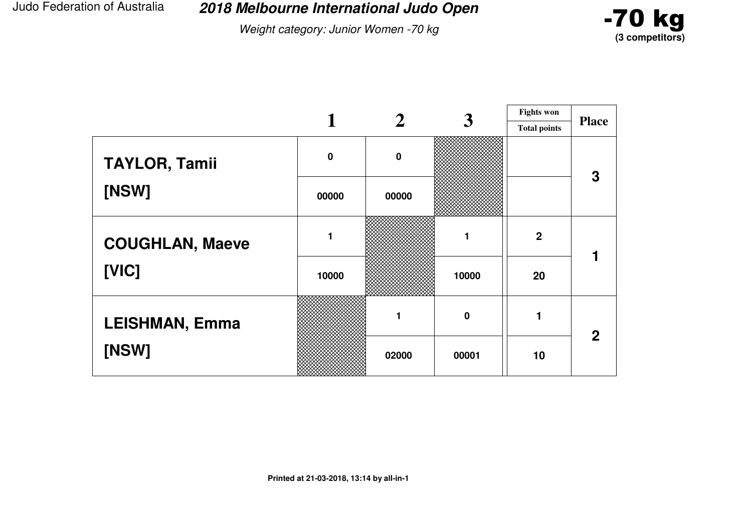Judo Federation of Australia

# 2018 Melbourne International Judo Open

*Weight category: Junior Women -70 kg*

**-70 kg**
**(3 competitors)**

| | 1 | 2 | 3 | Fights won / Total points | Place |
|---|---|---|---|---|---|
| **TAYLOR, Tamii** | 0 | 0 | | | 3 |
| **[NSW]** | 00000 | 00000 | | | |
| **COUGHLAN, Maeve** | 1 | | 1 | 2 | 1 |
| **[VIC]** | 10000 | | 10000 | 20 | |
| **LEISHMAN, Emma** | | 1 | 0 | 1 | 2 |
| **[NSW]** | | 02000 | 00001 | 10 | |

**Printed at 21-03-2018, 13:14 by all-in-1**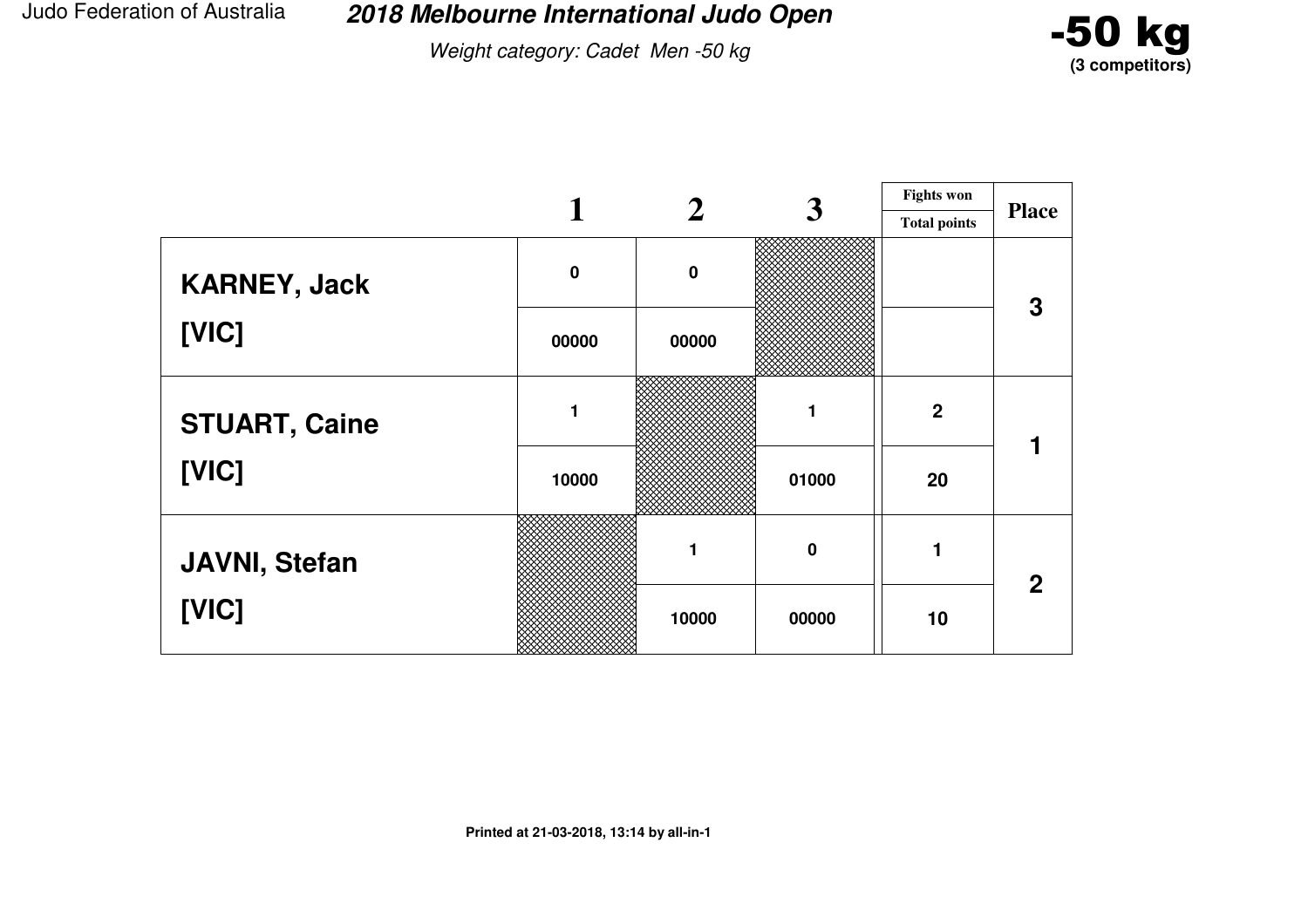Judo Federation of Australia

# 2018 Melbourne International Judo Open

*Weight category: Cadet Men -50 kg*

**-50 kg**
**(3 competitors)**

| | 1 | 2 | 3 | Fights won / Total points | Place |
|---|---|---|---|---|---|
| **KARNEY, Jack** | 0 | 0 | | | 3 |
| **[VIC]** | 00000 | 00000 | | | |
| **STUART, Caine** | 1 | | 1 | 2 | 1 |
| **[VIC]** | 10000 | | 01000 | 20 | |
| **JAVNI, Stefan** | | 1 | 0 | 1 | 2 |
| **[VIC]** | | 10000 | 00000 | 10 | |

**Printed at 21-03-2018, 13:14 by all-in-1**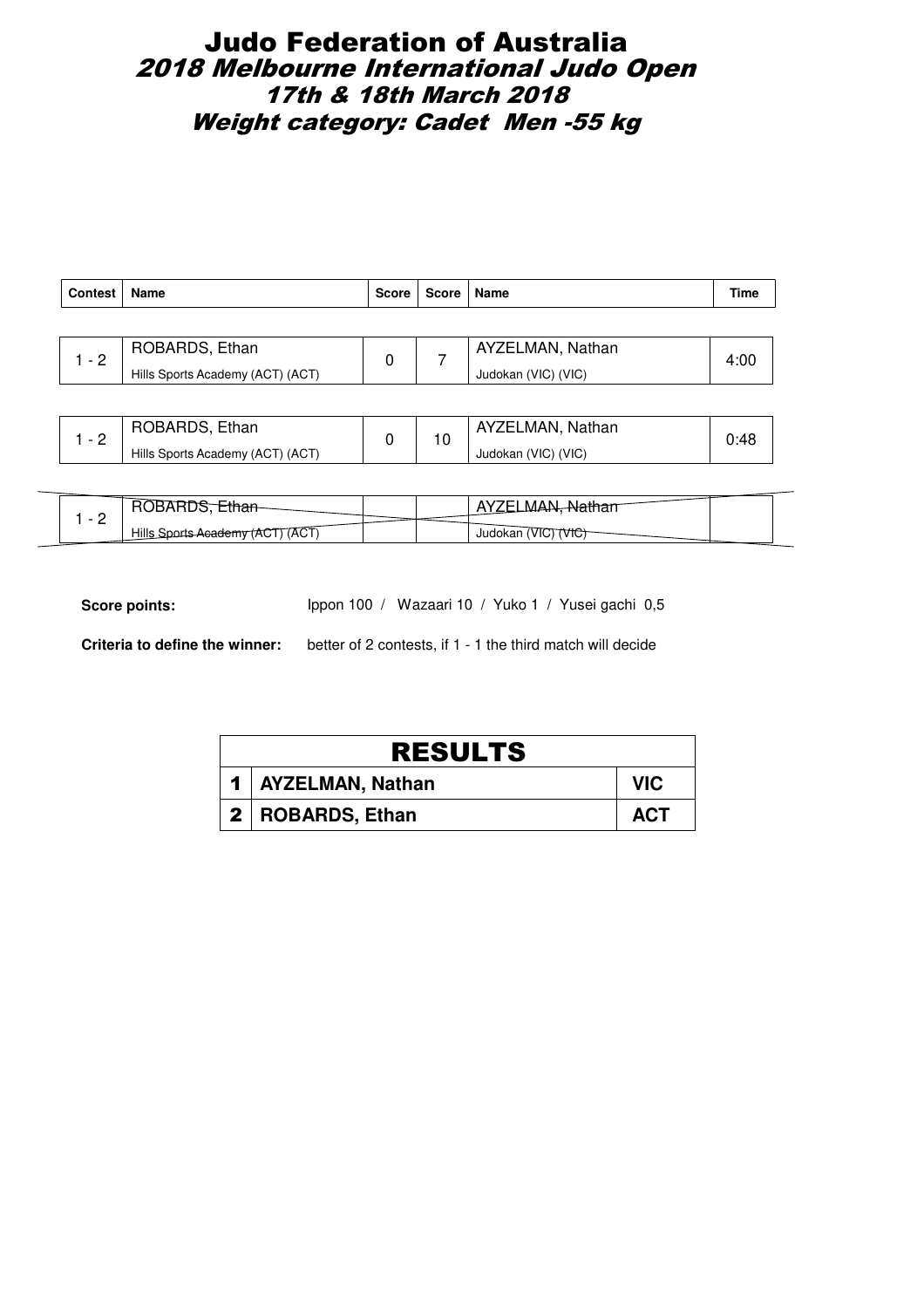# Judo Federation of Australia
## *2018 Melbourne International Judo Open*
### *17th & 18th March 2018*
### *Weight category: Cadet Men -55 kg*

| Contest | Name | Score | Score | Name | Time |
|---|---|---|---|---|---|
| 1 - 2 | ROBARDS, Ethan<br>Hills Sports Academy (ACT) (ACT) | 0 | 7 | AYZELMAN, Nathan<br>Judokan (VIC) (VIC) | 4:00 |
| 1 - 2 | ROBARDS, Ethan<br>Hills Sports Academy (ACT) (ACT) | 0 | 10 | AYZELMAN, Nathan<br>Judokan (VIC) (VIC) | 0:48 |
| 1 - 2 | ~~ROBARDS, Ethan~~<br>~~Hills Sports Academy (ACT) (ACT)~~ | | | ~~AYZELMAN, Nathan~~<br>~~Judokan (VIC) (VIC)~~ | |

**Score points:** Ippon 100 / Wazaari 10 / Yuko 1 / Yusei gachi 0,5

**Criteria to define the winner:** better of 2 contests, if 1 - 1 the third match will decide

| RESULTS | | |
|---|---|---|
| 1 | AYZELMAN, Nathan | VIC |
| 2 | ROBARDS, Ethan | ACT |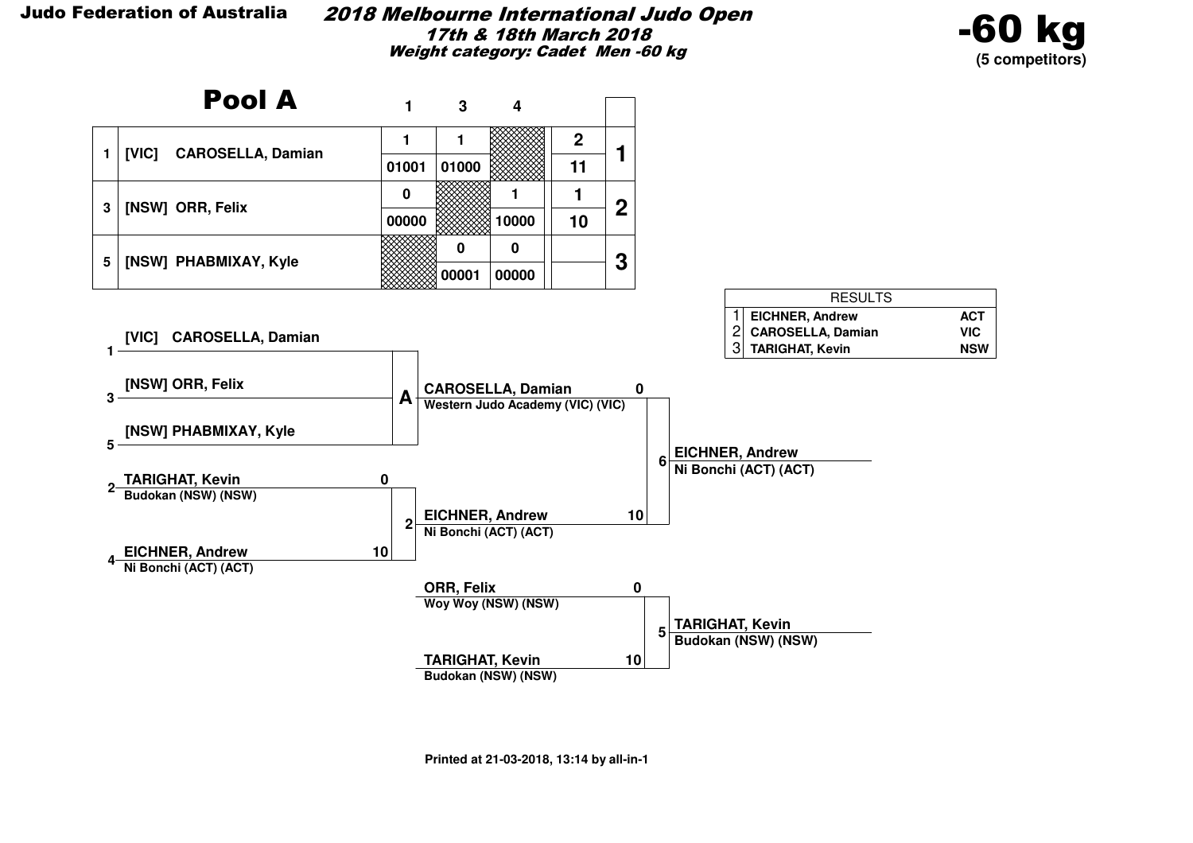**Judo Federation of Australia**

# 2018 Melbourne International Judo Open

***17th & 18th March 2018***

***Weight category: Cadet Men -60 kg***

**-60 kg**
**(5 competitors)**

## Pool A

| | | 1 | 3 | 4 | | |
|---|---|---|---|---|---|---|
| 1 | [VIC] CAROSELLA, Damian | 1 / 01001 | 1 / 01000 | | 2 / 11 | 1 |
| 3 | [NSW] ORR, Felix | 0 / 00000 | | 1 / 10000 | 1 / 10 | 2 |
| 5 | [NSW] PHABMIXAY, Kyle | | 0 / 00001 | 0 / 00000 | | 3 |

| RESULTS | | |
|---|---|---|
| 1 | EICHNER, Andrew | ACT |
| 2 | CAROSELLA, Damian | VIC |
| 3 | TARIGHAT, Kevin | NSW |

### Bracket

**Pool A** (1 [VIC] CAROSELLA, Damian; 3 [NSW] ORR, Felix; 5 [NSW] PHABMIXAY, Kyle) → CAROSELLA, Damian – Western Judo Academy (VIC) (VIC)

**Contest 2**
- 2 TARIGHAT, Kevin – Budokan (NSW) (NSW) — 0
- 4 EICHNER, Andrew – Ni Bonchi (ACT) (ACT) — 10

Winner: EICHNER, Andrew – Ni Bonchi (ACT) (ACT)

**Contest 6**
- CAROSELLA, Damian – Western Judo Academy (VIC) (VIC) — 0
- EICHNER, Andrew – Ni Bonchi (ACT) (ACT) — 10

Winner: EICHNER, Andrew – Ni Bonchi (ACT) (ACT)

**Contest 5**
- ORR, Felix – Woy Woy (NSW) (NSW) — 0
- TARIGHAT, Kevin – Budokan (NSW) (NSW) — 10

Winner: TARIGHAT, Kevin – Budokan (NSW) (NSW)

Printed at 21-03-2018, 13:14 by all-in-1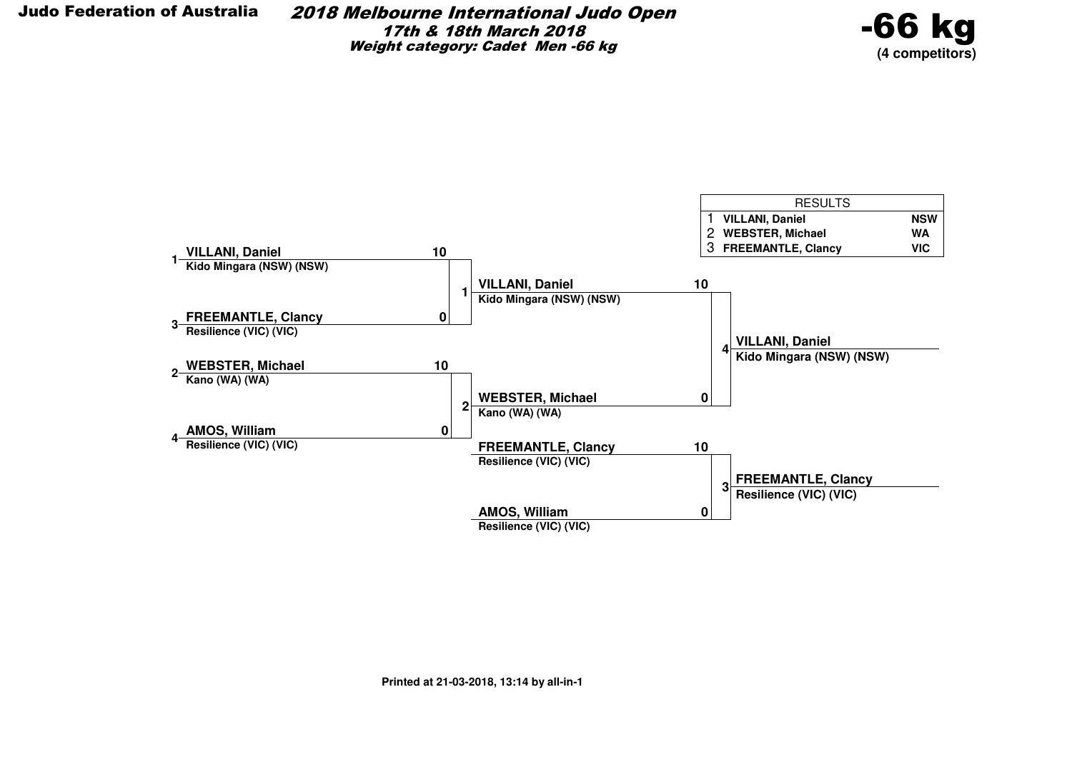**Judo Federation of Australia**

# *2018 Melbourne International Judo Open*

***17th & 18th March 2018***

***Weight category: Cadet Men -66 kg***

## -66 kg

**(4 competitors)**

| RESULTS | | |
|---|---|---|
| 1 | **VILLANI, Daniel** | **NSW** |
| 2 | **WEBSTER, Michael** | **WA** |
| 3 | **FREEMANTLE, Clancy** | **VIC** |

### Round 1

| Contest | Competitor | Club | Score |
|---|---|---|---|
| 1 | 1 **VILLANI, Daniel** | Kido Mingara (NSW) (NSW) | **10** |
| | 3 **FREEMANTLE, Clancy** | Resilience (VIC) (VIC) | **0** |
| 2 | 2 **WEBSTER, Michael** | Kano (WA) (WA) | **10** |
| | 4 **AMOS, William** | Resilience (VIC) (VIC) | **0** |

### Final

| Contest | Competitor | Club | Score |
|---|---|---|---|
| 4 | **VILLANI, Daniel** | Kido Mingara (NSW) (NSW) | **10** |
| | **WEBSTER, Michael** | Kano (WA) (WA) | **0** |

Winner: **VILLANI, Daniel** – Kido Mingara (NSW) (NSW)

### Bronze

| Contest | Competitor | Club | Score |
|---|---|---|---|
| 3 | **FREEMANTLE, Clancy** | Resilience (VIC) (VIC) | **10** |
| | **AMOS, William** | Resilience (VIC) (VIC) | **0** |

Winner: **FREEMANTLE, Clancy** – Resilience (VIC) (VIC)

**Printed at 21-03-2018, 13:14 by all-in-1**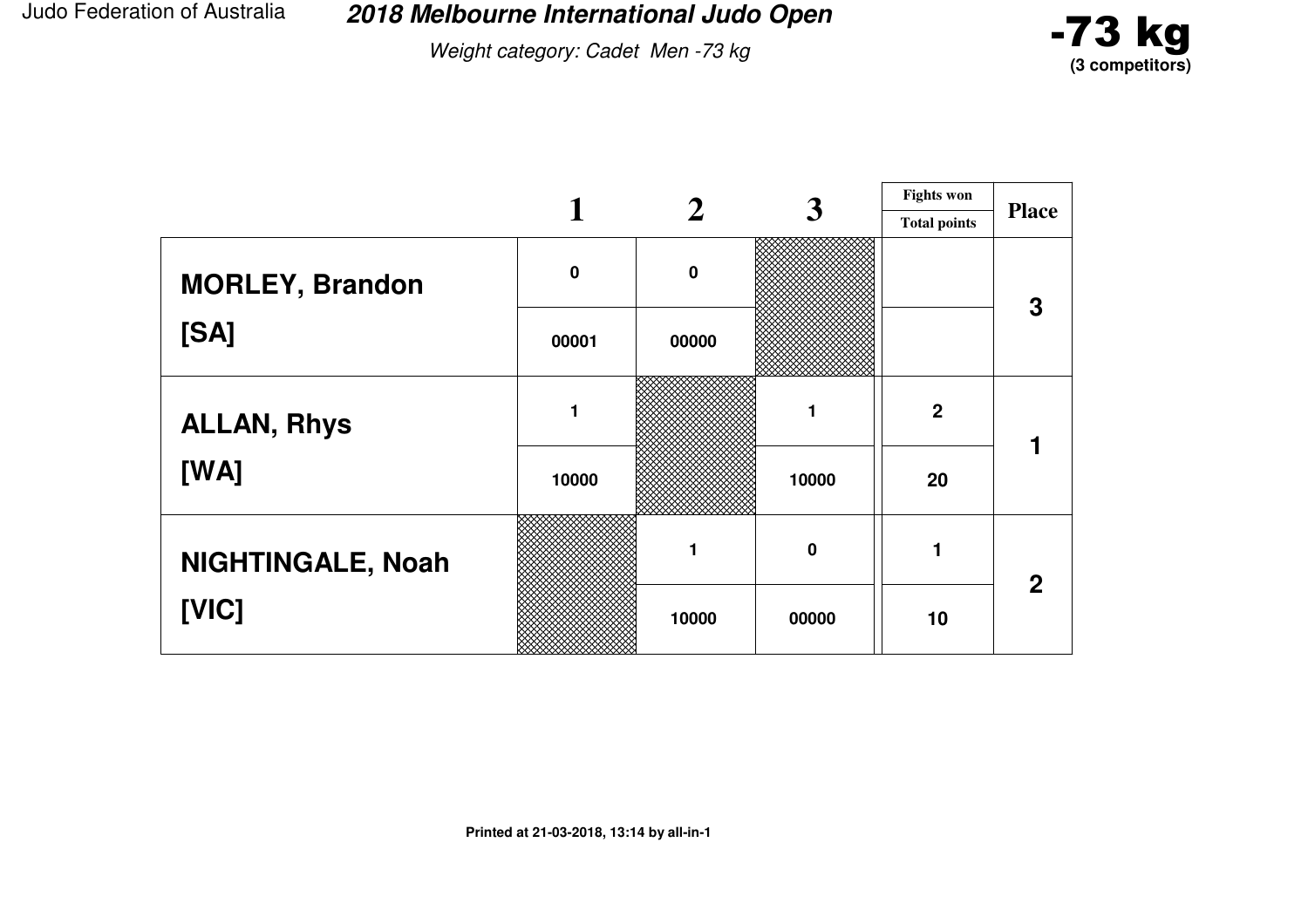# 2018 Melbourne International Judo Open

*Weight category: Cadet Men -73 kg*

**-73 kg**
**(3 competitors)**

| | 1 | 2 | 3 | Fights won / Total points | Place |
|---|---|---|---|---|---|
| **MORLEY, Brandon** | 0 | 0 | | | 3 |
| **[SA]** | 00001 | 00000 | | | |
| **ALLAN, Rhys** | 1 | | 1 | 2 | 1 |
| **[WA]** | 10000 | | 10000 | 20 | |
| **NIGHTINGALE, Noah** | | 1 | 0 | 1 | 2 |
| **[VIC]** | | 10000 | 00000 | 10 | |

**Printed at 21-03-2018, 13:14 by all-in-1**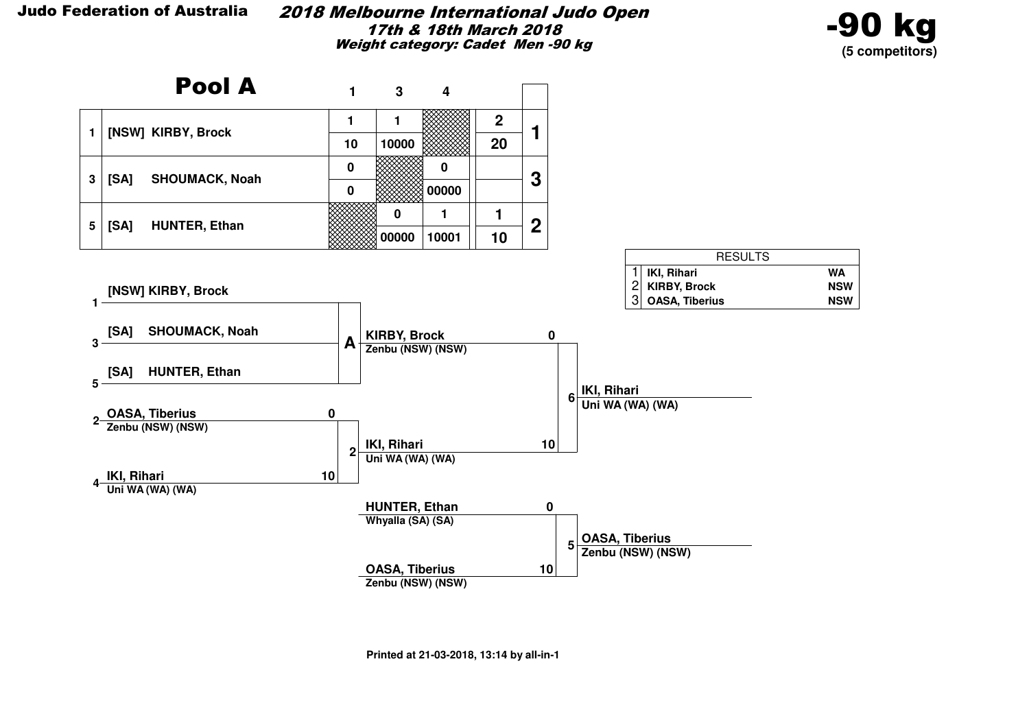**Judo Federation of Australia**

## 2018 Melbourne International Judo Open

**17th & 18th March 2018**

**Weight category: Cadet Men -90 kg**

# -90 kg

**(5 competitors)**

## Pool A

| | | 1 | 3 | 4 | | |
|---|---|---|---|---|---|---|
| 1 | [NSW] KIRBY, Brock | 1 | 1 | | 2 | 1 |
| | | 10 | 10000 | | 20 | |
| 3 | [SA] SHOUMACK, Noah | 0 | | 0 | | 3 |
| | | 0 | | 00000 | | |
| 5 | [SA] HUNTER, Ethan | | 0 | 1 | 1 | 2 |
| | | | 00000 | 10001 | 10 | |

| RESULTS | | |
|---|---|---|
| 1 | IKI, Rihari | WA |
| 2 | KIRBY, Brock | NSW |
| 3 | OASA, Tiberius | NSW |

**Pool A:**
- 1 [NSW] KIRBY, Brock
- 3 [SA] SHOUMACK, Noah
- 5 [SA] HUNTER, Ethan

Pool A winner: KIRBY, Brock — Zenbu (NSW) (NSW)

**Match 2:**
- 2 OASA, Tiberius — Zenbu (NSW) (NSW) — 0
- 4 IKI, Rihari — Uni WA (WA) (WA) — 10

Winner: IKI, Rihari — Uni WA (WA) (WA)

**Match 6:**
- KIRBY, Brock — Zenbu (NSW) (NSW) — 0
- IKI, Rihari — Uni WA (WA) (WA) — 10

Winner: IKI, Rihari — Uni WA (WA) (WA)

**Match 5:**
- HUNTER, Ethan — Whyalla (SA) (SA) — 0
- OASA, Tiberius — Zenbu (NSW) (NSW) — 10

Winner: OASA, Tiberius — Zenbu (NSW) (NSW)

Printed at 21-03-2018, 13:14 by all-in-1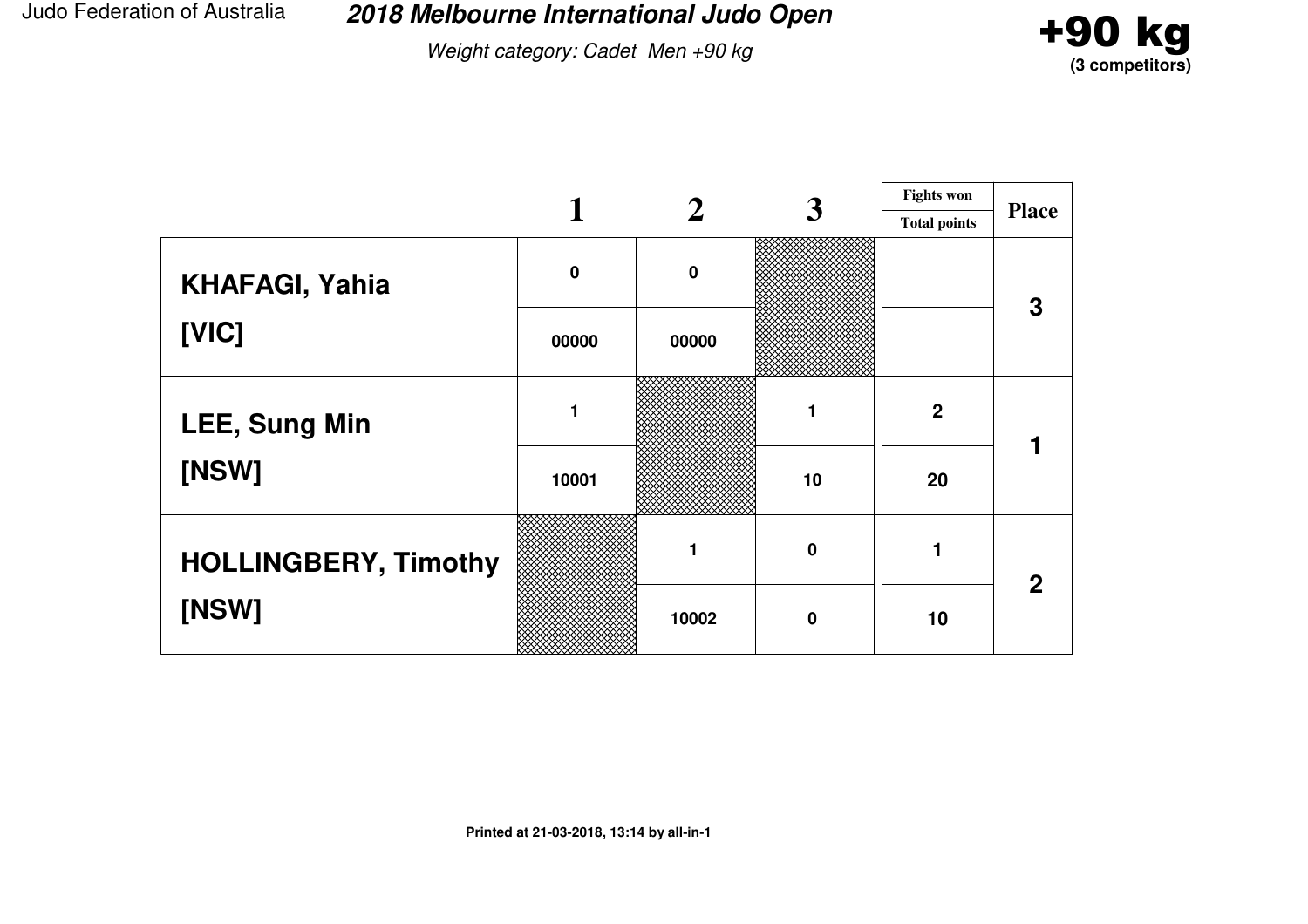Judo Federation of Australia

# 2018 Melbourne International Judo Open

*Weight category: Cadet Men +90 kg*

**+90 kg**
**(3 competitors)**

| | 1 | 2 | 3 | Fights won / Total points | Place |
|---|---|---|---|---|---|
| **KHAFAGI, Yahia** | 0 | 0 | | | 3 |
| **[VIC]** | 00000 | 00000 | | | |
| **LEE, Sung Min** | 1 | | 1 | 2 | 1 |
| **[NSW]** | 10001 | | 10 | 20 | |
| **HOLLINGBERY, Timothy** | | 1 | 0 | 1 | 2 |
| **[NSW]** | | 10002 | 0 | 10 | |

**Printed at 21-03-2018, 13:14 by all-in-1**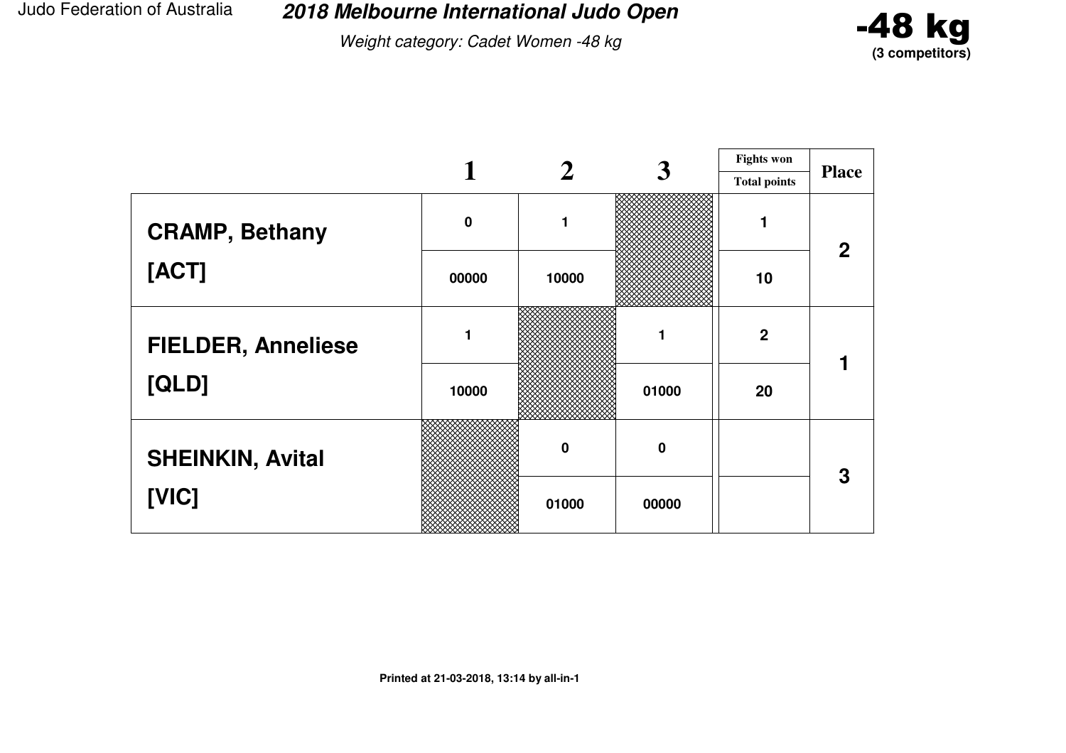Judo Federation of Australia

## 2018 Melbourne International Judo Open

*Weight category: Cadet Women -48 kg*

**-48 kg**
**(3 competitors)**

| | 1 | 2 | 3 | Fights won / Total points | Place |
|---|---|---|---|---|---|
| **CRAMP, Bethany** | 0 | 1 | | 1 | 2 |
| **[ACT]** | 00000 | 10000 | | 10 | |
| **FIELDER, Anneliese** | 1 | | 1 | 2 | 1 |
| **[QLD]** | 10000 | | 01000 | 20 | |
| **SHEINKIN, Avital** | | 0 | 0 | | 3 |
| **[VIC]** | | 01000 | 00000 | | |

**Printed at 21-03-2018, 13:14 by all-in-1**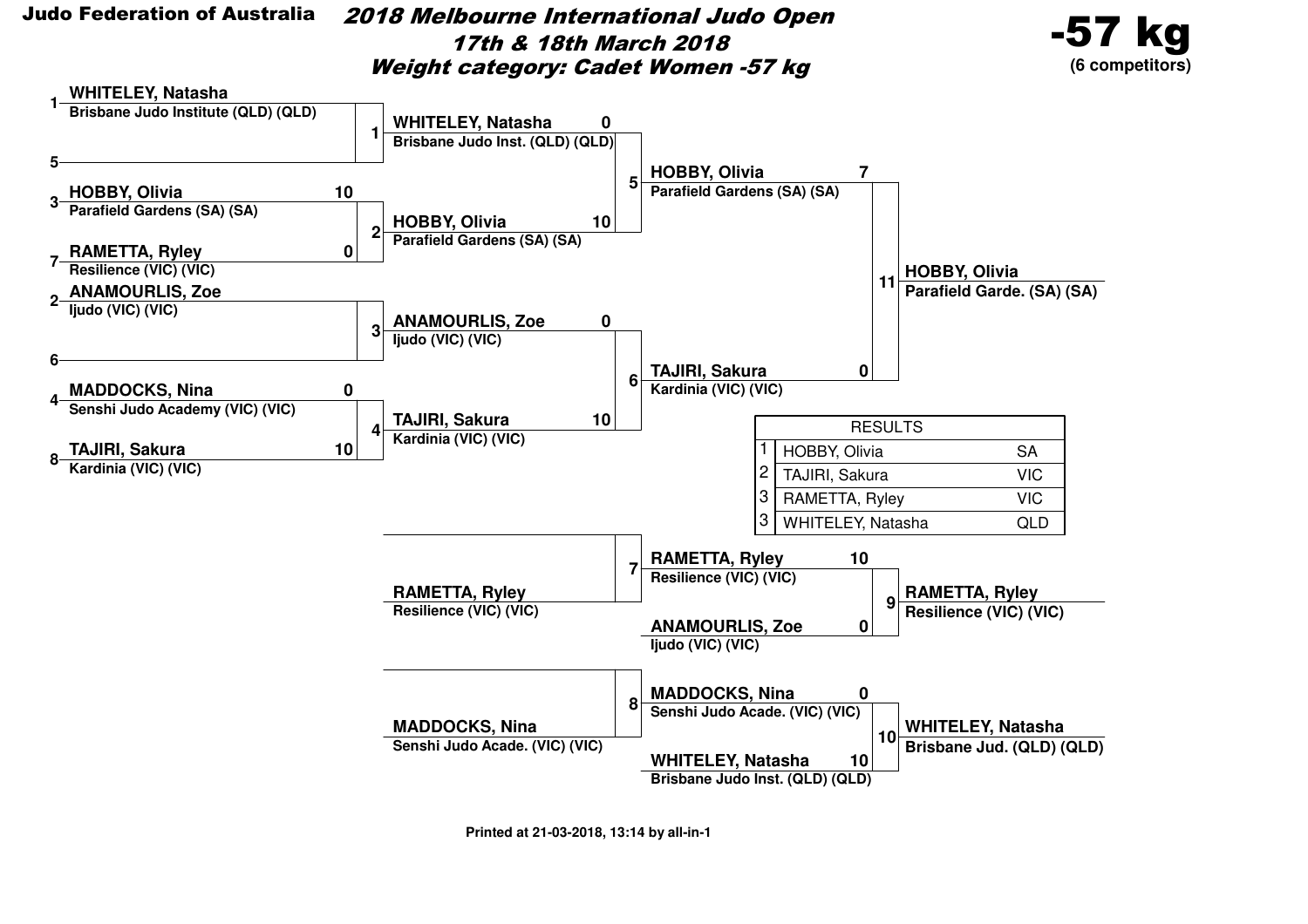**Judo Federation of Australia**

# 2018 Melbourne International Judo Open

*17th & 18th March 2018*

*Weight category: Cadet Women -57 kg*

**-57 kg**
**(6 competitors)**

## Main Draw

### Round 1

| Contest | Seed | Competitor | Club | Score |
|---|---|---|---|---|
| 1 | 1 | WHITELEY, Natasha | Brisbane Judo Institute (QLD) (QLD) | |
| 1 | 5 | | | |
| 2 | 3 | HOBBY, Olivia | Parafield Gardens (SA) (SA) | 10 |
| 2 | 7 | RAMETTA, Ryley | Resilience (VIC) (VIC) | 0 |
| 3 | 2 | ANAMOURLIS, Zoe | Ijudo (VIC) (VIC) | |
| 3 | 6 | | | |
| 4 | 4 | MADDOCKS, Nina | Senshi Judo Academy (VIC) (VIC) | 0 |
| 4 | 8 | TAJIRI, Sakura | Kardinia (VIC) (VIC) | 10 |

### Round 2

| Contest | Competitor | Club | Score |
|---|---|---|---|
| 5 | WHITELEY, Natasha | Brisbane Judo Inst. (QLD) (QLD) | 0 |
| 5 | HOBBY, Olivia | Parafield Gardens (SA) (SA) | 10 |
| 6 | ANAMOURLIS, Zoe | Ijudo (VIC) (VIC) | 0 |
| 6 | TAJIRI, Sakura | Kardinia (VIC) (VIC) | 10 |

### Final

| Contest | Competitor | Club | Score |
|---|---|---|---|
| 11 | HOBBY, Olivia | Parafield Gardens (SA) (SA) | 7 |
| 11 | TAJIRI, Sakura | Kardinia (VIC) (VIC) | 0 |

Winner: **HOBBY, Olivia** – Parafield Garde. (SA) (SA)

## Repechage

| Contest | Competitor | Club | Score |
|---|---|---|---|
| 7 | | | |
| 7 | RAMETTA, Ryley | Resilience (VIC) (VIC) | |
| 8 | | | |
| 8 | MADDOCKS, Nina | Senshi Judo Acade. (VIC) (VIC) | |

### Bronze Medal Contests

| Contest | Competitor | Club | Score |
|---|---|---|---|
| 9 | RAMETTA, Ryley | Resilience (VIC) (VIC) | 10 |
| 9 | ANAMOURLIS, Zoe | Ijudo (VIC) (VIC) | 0 |
| 10 | MADDOCKS, Nina | Senshi Judo Acade. (VIC) (VIC) | 0 |
| 10 | WHITELEY, Natasha | Brisbane Judo Inst. (QLD) (QLD) | 10 |

Contest 9 winner: **RAMETTA, Ryley** – Resilience (VIC) (VIC)

Contest 10 winner: **WHITELEY, Natasha** – Brisbane Jud. (QLD) (QLD)

## RESULTS

| Place | Name | State |
|---|---|---|
| 1 | HOBBY, Olivia | SA |
| 2 | TAJIRI, Sakura | VIC |
| 3 | RAMETTA, Ryley | VIC |
| 3 | WHITELEY, Natasha | QLD |

Printed at 21-03-2018, 13:14 by all-in-1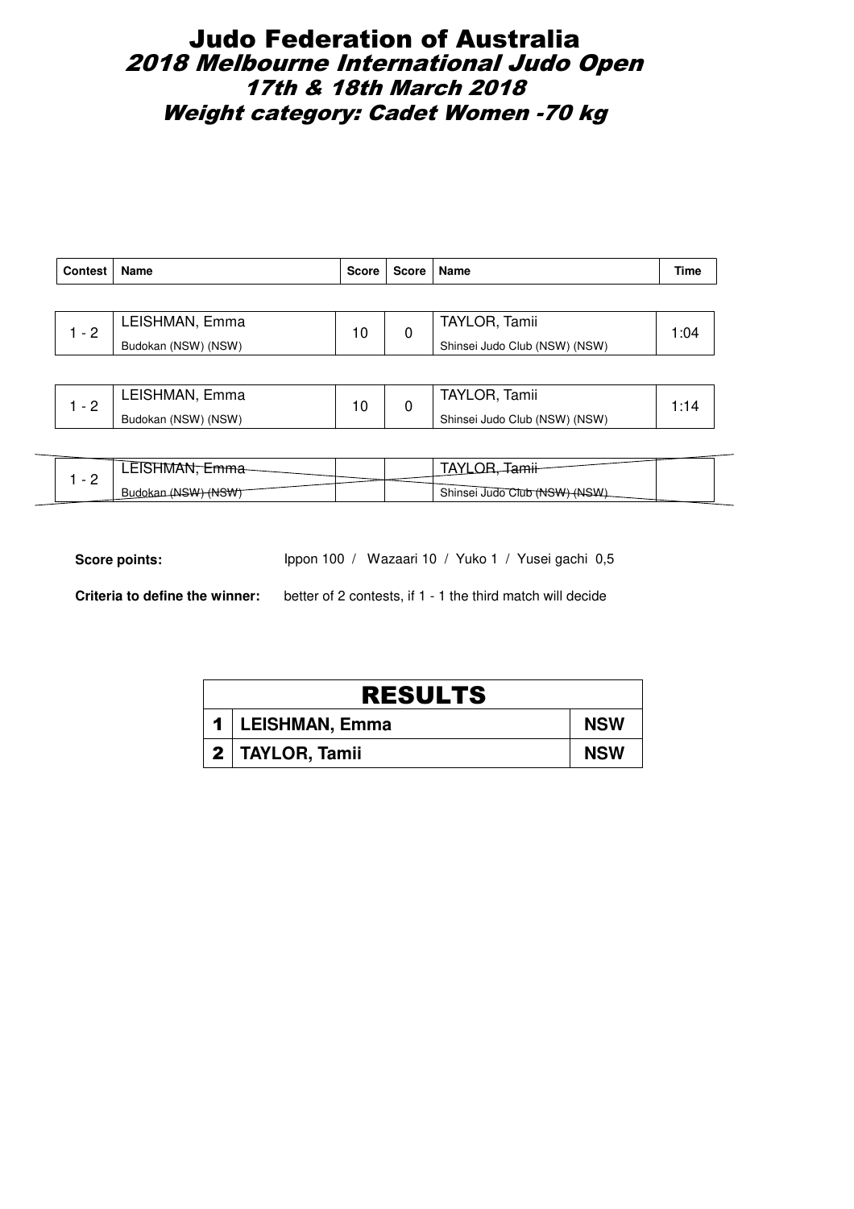# Judo Federation of Australia

## *2018 Melbourne International Judo Open*

### *17th & 18th March 2018*

### *Weight category: Cadet Women -70 kg*

| Contest | Name | Score | Score | Name | Time |
|---|---|---|---|---|---|
| 1 - 2 | LEISHMAN, Emma<br>Budokan (NSW) (NSW) | 10 | 0 | TAYLOR, Tamii<br>Shinsei Judo Club (NSW) (NSW) | 1:04 |
| 1 - 2 | LEISHMAN, Emma<br>Budokan (NSW) (NSW) | 10 | 0 | TAYLOR, Tamii<br>Shinsei Judo Club (NSW) (NSW) | 1:14 |
| 1 - 2 | ~~LEISHMAN, Emma~~<br>~~Budokan (NSW) (NSW)~~ | | | ~~TAYLOR, Tamii~~<br>~~Shinsei Judo Club (NSW) (NSW)~~ | |

**Score points:** Ippon 100 / Wazaari 10 / Yuko 1 / Yusei gachi 0,5

**Criteria to define the winner:** better of 2 contests, if 1 - 1 the third match will decide

| RESULTS | | |
|---|---|---|
| 1 | LEISHMAN, Emma | NSW |
| 2 | TAYLOR, Tamii | NSW |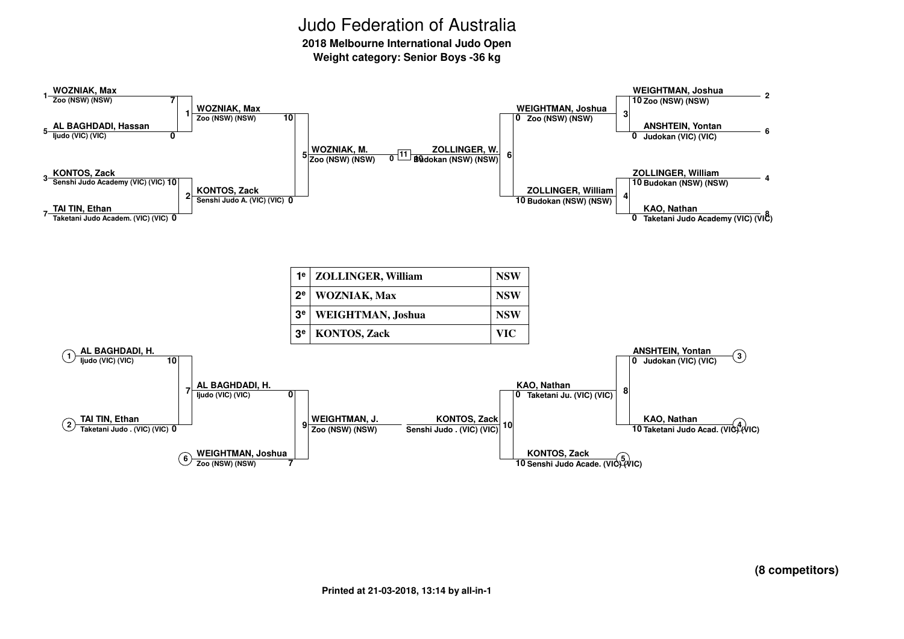# Judo Federation of Australia

**2018 Melbourne International Judo Open**

**Weight category: Senior Boys -36 kg**

## Main bracket

| Contest | Competitor (Club) | Score | Competitor (Club) | Score | Winner |
|---|---|---|---|---|---|
| 1 | 1 WOZNIAK, Max – Zoo (NSW) (NSW) | 7 | 5 AL BAGHDADI, Hassan – Ijudo (VIC) (VIC) | 0 | WOZNIAK, Max – Zoo (NSW) (NSW) |
| 2 | 3 KONTOS, Zack – Senshi Judo Academy (VIC) (VIC) | 10 | 7 TAI TIN, Ethan – Taketani Judo Academ. (VIC) (VIC) | 0 | KONTOS, Zack – Senshi Judo A. (VIC) (VIC) |
| 3 | 2 WEIGHTMAN, Joshua – Zoo (NSW) (NSW) | 10 | 6 ANSHTEIN, Yontan – Judokan (VIC) (VIC) | 0 | WEIGHTMAN, Joshua – Zoo (NSW) (NSW) |
| 4 | 4 ZOLLINGER, William – Budokan (NSW) (NSW) | 10 | 8 KAO, Nathan – Taketani Judo Academy (VIC) (VIC) | 0 | ZOLLINGER, William – Budokan (NSW) (NSW) |
| 5 | WOZNIAK, Max – Zoo (NSW) (NSW) | 10 | KONTOS, Zack – Senshi Judo A. (VIC) (VIC) | 0 | WOZNIAK, M. – Zoo (NSW) (NSW) |
| 6 | WEIGHTMAN, Joshua – Zoo (NSW) (NSW) | 0 | ZOLLINGER, William – Budokan (NSW) (NSW) | 10 | ZOLLINGER, W. – Budokan (NSW) (NSW) |
| 11 | WOZNIAK, M. – Zoo (NSW) (NSW) | 0 | ZOLLINGER, W. – Budokan (NSW) (NSW) | 10 | |

## Results

| | | |
|---|---|---|
| 1e | ZOLLINGER, William | NSW |
| 2e | WOZNIAK, Max | NSW |
| 3e | WEIGHTMAN, Joshua | NSW |
| 3e | KONTOS, Zack | VIC |

## Repechage

| Contest | Competitor (Club) | Score | Competitor (Club) | Score | Winner |
|---|---|---|---|---|---|
| 7 | (1) AL BAGHDADI, H. – Ijudo (VIC) (VIC) | 10 | (2) TAI TIN, Ethan – Taketani Judo . (VIC) (VIC) | 0 | AL BAGHDADI, H. – Ijudo (VIC) (VIC) |
| 8 | (3) ANSHTEIN, Yontan – Judokan (VIC) (VIC) | 0 | (4) KAO, Nathan – Taketani Judo Acad. (VIC) (VIC) | 10 | KAO, Nathan – Taketani Ju. (VIC) (VIC) |
| 9 | AL BAGHDADI, H. – Ijudo (VIC) (VIC) | 0 | (6) WEIGHTMAN, Joshua – Zoo (NSW) (NSW) | 7 | WEIGHTMAN, J. – Zoo (NSW) (NSW) |
| 10 | KAO, Nathan – Taketani Ju. (VIC) (VIC) | 0 | (5) KONTOS, Zack – Senshi Judo Acade. (VIC) (VIC) | 10 | KONTOS, Zack – Senshi Judo . (VIC) (VIC) |

**(8 competitors)**

**Printed at 21-03-2018, 13:14 by all-in-1**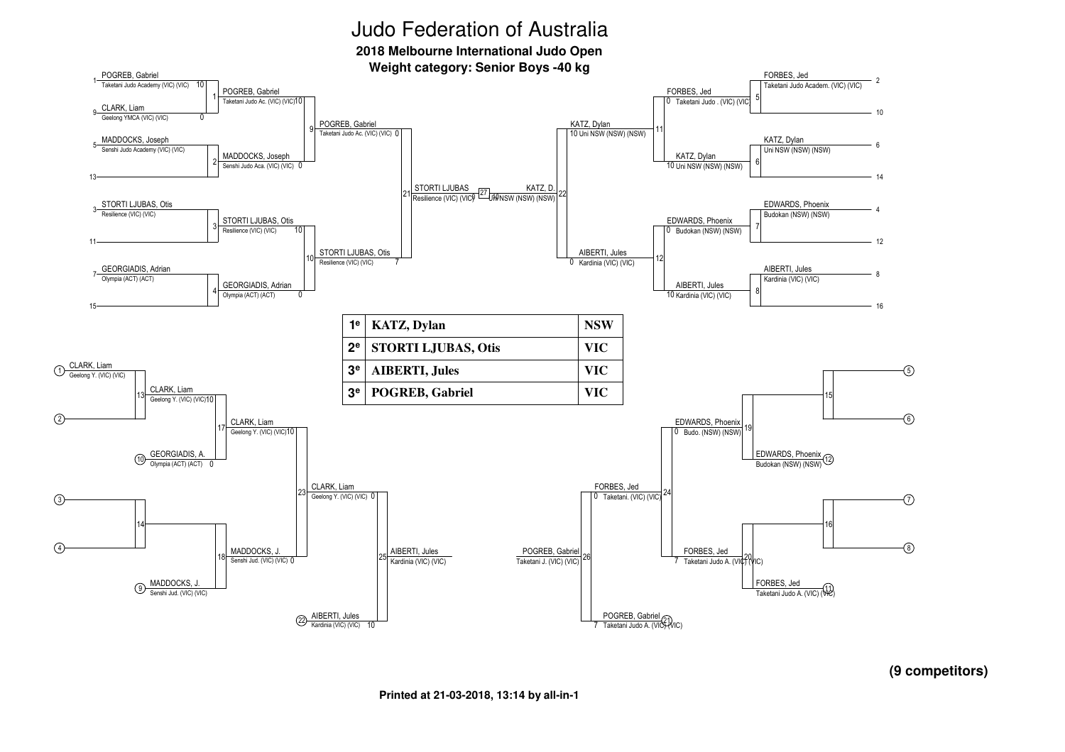# Judo Federation of Australia

## 2018 Melbourne International Judo Open

### Weight category: Senior Boys -40 kg

**Main bracket (left side)**

- 1 POGREB, Gabriel — Taketani Judo Academy (VIC) (VIC) 10
- 9 CLARK, Liam — Geelong YMCA (VIC) (VIC) 0
- Match 1: POGREB, Gabriel — Taketani Judo Ac. (VIC) (VIC) 10
- 5 MADDOCKS, Joseph — Senshi Judo Academy (VIC) (VIC)
- 13
- Match 2: MADDOCKS, Joseph — Senshi Judo Aca. (VIC) (VIC) 0
- Match 9: POGREB, Gabriel — Taketani Judo Ac. (VIC) (VIC) 0
- 3 STORTI LJUBAS, Otis — Resilience (VIC) (VIC)
- 11
- Match 3: STORTI LJUBAS, Otis — Resilience (VIC) (VIC) 10
- 7 GEORGIADIS, Adrian — Olympia (ACT) (ACT)
- 15
- Match 4: GEORGIADIS, Adrian — Olympia (ACT) (ACT) 0
- Match 10: STORTI LJUBAS, Otis — Resilience (VIC) (VIC) 7
- Match 21: STORTI LJUBAS — Resilience (VIC) (VIC) 0

**Final (Match 27):** STORTI LJUBAS — Resilience (VIC) (VIC) 0 vs KATZ, D. — Uni NSW (NSW) (NSW) 10

**Main bracket (right side)**

- 2 FORBES, Jed — Taketani Judo Academ. (VIC) (VIC)
- 10
- Match 5: FORBES, Jed — Taketani Judo . (VIC) (VIC) 0
- 6 KATZ, Dylan — Uni NSW (NSW) (NSW)
- 14
- Match 6: KATZ, Dylan — Uni NSW (NSW) (NSW) 10
- Match 11: KATZ, Dylan — Uni NSW (NSW) (NSW) 10
- 4 EDWARDS, Phoenix — Budokan (NSW) (NSW)
- 12
- Match 7: EDWARDS, Phoenix — Budokan (NSW) (NSW) 0
- 8 AIBERTI, Jules — Kardinia (VIC) (VIC)
- 16
- Match 8: AIBERTI, Jules — Kardinia (VIC) (VIC) 10
- Match 12: AIBERTI, Jules — Kardinia (VIC) (VIC) 0
- Match 22: KATZ, D. — Uni NSW (NSW) (NSW)

| | | |
|---|---|---|
| 1e | **KATZ, Dylan** | **NSW** |
| 2e | **STORTI LJUBAS, Otis** | **VIC** |
| 3e | **AIBERTI, Jules** | **VIC** |
| 3e | **POGREB, Gabriel** | **VIC** |

**Repechage (left side)**

- (1) CLARK, Liam — Geelong Y. (VIC) (VIC)
- (2)
- Match 13: CLARK, Liam — Geelong Y. (VIC) (VIC) 10
- (10) GEORGIADIS, A. — Olympia (ACT) (ACT) 0
- Match 17: CLARK, Liam — Geelong Y. (VIC) (VIC) 10
- (3)
- (4)
- Match 14
- (9) MADDOCKS, J. — Senshi Jud. (VIC) (VIC)
- Match 18: MADDOCKS, J. — Senshi Jud. (VIC) (VIC) 0
- Match 23: CLARK, Liam — Geelong Y. (VIC) (VIC) 0
- (22) AIBERTI, Jules — Kardinia (VIC) (VIC) 10
- Match 25: AIBERTI, Jules — Kardinia (VIC) (VIC)

**Repechage (right side)**

- (5)
- (6)
- Match 15
- (12) EDWARDS, Phoenix — Budokan (NSW) (NSW)
- Match 19: EDWARDS, Phoenix — Budo. (NSW) (NSW) 0
- (7)
- (8)
- Match 16
- (11) FORBES, Jed — Taketani Judo A. (VIC) (VIC)
- Match 20: FORBES, Jed — Taketani Judo A. (VIC) (VIC) 7
- Match 24: FORBES, Jed — Taketani. (VIC) (VIC) 0
- (21) POGREB, Gabriel — Taketani Judo A. (VIC) (VIC) 7
- Match 26: POGREB, Gabriel — Taketani J. (VIC) (VIC)

**(9 competitors)**

Printed at 21-03-2018, 13:14 by all-in-1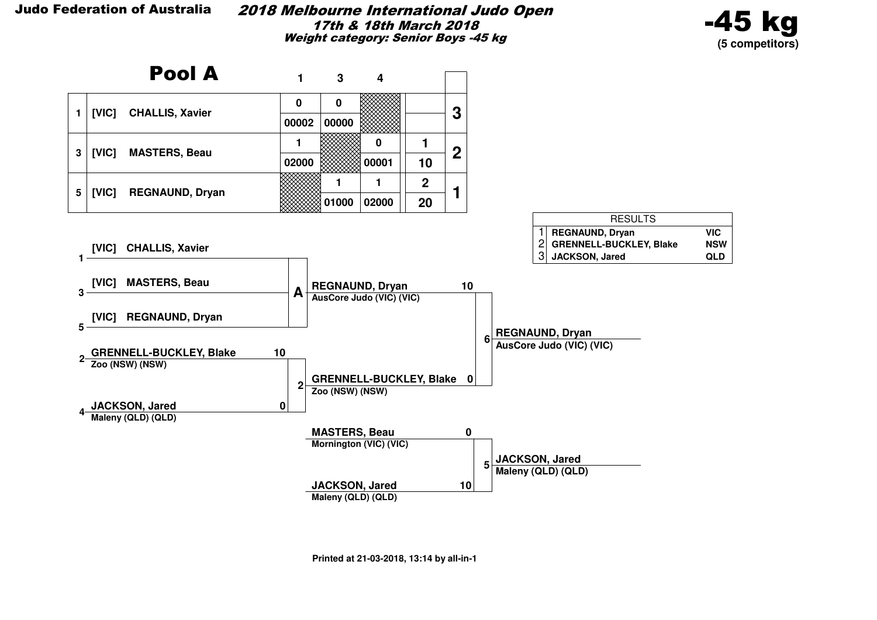**Judo Federation of Australia**

## 2018 Melbourne International Judo Open

**17th & 18th March 2018**

**Weight category: Senior Boys -45 kg**

# -45 kg

**(5 competitors)**

## Pool A

| | | 1 | 3 | 4 | | |
|---|---|---|---|---|---|---|
| 1 | [VIC] CHALLIS, Xavier | 0 / 00002 | 0 / 00000 | | | 3 |
| 3 | [VIC] MASTERS, Beau | 1 / 02000 | | 0 / 00001 | 1 / 10 | 2 |
| 5 | [VIC] REGNAUND, Dryan | | 1 / 01000 | 1 / 02000 | 2 / 20 | 1 |

| RESULTS | | |
|---|---|---|
| 1 | REGNAUND, Dryan | VIC |
| 2 | GRENNELL-BUCKLEY, Blake | NSW |
| 3 | JACKSON, Jared | QLD |

**Pool A:**
- 1 [VIC] CHALLIS, Xavier
- 3 [VIC] MASTERS, Beau
- 5 [VIC] REGNAUND, Dryan

Winner A: **REGNAUND, Dryan** — AusCore Judo (VIC) (VIC) — 10

**Contest 2:**
- 2 GRENNELL-BUCKLEY, Blake — Zoo (NSW) (NSW) — 10
- 4 JACKSON, Jared — Maleny (QLD) (QLD) — 0

Winner: **GRENNELL-BUCKLEY, Blake** — Zoo (NSW) (NSW) — 0

**Contest 6 (Final):** REGNAUND, Dryan (10) vs GRENNELL-BUCKLEY, Blake (0)

Winner: **REGNAUND, Dryan** — AusCore Judo (VIC) (VIC)

**Contest 5:**
- MASTERS, Beau — Mornington (VIC) (VIC) — 0
- JACKSON, Jared — Maleny (QLD) (QLD) — 10

Winner: **JACKSON, Jared** — Maleny (QLD) (QLD)

Printed at 21-03-2018, 13:14 by all-in-1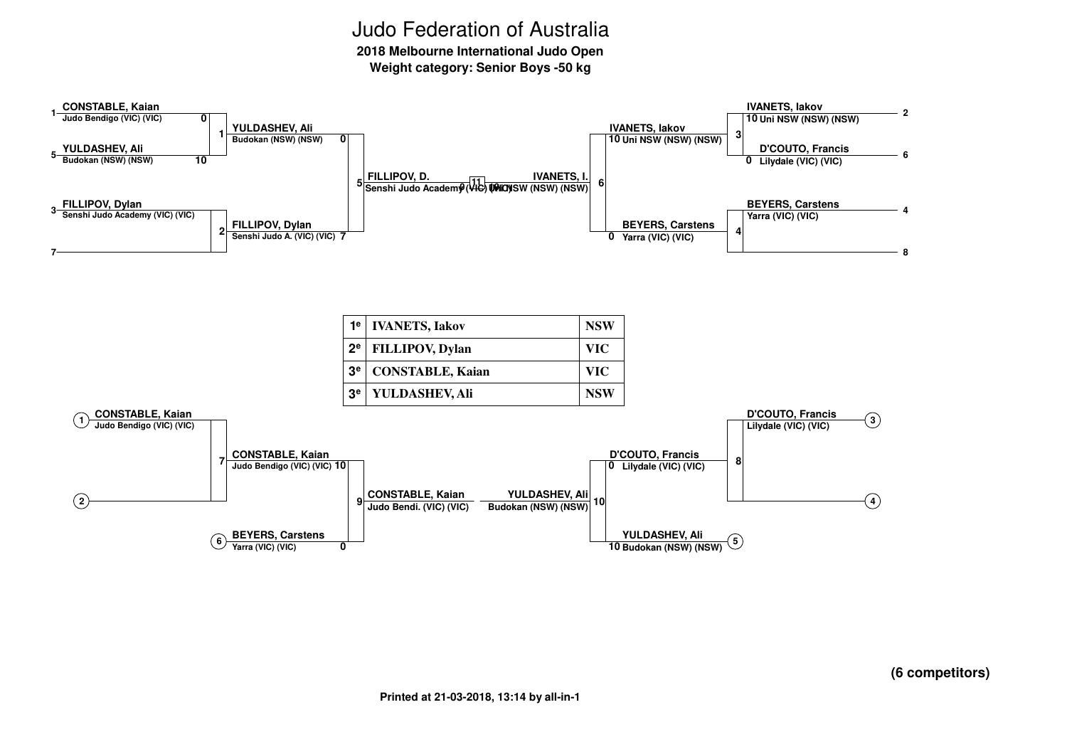# Judo Federation of Australia

**2018 Melbourne International Judo Open**
**Weight category: Senior Boys -50 kg**

## Main draw

**Pool A**

| Seed | Competitor | Club | Score |
|---|---|---|---|
| 1 | CONSTABLE, Kaian | Judo Bendigo (VIC) (VIC) | 0 |
| 5 | YULDASHEV, Ali | Budokan (NSW) (NSW) | 10 |
| 3 | FILLIPOV, Dylan | Senshi Judo Academy (VIC) (VIC) | |
| 7 | | | |

- Contest 1: YULDASHEV, Ali – Budokan (NSW) (NSW) – 0
- Contest 2: FILLIPOV, Dylan – Senshi Judo A. (VIC) (VIC) – 7
- Contest 5: FILLIPOV, D. – Senshi Judo Academy (VIC) (VIC) – 0

**Pool B**

| Seed | Competitor | Club | Score |
|---|---|---|---|
| 2 | IVANETS, Iakov | Uni NSW (NSW) (NSW) | 10 |
| 6 | D'COUTO, Francis | Lilydale (VIC) (VIC) | 0 |
| 4 | BEYERS, Carstens | Yarra (VIC) (VIC) | |
| 8 | | | |

- Contest 3: IVANETS, Iakov – Uni NSW (NSW) (NSW) – 10
- Contest 4: BEYERS, Carstens – Yarra (VIC) (VIC) – 0
- Contest 6: IVANETS, I. – Uni NSW (NSW) (NSW) – 10

**Final (Contest 11):** FILLIPOV, D. 0 – IVANETS, I. 10

## Results

| | | |
|---|---|---|
| 1e | IVANETS, Iakov | NSW |
| 2e | FILLIPOV, Dylan | VIC |
| 3e | CONSTABLE, Kaian | VIC |
| 3e | YULDASHEV, Ali | NSW |

## Repechage

- Contest 7: CONSTABLE, Kaian (1) – Judo Bendigo (VIC) (VIC) vs (2) → CONSTABLE, Kaian – Judo Bendigo (VIC) (VIC) – 10
- Contest 9: CONSTABLE, Kaian – Judo Bendi. (VIC) (VIC) vs BEYERS, Carstens (6) – Yarra (VIC) (VIC) – 0
- Contest 8: D'COUTO, Francis (3) – Lilydale (VIC) (VIC) vs (4) → D'COUTO, Francis – Lilydale (VIC) (VIC) – 0
- Contest 10: YULDASHEV, Ali (5) – Budokan (NSW) (NSW) – 10 → YULDASHEV, Ali – Budokan (NSW) (NSW)

**(6 competitors)**

Printed at 21-03-2018, 13:14 by all-in-1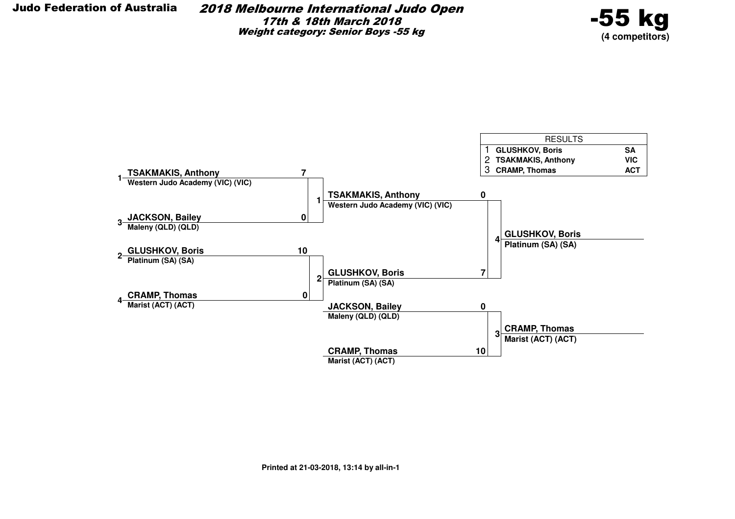**Judo Federation of Australia**

# *2018 Melbourne International Judo Open*

***17th & 18th March 2018***

***Weight category: Senior Boys -55 kg***

# -55 kg

**(4 competitors)**

| RESULTS | | |
|---|---|---|
| 1 | **GLUSHKOV, Boris** | **SA** |
| 2 | **TSAKMAKIS, Anthony** | **VIC** |
| 3 | **CRAMP, Thomas** | **ACT** |

**Round 1**

| Seed | Competitor | Club | Score |
|---|---|---|---|
| 1 | **TSAKMAKIS, Anthony** | Western Judo Academy (VIC) (VIC) | 7 |
| 3 | **JACKSON, Bailey** | Maleny (QLD) (QLD) | 0 |
| 2 | **GLUSHKOV, Boris** | Platinum (SA) (SA) | 10 |
| 4 | **CRAMP, Thomas** | Marist (ACT) (ACT) | 0 |

**Final (Contest 4)**

| Competitor | Club | Score |
|---|---|---|
| **TSAKMAKIS, Anthony** | Western Judo Academy (VIC) (VIC) | 0 |
| **GLUSHKOV, Boris** | Platinum (SA) (SA) | 7 |

Winner: **GLUSHKOV, Boris** – Platinum (SA) (SA)

**Contest 3**

| Competitor | Club | Score |
|---|---|---|
| **JACKSON, Bailey** | Maleny (QLD) (QLD) | 0 |
| **CRAMP, Thomas** | Marist (ACT) (ACT) | 10 |

Winner: **CRAMP, Thomas** – Marist (ACT) (ACT)

**Printed at 21-03-2018, 13:14 by all-in-1**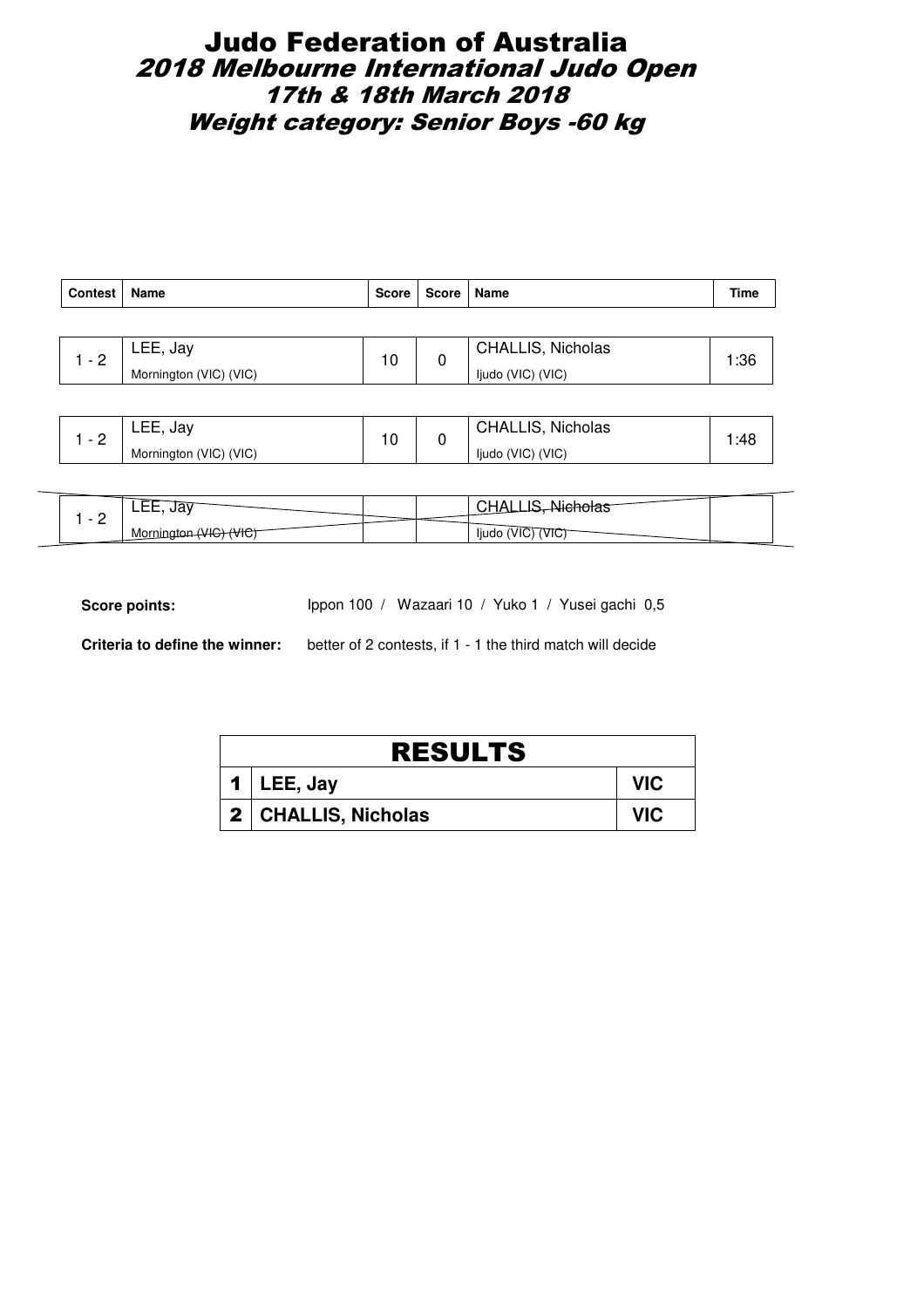# Judo Federation of Australia
## *2018 Melbourne International Judo Open*
## *17th & 18th March 2018*
## *Weight category: Senior Boys -60 kg*

| Contest | Name | Score | Score | Name | Time |
|---|---|---|---|---|---|
| 1 - 2 | LEE, Jay<br>Mornington (VIC) (VIC) | 10 | 0 | CHALLIS, Nicholas<br>Ijudo (VIC) (VIC) | 1:36 |
| 1 - 2 | LEE, Jay<br>Mornington (VIC) (VIC) | 10 | 0 | CHALLIS, Nicholas<br>Ijudo (VIC) (VIC) | 1:48 |
| 1 - 2 | ~~LEE, Jay~~<br>~~Mornington (VIC) (VIC)~~ | | | ~~CHALLIS, Nicholas~~<br>~~Ijudo (VIC) (VIC)~~ | |

**Score points:** Ippon 100 / Wazaari 10 / Yuko 1 / Yusei gachi 0,5

**Criteria to define the winner:** better of 2 contests, if 1 - 1 the third match will decide

| RESULTS | | |
|---|---|---|
| 1 | **LEE, Jay** | **VIC** |
| 2 | **CHALLIS, Nicholas** | **VIC** |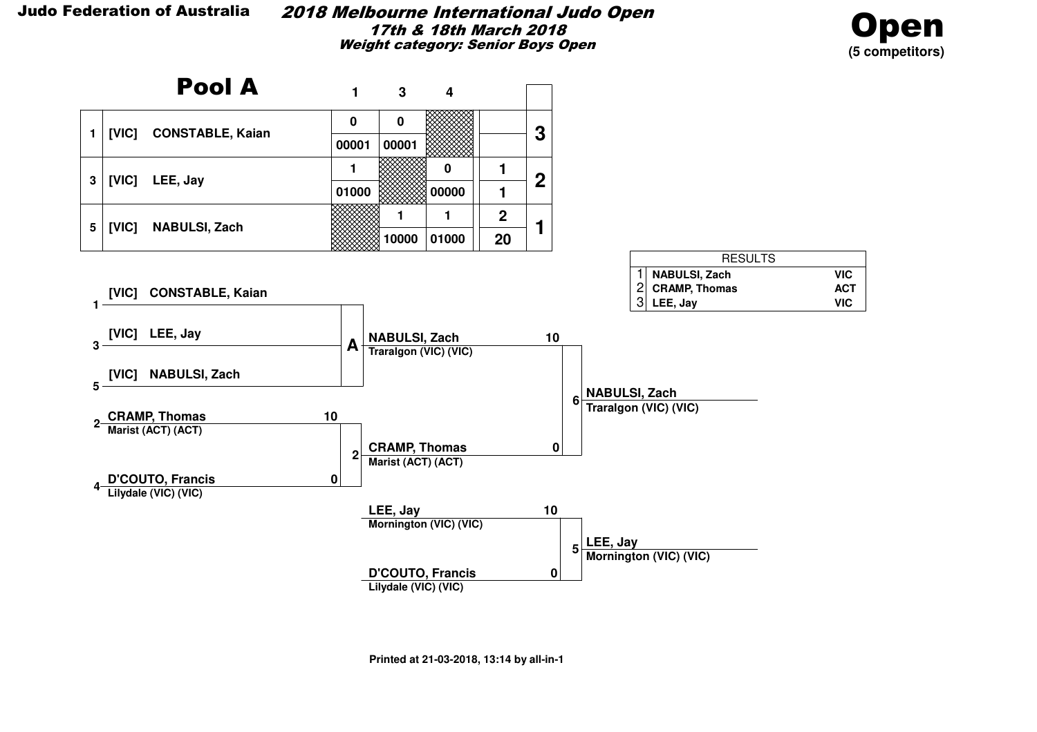**Judo Federation of Australia**

## *2018 Melbourne International Judo Open*

***17th & 18th March 2018***

***Weight category: Senior Boys Open***

# Open

**(5 competitors)**

## Pool A

| | | 1 | 3 | 4 | | |
|---|---|---|---|---|---|---|
| 1 | [VIC] CONSTABLE, Kaian | 0 / 00001 | 0 / 00001 | | | 3 |
| 3 | [VIC] LEE, Jay | 1 / 01000 | | 0 / 00000 | 1 / 1 | 2 |
| 5 | [VIC] NABULSI, Zach | | 1 / 10000 | 1 / 01000 | 2 / 20 | 1 |

| RESULTS | | |
|---|---|---|
| 1 | NABULSI, Zach | VIC |
| 2 | CRAMP, Thomas | ACT |
| 3 | LEE, Jay | VIC |

**Pool A:** 1 [VIC] CONSTABLE, Kaian; 3 [VIC] LEE, Jay; 5 [VIC] NABULSI, Zach → A: NABULSI, Zach, Traralgon (VIC) (VIC)

**Contest 2:** 2 CRAMP, Thomas, Marist (ACT) (ACT) — 10; 4 D'COUTO, Francis, Lilydale (VIC) (VIC) — 0 → CRAMP, Thomas, Marist (ACT) (ACT)

**Contest 6:** NABULSI, Zach, Traralgon (VIC) (VIC) — 10; CRAMP, Thomas, Marist (ACT) (ACT) — 0 → NABULSI, Zach, Traralgon (VIC) (VIC)

**Contest 5:** LEE, Jay, Mornington (VIC) (VIC) — 10; D'COUTO, Francis, Lilydale (VIC) (VIC) — 0 → LEE, Jay, Mornington (VIC) (VIC)

Printed at 21-03-2018, 13:14 by all-in-1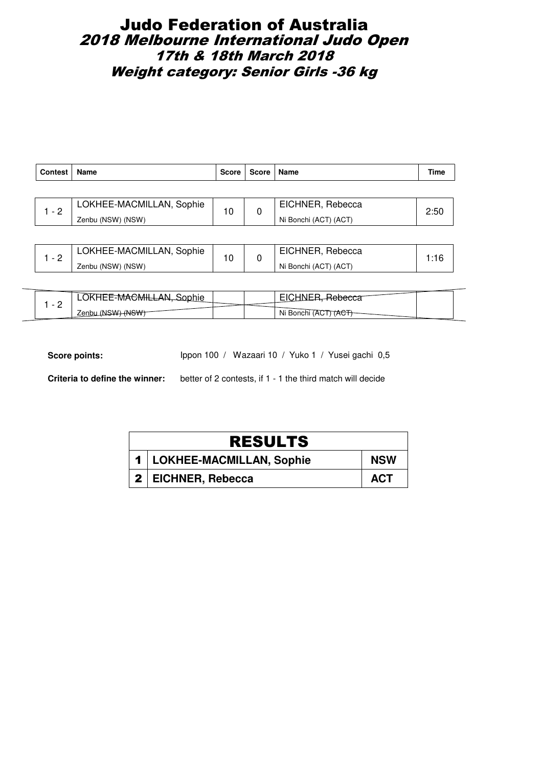# Judo Federation of Australia

## *2018 Melbourne International Judo Open*

### *17th & 18th March 2018*

### *Weight category: Senior Girls -36 kg*

| Contest | Name | Score | Score | Name | Time |
|---|---|---|---|---|---|
| 1 - 2 | LOKHEE-MACMILLAN, Sophie<br>Zenbu (NSW) (NSW) | 10 | 0 | EICHNER, Rebecca<br>Ni Bonchi (ACT) (ACT) | 2:50 |
| 1 - 2 | LOKHEE-MACMILLAN, Sophie<br>Zenbu (NSW) (NSW) | 10 | 0 | EICHNER, Rebecca<br>Ni Bonchi (ACT) (ACT) | 1:16 |
| 1 - 2 | ~~LOKHEE-MACMILLAN, Sophie~~<br>~~Zenbu (NSW) (NSW)~~ | | | ~~EICHNER, Rebecca~~<br>~~Ni Bonchi (ACT) (ACT)~~ | |

**Score points:** Ippon 100 / Wazaari 10 / Yuko 1 / Yusei gachi 0,5

**Criteria to define the winner:** better of 2 contests, if 1 - 1 the third match will decide

| RESULTS | | |
|---|---|---|
| 1 | **LOKHEE-MACMILLAN, Sophie** | **NSW** |
| 2 | **EICHNER, Rebecca** | **ACT** |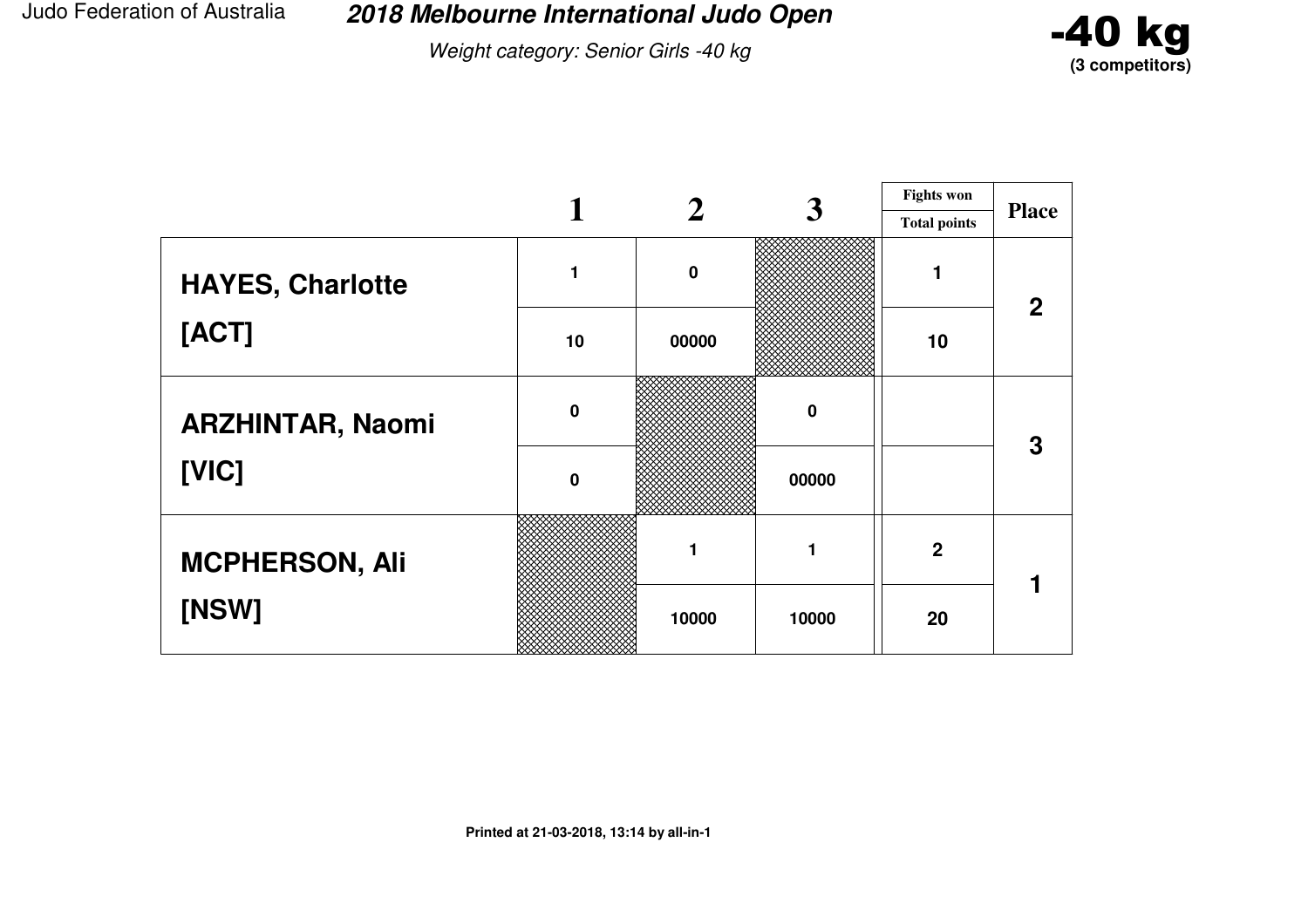# 2018 Melbourne International Judo Open

*Weight category: Senior Girls -40 kg*

**-40 kg**
**(3 competitors)**

| | 1 | 2 | 3 | Fights won / Total points | Place |
|---|---|---|---|---|---|
| **HAYES, Charlotte** | 1 | 0 | | 1 | 2 |
| **[ACT]** | 10 | 00000 | | 10 | |
| **ARZHINTAR, Naomi** | 0 | | 0 | | 3 |
| **[VIC]** | 0 | | 00000 | | |
| **MCPHERSON, Ali** | | 1 | 1 | 2 | 1 |
| **[NSW]** | | 10000 | 10000 | 20 | |

**Printed at 21-03-2018, 13:14 by all-in-1**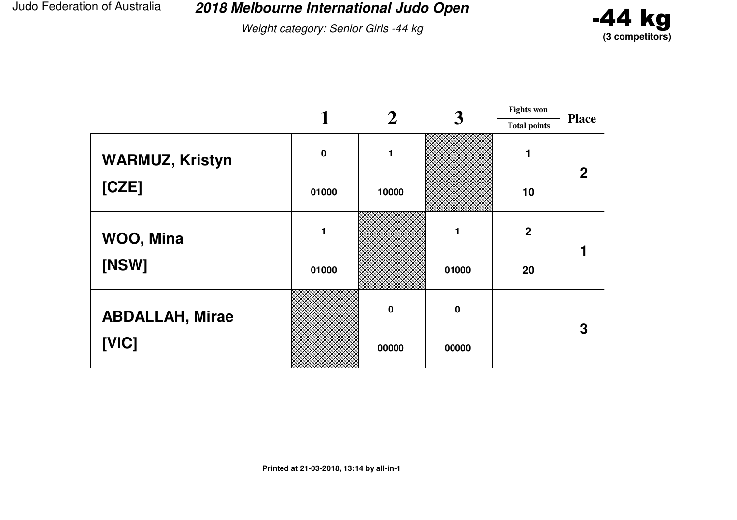Judo Federation of Australia

## 2018 Melbourne International Judo Open

*Weight category: Senior Girls -44 kg*

**-44 kg**
**(3 competitors)**

| | 1 | 2 | 3 | Fights won / Total points | Place |
|---|---|---|---|---|---|
| **WARMUZ, Kristyn** | 0 | 1 | | 1 | 2 |
| **[CZE]** | 01000 | 10000 | | 10 | |
| **WOO, Mina** | 1 | | 1 | 2 | 1 |
| **[NSW]** | 01000 | | 01000 | 20 | |
| **ABDALLAH, Mirae** | | 0 | 0 | | 3 |
| **[VIC]** | | 00000 | 00000 | | |

**Printed at 21-03-2018, 13:14 by all-in-1**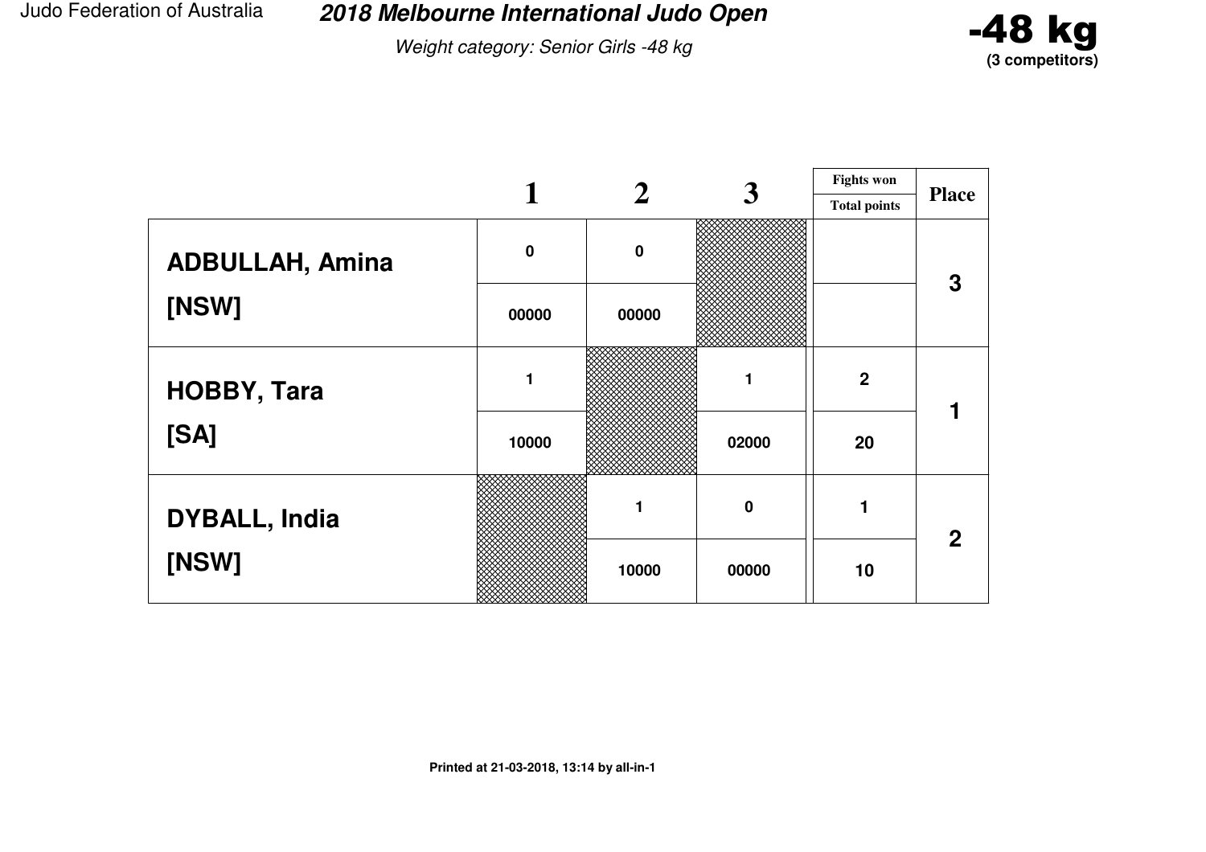Judo Federation of Australia

# 2018 Melbourne International Judo Open

*Weight category: Senior Girls -48 kg*

**-48 kg**
**(3 competitors)**

| | 1 | 2 | 3 | Fights won / Total points | Place |
|---|---|---|---|---|---|
| **ADBULLAH, Amina [NSW]** | 0 | 0 | | | 3 |
| | 00000 | 00000 | | | |
| **HOBBY, Tara [SA]** | 1 | | 1 | 2 | 1 |
| | 10000 | | 02000 | 20 | |
| **DYBALL, India [NSW]** | | 1 | 0 | 1 | 2 |
| | | 10000 | 00000 | 10 | |

**Printed at 21-03-2018, 13:14 by all-in-1**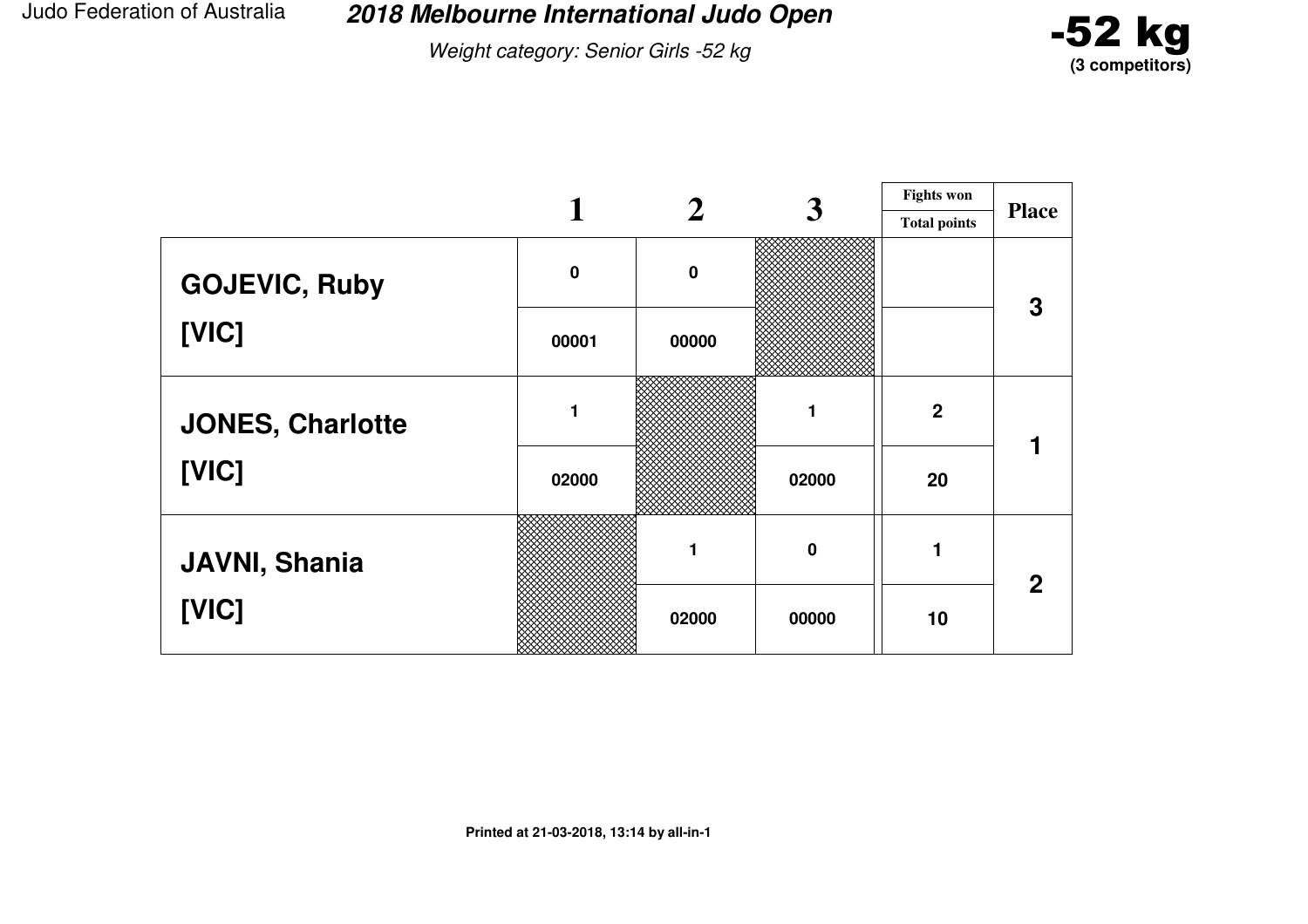Judo Federation of Australia

## 2018 Melbourne International Judo Open

*Weight category: Senior Girls -52 kg*

**-52 kg**
**(3 competitors)**

| | 1 | 2 | 3 | Fights won / Total points | Place |
|---|---|---|---|---|---|
| **GOJEVIC, Ruby** | 0 | 0 | | | 3 |
| **[VIC]** | 00001 | 00000 | | | |
| **JONES, Charlotte** | 1 | | 1 | 2 | 1 |
| **[VIC]** | 02000 | | 02000 | 20 | |
| **JAVNI, Shania** | | 1 | 0 | 1 | 2 |
| **[VIC]** | | 02000 | 00000 | 10 | |

Printed at 21-03-2018, 13:14 by all-in-1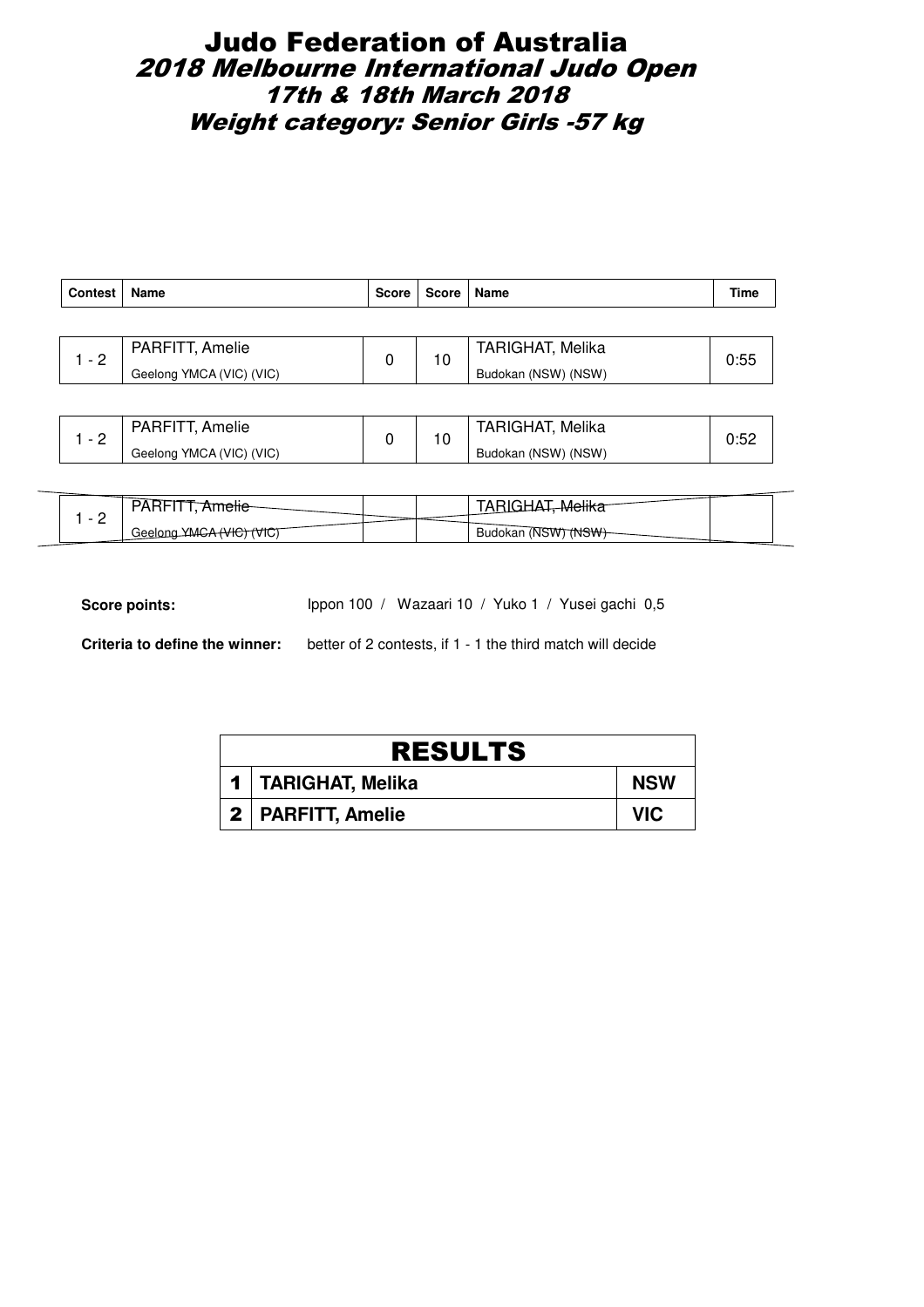# Judo Federation of Australia

## *2018 Melbourne International Judo Open*

### *17th & 18th March 2018*

### *Weight category: Senior Girls -57 kg*

| Contest | Name | Score | Score | Name | Time |
|---|---|---|---|---|---|
| 1 - 2 | PARFITT, Amelie<br>Geelong YMCA (VIC) (VIC) | 0 | 10 | TARIGHAT, Melika<br>Budokan (NSW) (NSW) | 0:55 |
| 1 - 2 | PARFITT, Amelie<br>Geelong YMCA (VIC) (VIC) | 0 | 10 | TARIGHAT, Melika<br>Budokan (NSW) (NSW) | 0:52 |
| 1 - 2 | ~~PARFITT, Amelie~~<br>~~Geelong YMCA (VIC) (VIC)~~ | | | ~~TARIGHAT, Melika~~<br>~~Budokan (NSW) (NSW)~~ | |

**Score points:** Ippon 100 / Wazaari 10 / Yuko 1 / Yusei gachi 0,5

**Criteria to define the winner:** better of 2 contests, if 1 - 1 the third match will decide

| RESULTS | | |
|---|---|---|
| 1 | **TARIGHAT, Melika** | **NSW** |
| 2 | **PARFITT, Amelie** | **VIC** |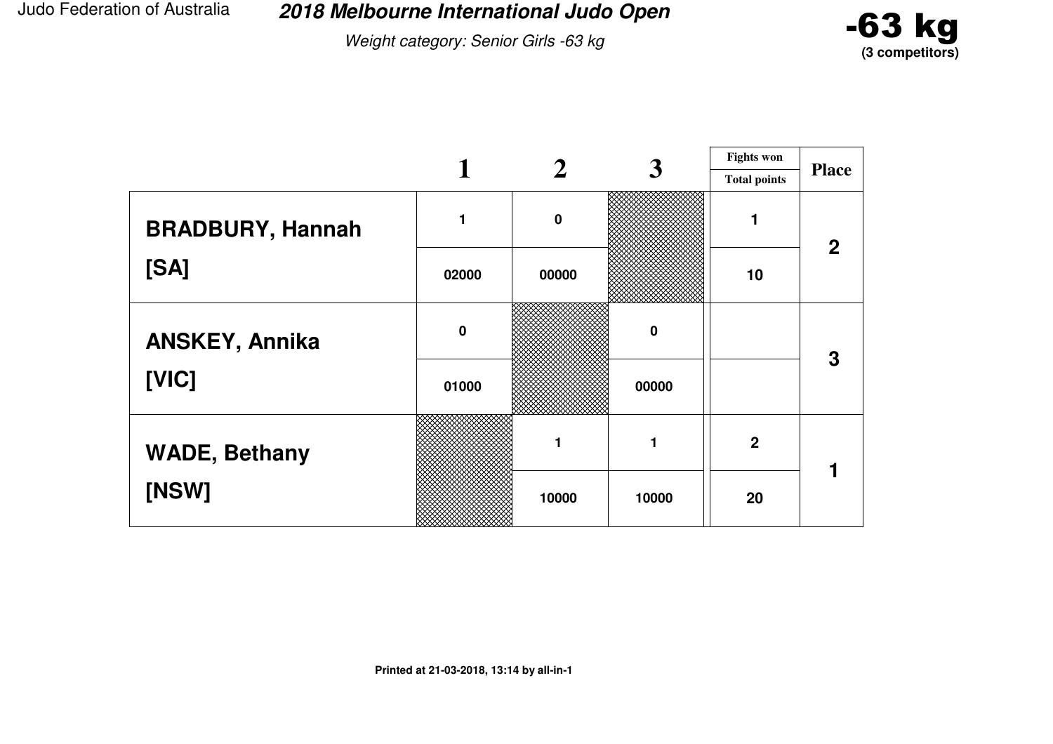Judo Federation of Australia

# 2018 Melbourne International Judo Open

*Weight category: Senior Girls -63 kg*

**-63 kg**
**(3 competitors)**

| | 1 | 2 | 3 | Fights won / Total points | Place |
|---|---|---|---|---|---|
| **BRADBURY, Hannah** | 1 | 0 | | 1 | 2 |
| **[SA]** | 02000 | 00000 | | 10 | |
| **ANSKEY, Annika** | 0 | | 0 | | 3 |
| **[VIC]** | 01000 | | 00000 | | |
| **WADE, Bethany** | | 1 | 1 | 2 | 1 |
| **[NSW]** | | 10000 | 10000 | 20 | |

**Printed at 21-03-2018, 13:14 by all-in-1**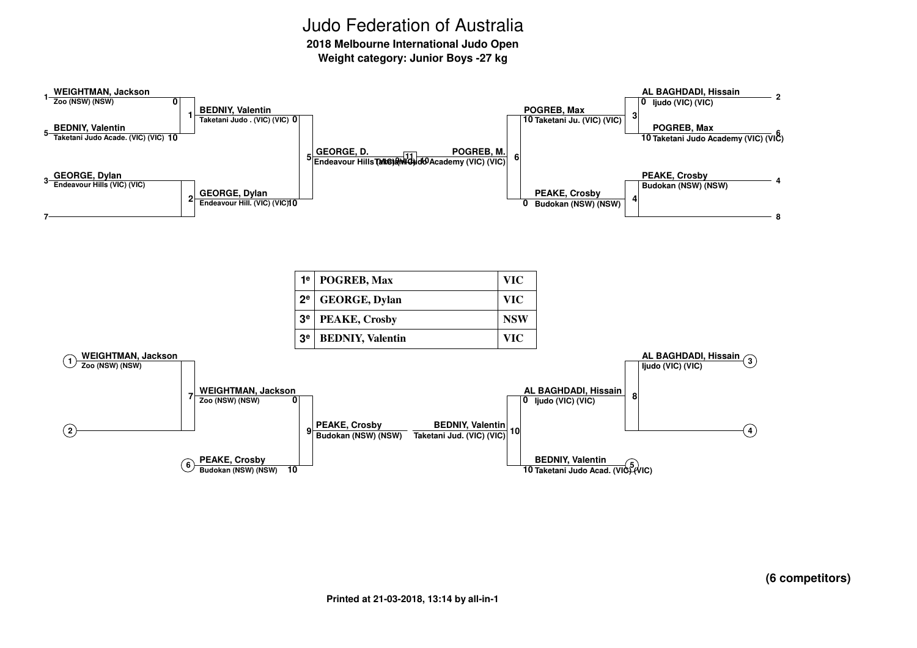# Judo Federation of Australia

**2018 Melbourne International Judo Open**
**Weight category: Junior Boys -27 kg**

## Main bracket

| Pos | Competitor | Club | Score |
|---|---|---|---|
| 1 | WEIGHTMAN, Jackson | Zoo (NSW) (NSW) | 0 |
| 5 | BEDNIY, Valentin | Taketani Judo Acade. (VIC) (VIC) | 10 |
| 3 | GEORGE, Dylan | Endeavour Hills (VIC) (VIC) | |
| 7 | | | |
| 2 | AL BAGHDADI, Hissain | Ijudo (VIC) (VIC) | 0 |
| 6 | POGREB, Max | Taketani Judo Academy (VIC) (VIC) | 10 |
| 4 | PEAKE, Crosby | Budokan (NSW) (NSW) | |
| 8 | | | |

- Contest 1: BEDNIY, Valentin — Taketani Judo . (VIC) (VIC) 0
- Contest 2: GEORGE, Dylan — Endeavour Hill. (VIC) (VIC) 10
- Contest 3: POGREB, Max — Taketani Ju. (VIC) (VIC) 10
- Contest 4: PEAKE, Crosby — Budokan (NSW) (NSW) 0
- Contest 5: GEORGE, D. — Endeavour Hills (VIC) (VIC)
- Contest 6: POGREB, M. — Taketani Judo Academy (VIC) (VIC)
- Contest 11 (final): GEORGE, D. 0 – 10 POGREB, M.

## Results

| | Name | State |
|---|---|---|
| 1e | POGREB, Max | VIC |
| 2e | GEORGE, Dylan | VIC |
| 3e | PEAKE, Crosby | NSW |
| 3e | BEDNIY, Valentin | VIC |

## Repechage

- (1) WEIGHTMAN, Jackson — Zoo (NSW) (NSW)
- (2)
- Contest 7: WEIGHTMAN, Jackson — Zoo (NSW) (NSW) 0
- (6) PEAKE, Crosby — Budokan (NSW) (NSW) 10
- Contest 9: PEAKE, Crosby — Budokan (NSW) (NSW)
- (3) AL BAGHDADI, Hissain — Ijudo (VIC) (VIC)
- (4)
- Contest 8: AL BAGHDADI, Hissain — Ijudo (VIC) (VIC) 0
- (5) BEDNIY, Valentin — Taketani Judo Acad. (VIC) (VIC) 10
- Contest 10: BEDNIY, Valentin — Taketani Jud. (VIC) (VIC)

**(6 competitors)**

Printed at 21-03-2018, 13:14 by all-in-1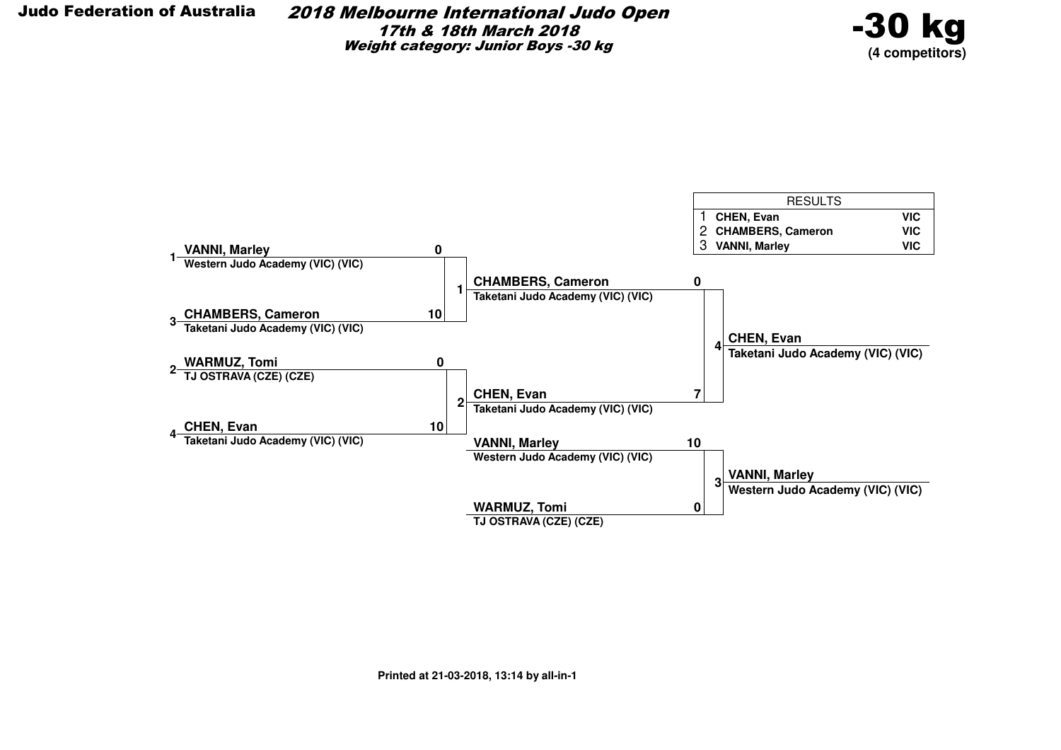**Judo Federation of Australia**

# 2018 Melbourne International Judo Open

### 17th & 18th March 2018

### Weight category: Junior Boys -30 kg

## -30 kg

**(4 competitors)**

| RESULTS | | |
|---|---|---|
| 1 | CHEN, Evan | VIC |
| 2 | CHAMBERS, Cameron | VIC |
| 3 | VANNI, Marley | VIC |

**Round 1**

| Seed | Competitor | Club | Score |
|---|---|---|---|
| 1 | VANNI, Marley | Western Judo Academy (VIC) (VIC) | 0 |
| 3 | CHAMBERS, Cameron | Taketani Judo Academy (VIC) (VIC) | 10 |
| 2 | WARMUZ, Tomi | TJ OSTRAVA (CZE) (CZE) | 0 |
| 4 | CHEN, Evan | Taketani Judo Academy (VIC) (VIC) | 10 |

**Match 1 winner:** CHAMBERS, Cameron – Taketani Judo Academy (VIC) (VIC)

**Match 2 winner:** CHEN, Evan – Taketani Judo Academy (VIC) (VIC)

**Final (Match 4)**

| Competitor | Club | Score |
|---|---|---|
| CHAMBERS, Cameron | Taketani Judo Academy (VIC) (VIC) | 0 |
| CHEN, Evan | Taketani Judo Academy (VIC) (VIC) | 7 |

**Winner:** CHEN, Evan – Taketani Judo Academy (VIC) (VIC)

**Match 3**

| Competitor | Club | Score |
|---|---|---|
| VANNI, Marley | Western Judo Academy (VIC) (VIC) | 10 |
| WARMUZ, Tomi | TJ OSTRAVA (CZE) (CZE) | 0 |

**Winner:** VANNI, Marley – Western Judo Academy (VIC) (VIC)

Printed at 21-03-2018, 13:14 by all-in-1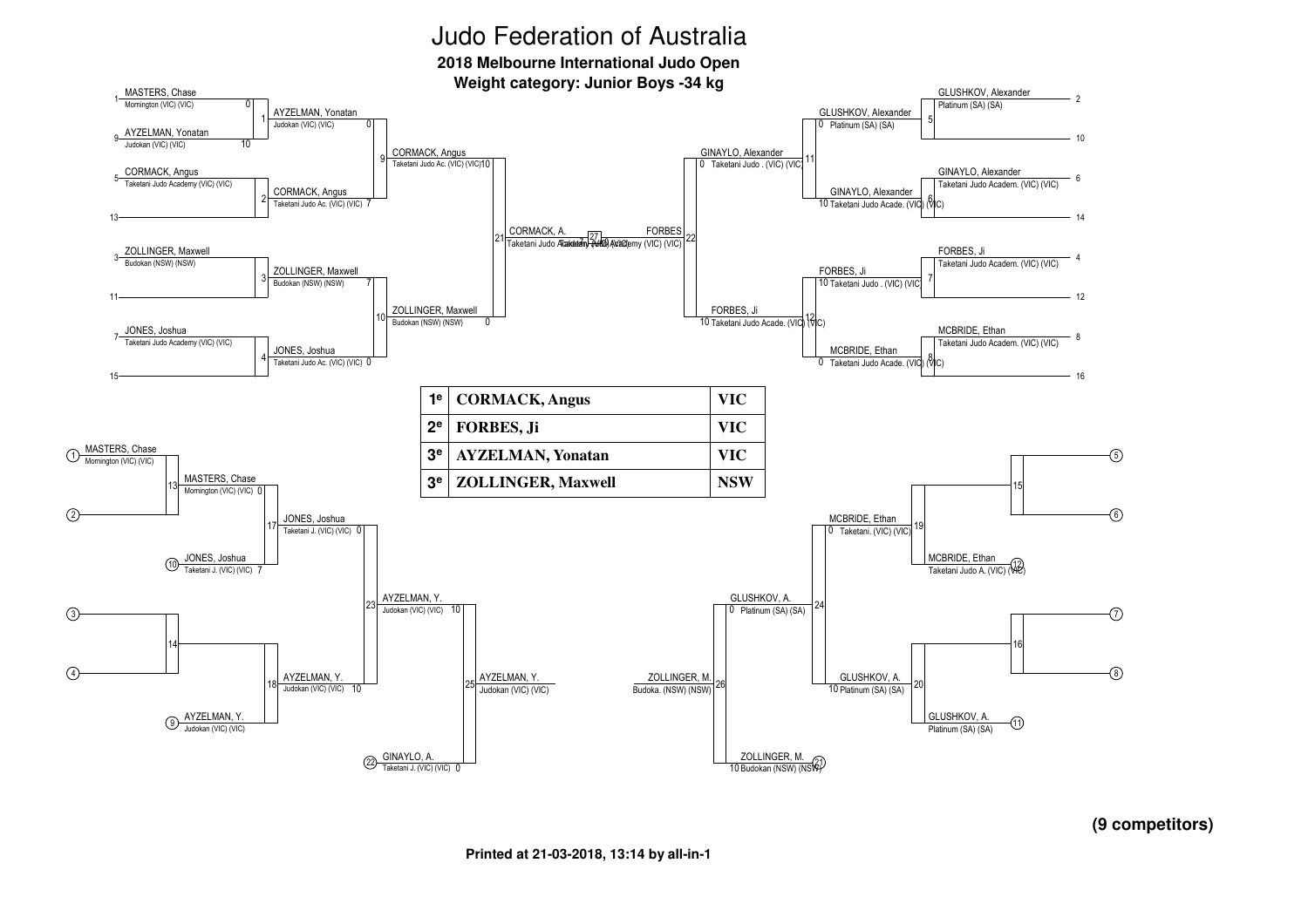# Judo Federation of Australia

**2018 Melbourne International Judo Open**

**Weight category: Junior Boys -34 kg**

## Main bracket

| Pos | Competitor | Club |
|---|---|---|
| 1 | MASTERS, Chase | Mornington (VIC) (VIC) |
| 9 | AYZELMAN, Yonatan | Judokan (VIC) (VIC) |
| 5 | CORMACK, Angus | Taketani Judo Academy (VIC) (VIC) |
| 13 | | |
| 3 | ZOLLINGER, Maxwell | Budokan (NSW) (NSW) |
| 11 | | |
| 7 | JONES, Joshua | Taketani Judo Academy (VIC) (VIC) |
| 15 | | |
| 2 | GLUSHKOV, Alexander | Platinum (SA) (SA) |
| 10 | | |
| 6 | GINAYLO, Alexander | Taketani Judo Academ. (VIC) (VIC) |
| 14 | | |
| 4 | FORBES, Ji | Taketani Judo Academ. (VIC) (VIC) |
| 12 | | |
| 8 | MCBRIDE, Ethan | Taketani Judo Academ. (VIC) (VIC) |
| 16 | | |

| Contest | Winner | Score | Loser | Score |
|---|---|---|---|---|
| 1 | AYZELMAN, Yonatan – Judokan (VIC) (VIC) | 10 | MASTERS, Chase | 0 |
| 2 | CORMACK, Angus – Taketani Judo Ac. (VIC) (VIC) | | | |
| 3 | ZOLLINGER, Maxwell – Budokan (NSW) (NSW) | | | |
| 4 | JONES, Joshua – Taketani Judo Ac. (VIC) (VIC) | | | |
| 5 | GLUSHKOV, Alexander – Platinum (SA) (SA) | | | |
| 6 | GINAYLO, Alexander – Taketani Judo Acade. (VIC) (VIC) | | | |
| 7 | FORBES, Ji – Taketani Judo . (VIC) (VIC) | | | |
| 8 | MCBRIDE, Ethan – Taketani Judo Acade. (VIC) (VIC) | | | |
| 9 | CORMACK, Angus – Taketani Judo Ac. (VIC) (VIC) | 10 | AYZELMAN, Yonatan | 0 |
| 10 | ZOLLINGER, Maxwell – Budokan (NSW) (NSW) | 7 | JONES, Joshua | 0 |
| 11 | GINAYLO, Alexander – Taketani Judo . (VIC) (VIC) | 10 | GLUSHKOV, Alexander | 0 |
| 12 | FORBES, Ji – Taketani Judo Acade. (VIC) (VIC) | 10 | MCBRIDE, Ethan | 0 |
| 21 | CORMACK, Angus – Taketani Judo Ac. (VIC) (VIC) | 7 | ZOLLINGER, Maxwell | 0 |
| 22 | FORBES, Ji – Taketani Judo Acade. (VIC) (VIC) | 10 | GINAYLO, Alexander | 0 |
| 27 | CORMACK, A. – Taketani Judo Academy (VIC) (VIC) | | FORBES – Taketani Judo Academy (VIC) (VIC) | |

| Place | Name | State |
|---|---|---|
| 1e | **CORMACK, Angus** | **VIC** |
| 2e | **FORBES, Ji** | **VIC** |
| 3e | **AYZELMAN, Yonatan** | **VIC** |
| 3e | **ZOLLINGER, Maxwell** | **NSW** |

## Repechage

| Contest | Winner | Score | Loser | Score |
|---|---|---|---|---|
| 13 | MASTERS, Chase – Mornington (VIC) (VIC) | | | |
| 17 | JONES, Joshua – Taketani J. (VIC) (VIC) | 7 | MASTERS, Chase | 0 |
| 18 | AYZELMAN, Y. – Judokan (VIC) (VIC) | | | |
| 23 | AYZELMAN, Y. – Judokan (VIC) (VIC) | 10 | JONES, Joshua | 0 |
| 25 | AYZELMAN, Y. – Judokan (VIC) (VIC) | 10 | GINAYLO, A. – Taketani J. (VIC) (VIC) | 0 |
| 19 | MCBRIDE, Ethan – Taketani Judo A. (VIC) (VIC) | | | |
| 20 | GLUSHKOV, A. – Platinum (SA) (SA) | | | |
| 24 | GLUSHKOV, A. – Platinum (SA) (SA) | 10 | MCBRIDE, Ethan | 0 |
| 26 | ZOLLINGER, M. – Budoka. (NSW) (NSW) | 10 | GLUSHKOV, A. | 0 |

**(9 competitors)**

Printed at 21-03-2018, 13:14 by all-in-1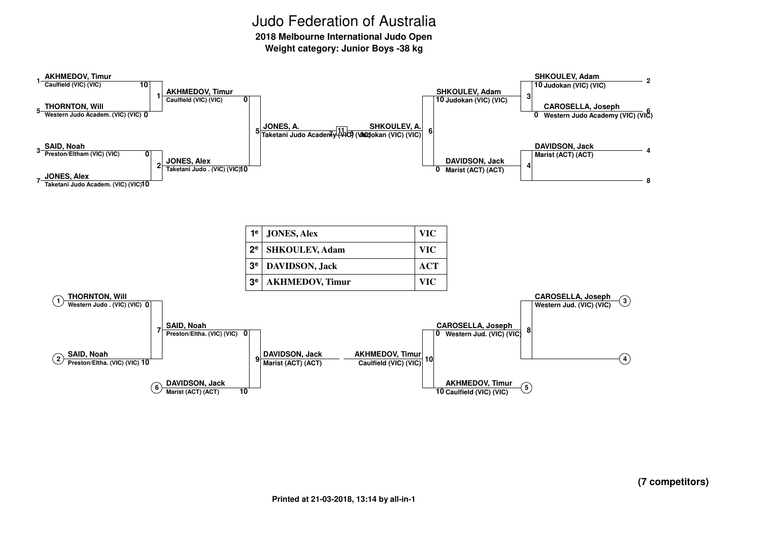# Judo Federation of Australia

**2018 Melbourne International Judo Open**

**Weight category: Junior Boys -38 kg**

## Main bracket

**Contest 1**
- 1 AKHMEDOV, Timur — Caulfield (VIC) (VIC) — 10
- 5 THORNTON, Will — Western Judo Academ. (VIC) (VIC) — 0

Winner: AKHMEDOV, Timur — Caulfield (VIC) (VIC) — 0

**Contest 2**
- 3 SAID, Noah — Preston/Eltham (VIC) (VIC) — 0
- 7 JONES, Alex — Taketani Judo Academ. (VIC) (VIC) — 10

Winner: JONES, Alex — Taketani Judo . (VIC) (VIC) — 10

**Contest 5**

Winner: JONES, A. — Taketani Judo Academy (VIC) (VIC) — 7

**Contest 3**
- 2 SHKOULEV, Adam — Judokan (VIC) (VIC) — 10
- 6 CAROSELLA, Joseph — Western Judo Academy (VIC) (VIC) — 0

Winner: SHKOULEV, Adam — Judokan (VIC) (VIC) — 10

**Contest 4**
- 4 DAVIDSON, Jack — Marist (ACT) (ACT)
- 8

Winner: DAVIDSON, Jack — Marist (ACT) (ACT) — 0

**Contest 6**

Winner: SHKOULEV, A. — Judokan (VIC) (VIC) — 0

**Final (Contest 11)**: JONES, A. 7 – 0 SHKOULEV, A.

## Results

| | Name | |
|---|---|---|
| 1e | JONES, Alex | VIC |
| 2e | SHKOULEV, Adam | VIC |
| 3e | DAVIDSON, Jack | ACT |
| 3e | AKHMEDOV, Timur | VIC |

## Repechage

**Contest 7**
- (1) THORNTON, Will — Western Judo . (VIC) (VIC) — 0
- (2) SAID, Noah — Preston/Eltha. (VIC) (VIC) — 10

Winner: SAID, Noah — Preston/Eltha. (VIC) (VIC) — 0

**Contest 9**
- (6) DAVIDSON, Jack — Marist (ACT) (ACT) — 10

Winner: DAVIDSON, Jack — Marist (ACT) (ACT)

**Contest 8**
- (3) CAROSELLA, Joseph — Western Jud. (VIC) (VIC)
- (4)

Winner: CAROSELLA, Joseph — Western Jud. (VIC) (VIC) — 0

**Contest 10**
- (5) AKHMEDOV, Timur — Caulfield (VIC) (VIC) — 10

Winner: AKHMEDOV, Timur — Caulfield (VIC) (VIC)

**(7 competitors)**

Printed at 21-03-2018, 13:14 by all-in-1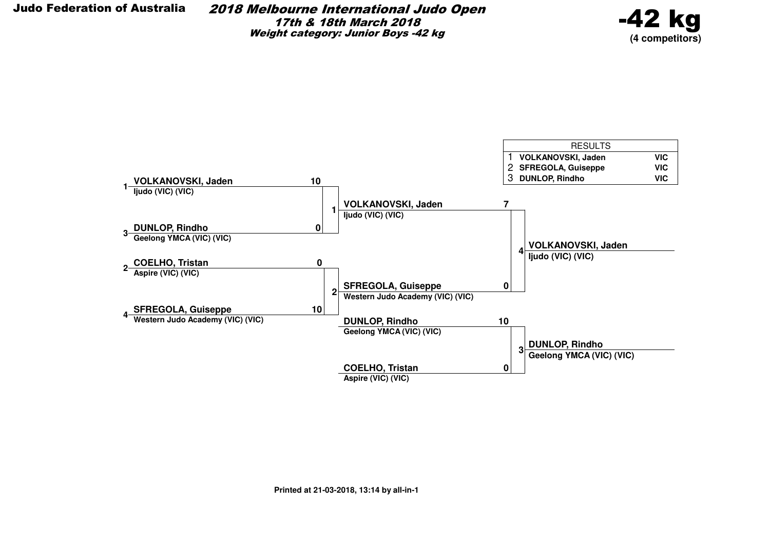**Judo Federation of Australia**

# *2018 Melbourne International Judo Open*

***17th & 18th March 2018***

***Weight category: Junior Boys -42 kg***

**-42 kg**
**(4 competitors)**

| RESULTS | | |
|---|---|---|
| 1 | **VOLKANOVSKI, Jaden** | **VIC** |
| 2 | **SFREGOLA, Guiseppe** | **VIC** |
| 3 | **DUNLOP, Rindho** | **VIC** |

**Round 1**

| Match | Competitor | Club | Score |
|---|---|---|---|
| 1 | 1 **VOLKANOVSKI, Jaden** | Ijudo (VIC) (VIC) | 10 |
| | 3 **DUNLOP, Rindho** | Geelong YMCA (VIC) (VIC) | 0 |
| 2 | 2 **COELHO, Tristan** | Aspire (VIC) (VIC) | 0 |
| | 4 **SFREGOLA, Guiseppe** | Western Judo Academy (VIC) (VIC) | 10 |

**Final**

| Match | Competitor | Club | Score |
|---|---|---|---|
| 4 | **VOLKANOVSKI, Jaden** | Ijudo (VIC) (VIC) | 7 |
| | **SFREGOLA, Guiseppe** | Western Judo Academy (VIC) (VIC) | 0 |

Winner: **VOLKANOVSKI, Jaden** — Ijudo (VIC) (VIC)

**Bronze**

| Match | Competitor | Club | Score |
|---|---|---|---|
| 3 | **DUNLOP, Rindho** | Geelong YMCA (VIC) (VIC) | 10 |
| | **COELHO, Tristan** | Aspire (VIC) (VIC) | 0 |

Winner: **DUNLOP, Rindho** — Geelong YMCA (VIC) (VIC)

**Printed at 21-03-2018, 13:14 by all-in-1**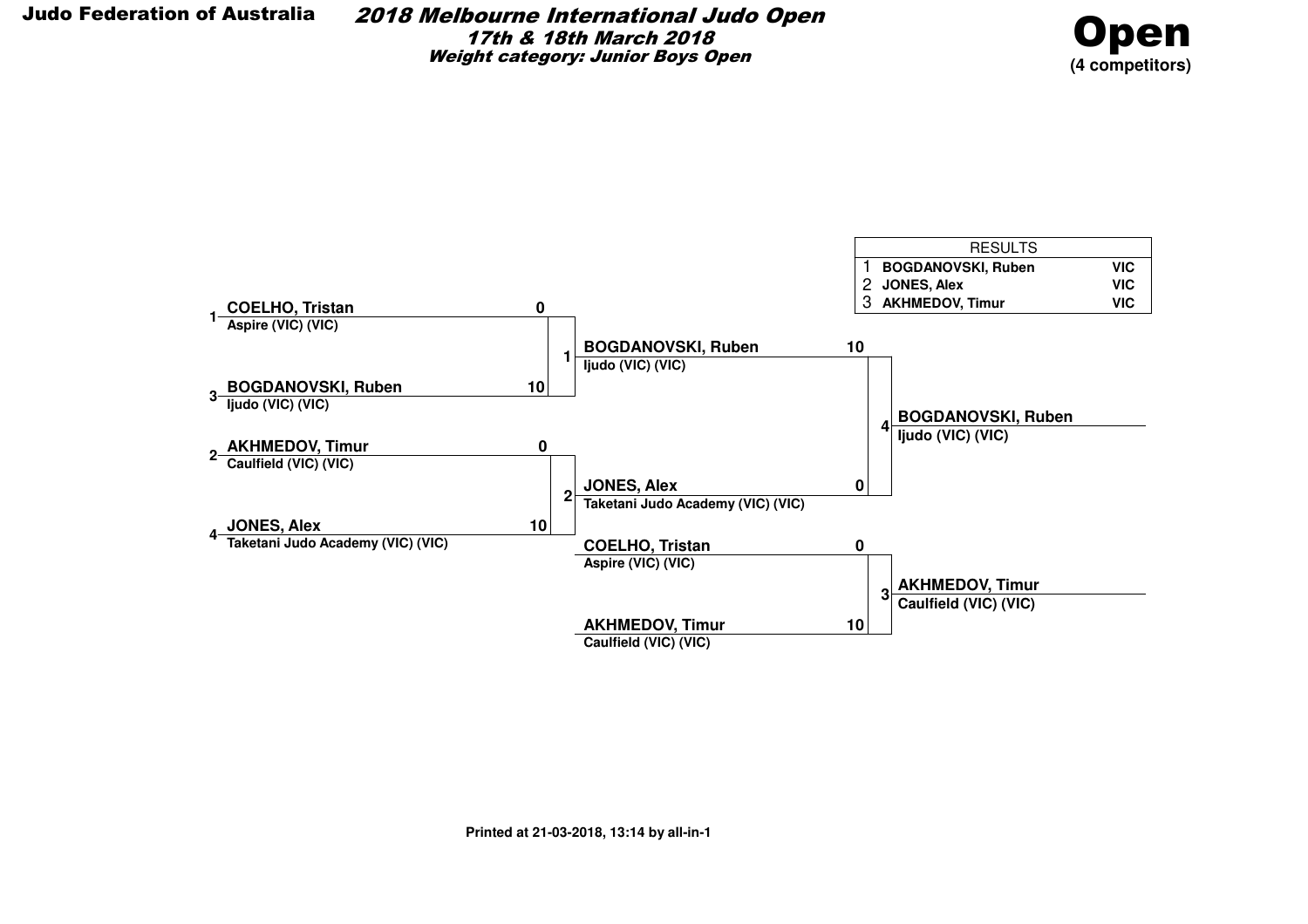**Judo Federation of Australia**

# 2018 Melbourne International Judo Open

***17th & 18th March 2018***

***Weight category: Junior Boys Open***

## Open

**(4 competitors)**

| RESULTS | | |
|---|---|---|
| 1 | **BOGDANOVSKI, Ruben** | **VIC** |
| 2 | **JONES, Alex** | **VIC** |
| 3 | **AKHMEDOV, Timur** | **VIC** |

### Round 1

**Contest 1**

| Seed | Competitor | Club | Score |
|---|---|---|---|
| 1 | **COELHO, Tristan** | Aspire (VIC) (VIC) | 0 |
| 3 | **BOGDANOVSKI, Ruben** | Ijudo (VIC) (VIC) | 10 |

**Contest 2**

| Seed | Competitor | Club | Score |
|---|---|---|---|
| 2 | **AKHMEDOV, Timur** | Caulfield (VIC) (VIC) | 0 |
| 4 | **JONES, Alex** | Taketani Judo Academy (VIC) (VIC) | 10 |

### Final

**Contest 4**

| Competitor | Club | Score |
|---|---|---|
| **BOGDANOVSKI, Ruben** | Ijudo (VIC) (VIC) | 10 |
| **JONES, Alex** | Taketani Judo Academy (VIC) (VIC) | 0 |

Winner: **BOGDANOVSKI, Ruben** — Ijudo (VIC) (VIC)

### Repechage

**Contest 3**

| Competitor | Club | Score |
|---|---|---|
| **COELHO, Tristan** | Aspire (VIC) (VIC) | 0 |
| **AKHMEDOV, Timur** | Caulfield (VIC) (VIC) | 10 |

Winner: **AKHMEDOV, Timur** — Caulfield (VIC) (VIC)

**Printed at 21-03-2018, 13:14 by all-in-1**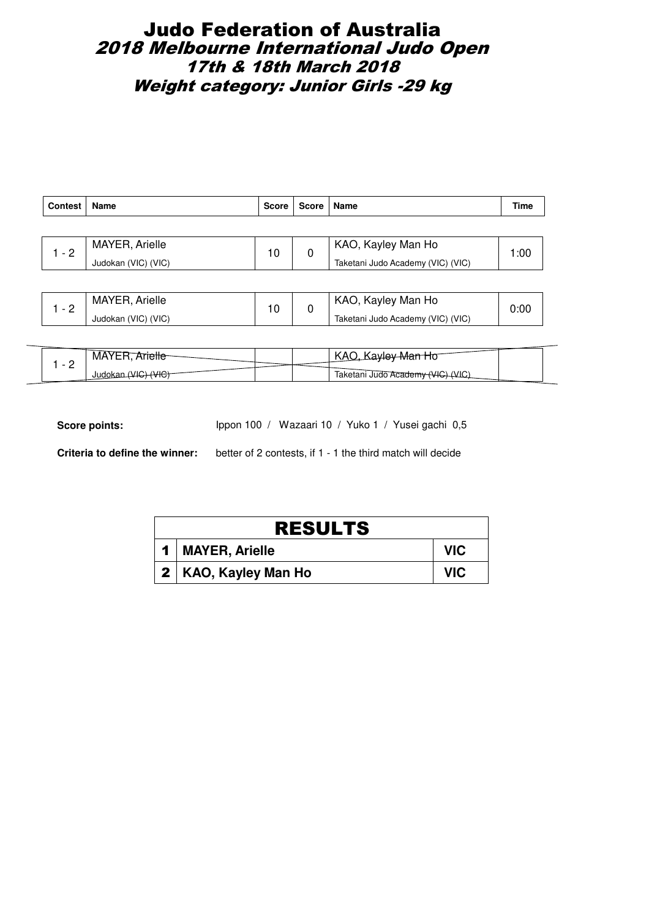# Judo Federation of Australia

## *2018 Melbourne International Judo Open*

## *17th & 18th March 2018*

## *Weight category: Junior Girls -29 kg*

| Contest | Name | Score | Score | Name | Time |
|---|---|---|---|---|---|
| 1 - 2 | MAYER, Arielle<br>Judokan (VIC) (VIC) | 10 | 0 | KAO, Kayley Man Ho<br>Taketani Judo Academy (VIC) (VIC) | 1:00 |
| 1 - 2 | MAYER, Arielle<br>Judokan (VIC) (VIC) | 10 | 0 | KAO, Kayley Man Ho<br>Taketani Judo Academy (VIC) (VIC) | 0:00 |
| 1 - 2 | ~~MAYER, Arielle~~<br>~~Judokan (VIC) (VIC)~~ | | | ~~KAO, Kayley Man Ho~~<br>~~Taketani Judo Academy (VIC) (VIC)~~ | |

**Score points:** Ippon 100 / Wazaari 10 / Yuko 1 / Yusei gachi 0,5

**Criteria to define the winner:** better of 2 contests, if 1 - 1 the third match will decide

| RESULTS | | |
|---|---|---|
| **1** | **MAYER, Arielle** | **VIC** |
| **2** | **KAO, Kayley Man Ho** | **VIC** |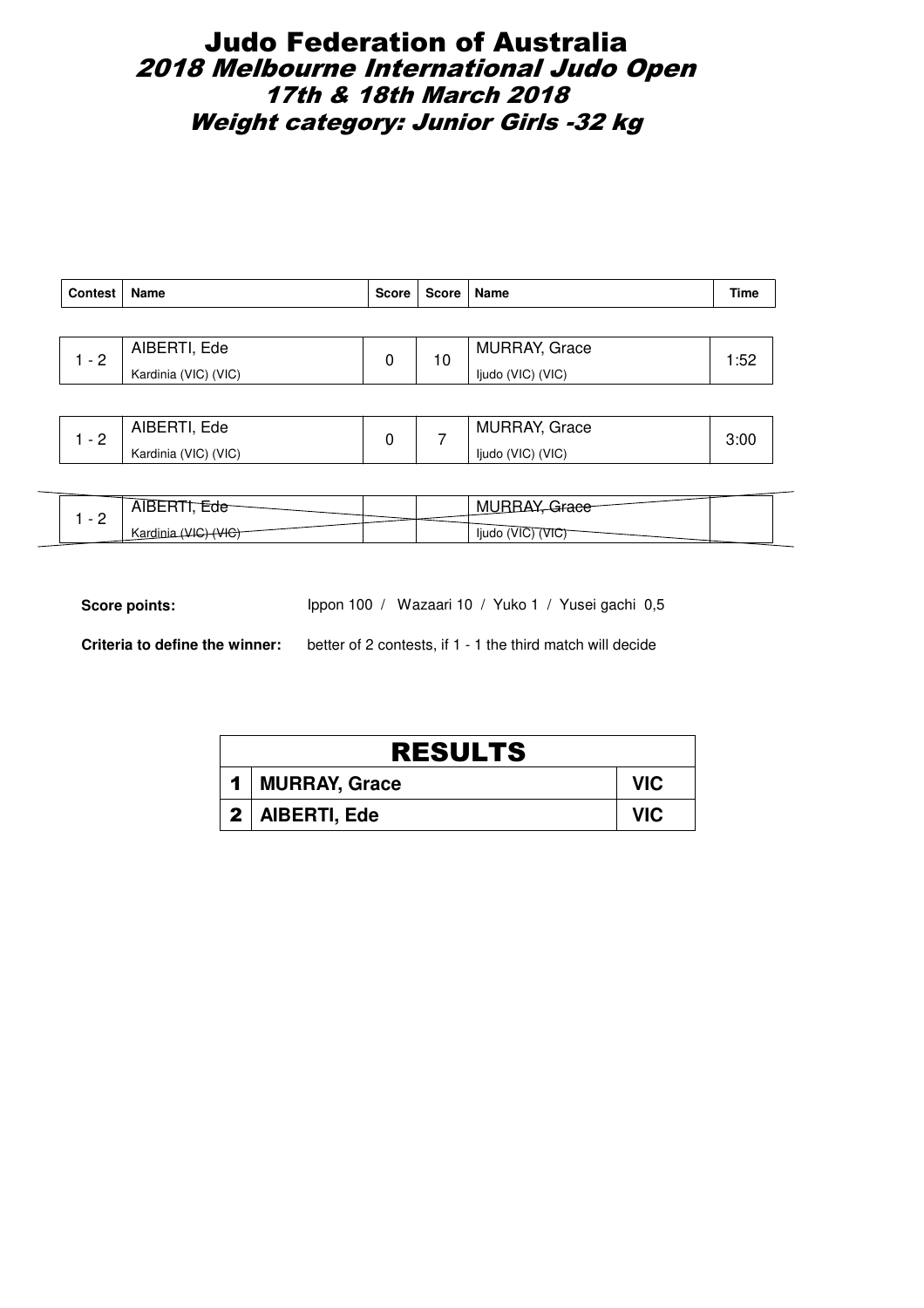# Judo Federation of Australia

## *2018 Melbourne International Judo Open*

### *17th & 18th March 2018*

### *Weight category: Junior Girls -32 kg*

| Contest | Name | Score | Score | Name | Time |
|---|---|---|---|---|---|
| 1 - 2 | AIBERTI, Ede<br>Kardinia (VIC) (VIC) | 0 | 10 | MURRAY, Grace<br>Ijudo (VIC) (VIC) | 1:52 |
| 1 - 2 | AIBERTI, Ede<br>Kardinia (VIC) (VIC) | 0 | 7 | MURRAY, Grace<br>Ijudo (VIC) (VIC) | 3:00 |
| 1 - 2 | ~~AIBERTI, Ede~~<br>~~Kardinia (VIC) (VIC)~~ | | | ~~MURRAY, Grace~~<br>~~Ijudo (VIC) (VIC)~~ | |

**Score points:** Ippon 100 / Wazaari 10 / Yuko 1 / Yusei gachi 0,5

**Criteria to define the winner:** better of 2 contests, if 1 - 1 the third match will decide

| RESULTS | | |
|---|---|---|
| **1** | **MURRAY, Grace** | **VIC** |
| **2** | **AIBERTI, Ede** | **VIC** |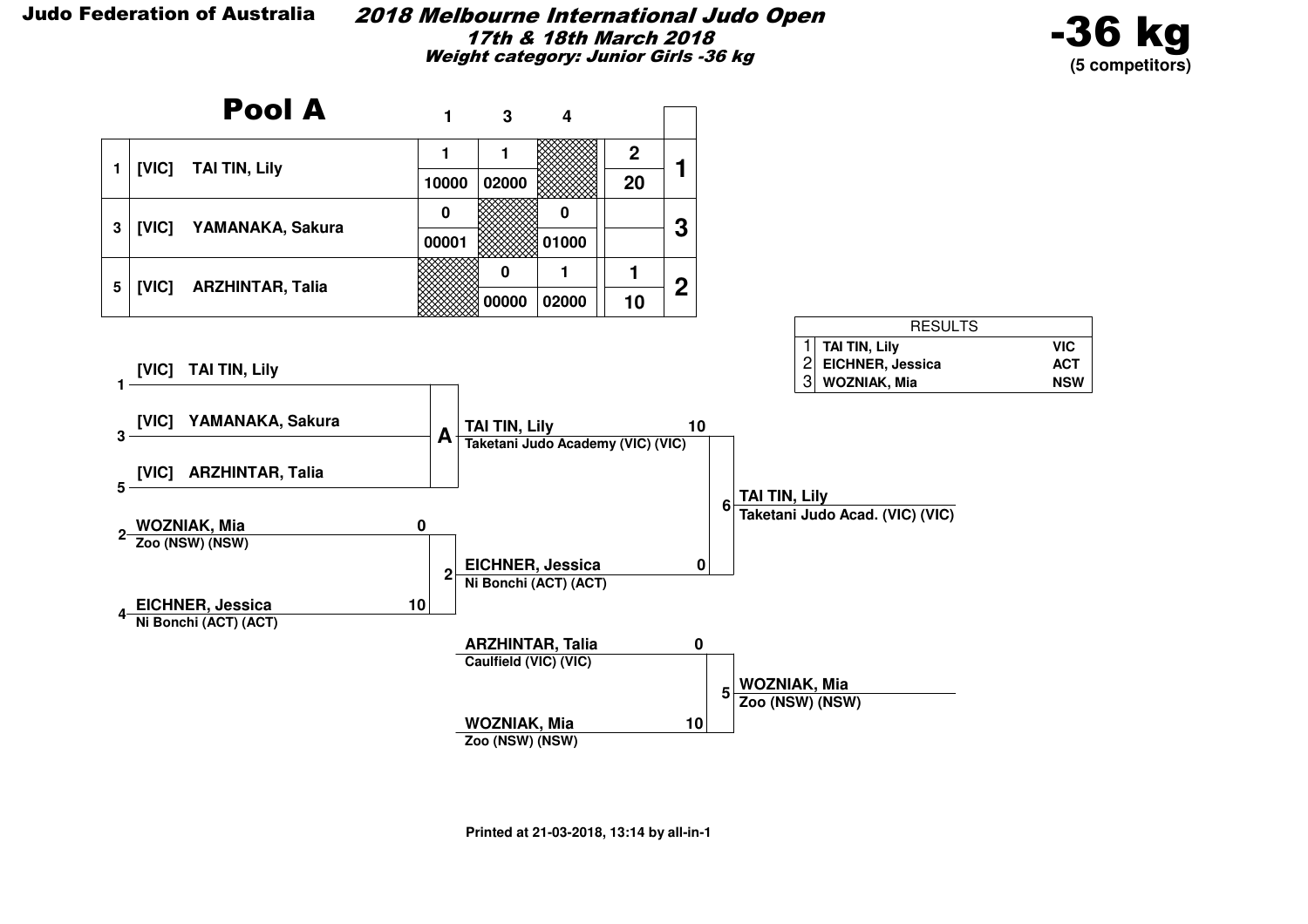Judo Federation of Australia

## *2018 Melbourne International Judo Open*

*17th & 18th March 2018*

*Weight category: Junior Girls -36 kg*

# -36 kg

**(5 competitors)**

## Pool A

| | | 1 | 3 | 4 | | |
|---|---|---|---|---|---|---|
| 1 | [VIC] TAI TIN, Lily | 1 | 1 | | 2 | 1 |
| | | 10000 | 02000 | | 20 | |
| 3 | [VIC] YAMANAKA, Sakura | 0 | | 0 | | 3 |
| | | 00001 | | 01000 | | |
| 5 | [VIC] ARZHINTAR, Talia | | 0 | 1 | 1 | 2 |
| | | | 00000 | 02000 | 10 | |

| RESULTS | | |
|---|---|---|
| 1 | TAI TIN, Lily | VIC |
| 2 | EICHNER, Jessica | ACT |
| 3 | WOZNIAK, Mia | NSW |

1 [VIC] TAI TIN, Lily

3 [VIC] YAMANAKA, Sakura

5 [VIC] ARZHINTAR, Talia

**A** → TAI TIN, Lily — Taketani Judo Academy (VIC) (VIC) — 10

2 WOZNIAK, Mia — Zoo (NSW) (NSW) — 0

4 EICHNER, Jessica — Ni Bonchi (ACT) (ACT) — 10

**2** → EICHNER, Jessica — Ni Bonchi (ACT) (ACT) — 0

**6** → TAI TIN, Lily — Taketani Judo Acad. (VIC) (VIC)

ARZHINTAR, Talia — Caulfield (VIC) (VIC) — 0

WOZNIAK, Mia — Zoo (NSW) (NSW) — 10

**5** → WOZNIAK, Mia — Zoo (NSW) (NSW)

Printed at 21-03-2018, 13:14 by all-in-1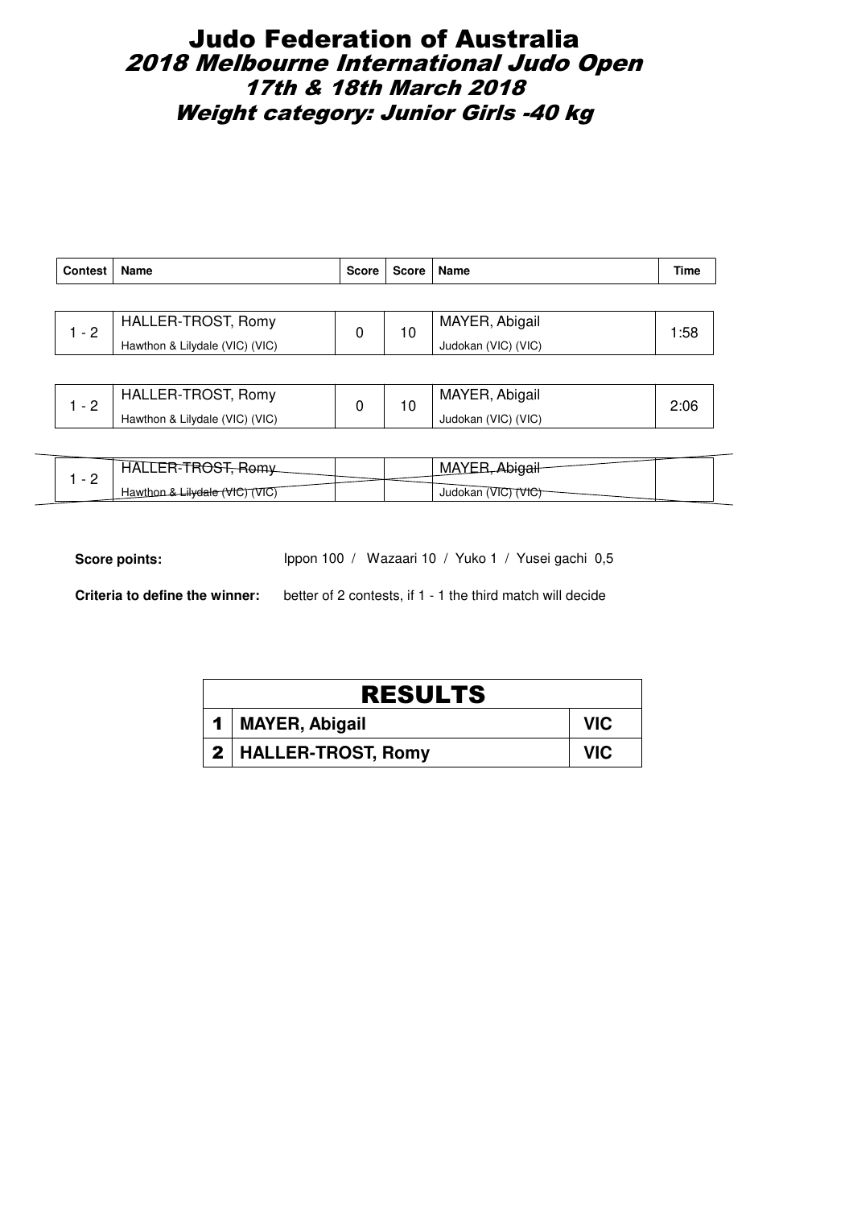# Judo Federation of Australia
## *2018 Melbourne International Judo Open*
### *17th & 18th March 2018*
### *Weight category: Junior Girls -40 kg*

| Contest | Name | Score | Score | Name | Time |
|---|---|---|---|---|---|
| 1 - 2 | HALLER-TROST, Romy<br>Hawthon & Lilydale (VIC) (VIC) | 0 | 10 | MAYER, Abigail<br>Judokan (VIC) (VIC) | 1:58 |
| 1 - 2 | HALLER-TROST, Romy<br>Hawthon & Lilydale (VIC) (VIC) | 0 | 10 | MAYER, Abigail<br>Judokan (VIC) (VIC) | 2:06 |
| 1 - 2 | ~~HALLER-TROST, Romy~~<br>~~Hawthon & Lilydale (VIC) (VIC)~~ | | | ~~MAYER, Abigail~~<br>~~Judokan (VIC) (VIC)~~ | |

**Score points:** Ippon 100 / Wazaari 10 / Yuko 1 / Yusei gachi 0,5

**Criteria to define the winner:** better of 2 contests, if 1 - 1 the third match will decide

| RESULTS | | |
|---|---|---|
| 1 | **MAYER, Abigail** | **VIC** |
| 2 | **HALLER-TROST, Romy** | **VIC** |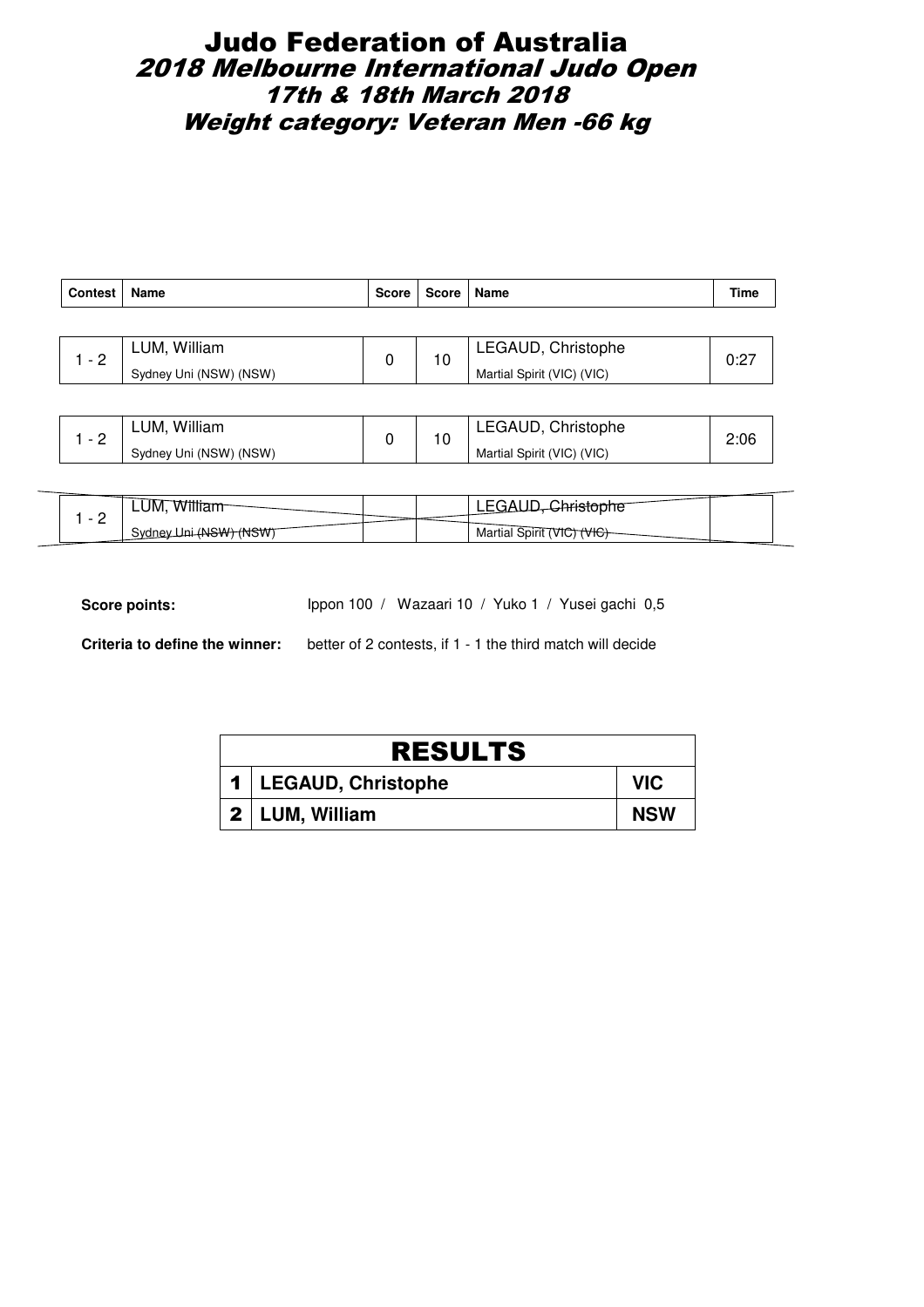# Judo Federation of Australia

## *2018 Melbourne International Judo Open*

## *17th & 18th March 2018*

## *Weight category: Veteran Men -66 kg*

| Contest | Name | Score | Score | Name | Time |
|---|---|---|---|---|---|
| 1 - 2 | LUM, William<br>Sydney Uni (NSW) (NSW) | 0 | 10 | LEGAUD, Christophe<br>Martial Spirit (VIC) (VIC) | 0:27 |
| 1 - 2 | LUM, William<br>Sydney Uni (NSW) (NSW) | 0 | 10 | LEGAUD, Christophe<br>Martial Spirit (VIC) (VIC) | 2:06 |
| 1 - 2 | ~~LUM, William~~<br>~~Sydney Uni (NSW) (NSW)~~ | | | ~~LEGAUD, Christophe~~<br>~~Martial Spirit (VIC) (VIC)~~ | |

**Score points:** Ippon 100 / Wazaari 10 / Yuko 1 / Yusei gachi 0,5

**Criteria to define the winner:** better of 2 contests, if 1 - 1 the third match will decide

| RESULTS | | |
|---|---|---|
| 1 | LEGAUD, Christophe | VIC |
| 2 | LUM, William | NSW |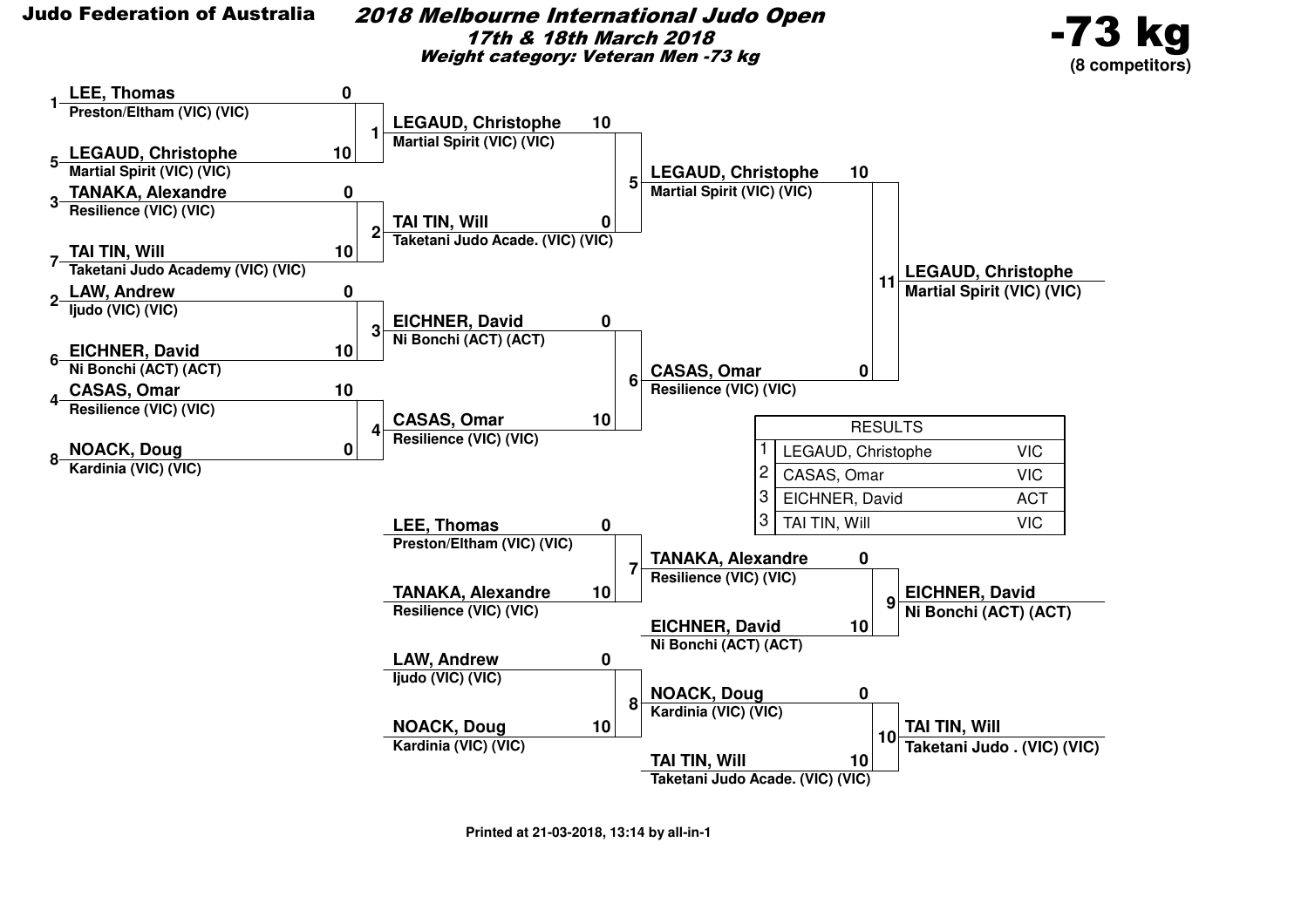**Judo Federation of Australia**

# 2018 Melbourne International Judo Open

***17th & 18th March 2018***

***Weight category: Veteran Men -73 kg***

## -73 kg

**(8 competitors)**

### Main bracket

**Round 1**

| Contest | Seed | Competitor | Club | Score |
|---|---|---|---|---|
| 1 | 1 | LEE, Thomas | Preston/Eltham (VIC) (VIC) | 0 |
| 1 | 5 | LEGAUD, Christophe | Martial Spirit (VIC) (VIC) | 10 |
| 2 | 3 | TANAKA, Alexandre | Resilience (VIC) (VIC) | 0 |
| 2 | 7 | TAI TIN, Will | Taketani Judo Academy (VIC) (VIC) | 10 |
| 3 | 2 | LAW, Andrew | Ijudo (VIC) (VIC) | 0 |
| 3 | 6 | EICHNER, David | Ni Bonchi (ACT) (ACT) | 10 |
| 4 | 4 | CASAS, Omar | Resilience (VIC) (VIC) | 10 |
| 4 | 8 | NOACK, Doug | Kardinia (VIC) (VIC) | 0 |

**Round 2**

| Contest | Competitor | Club | Score |
|---|---|---|---|
| 5 | LEGAUD, Christophe | Martial Spirit (VIC) (VIC) | 10 |
| 5 | TAI TIN, Will | Taketani Judo Acade. (VIC) (VIC) | 0 |
| 6 | EICHNER, David | Ni Bonchi (ACT) (ACT) | 0 |
| 6 | CASAS, Omar | Resilience (VIC) (VIC) | 10 |

**Final**

| Contest | Competitor | Club | Score |
|---|---|---|---|
| 11 | LEGAUD, Christophe | Martial Spirit (VIC) (VIC) | 10 |
| 11 | CASAS, Omar | Resilience (VIC) (VIC) | 0 |

Winner: **LEGAUD, Christophe** – Martial Spirit (VIC) (VIC)

### Repechage

| Contest | Competitor | Club | Score |
|---|---|---|---|
| 7 | LEE, Thomas | Preston/Eltham (VIC) (VIC) | 0 |
| 7 | TANAKA, Alexandre | Resilience (VIC) (VIC) | 10 |
| 8 | LAW, Andrew | Ijudo (VIC) (VIC) | 0 |
| 8 | NOACK, Doug | Kardinia (VIC) (VIC) | 10 |
| 9 | TANAKA, Alexandre | Resilience (VIC) (VIC) | 0 |
| 9 | EICHNER, David | Ni Bonchi (ACT) (ACT) | 10 |
| 10 | NOACK, Doug | Kardinia (VIC) (VIC) | 0 |
| 10 | TAI TIN, Will | Taketani Judo Acade. (VIC) (VIC) | 10 |

Contest 9 winner: **EICHNER, David** – Ni Bonchi (ACT) (ACT)

Contest 10 winner: **TAI TIN, Will** – Taketani Judo . (VIC) (VIC)

### RESULTS

| Place | Name | State |
|---|---|---|
| 1 | LEGAUD, Christophe | VIC |
| 2 | CASAS, Omar | VIC |
| 3 | EICHNER, David | ACT |
| 3 | TAI TIN, Will | VIC |

**Printed at 21-03-2018, 13:14 by all-in-1**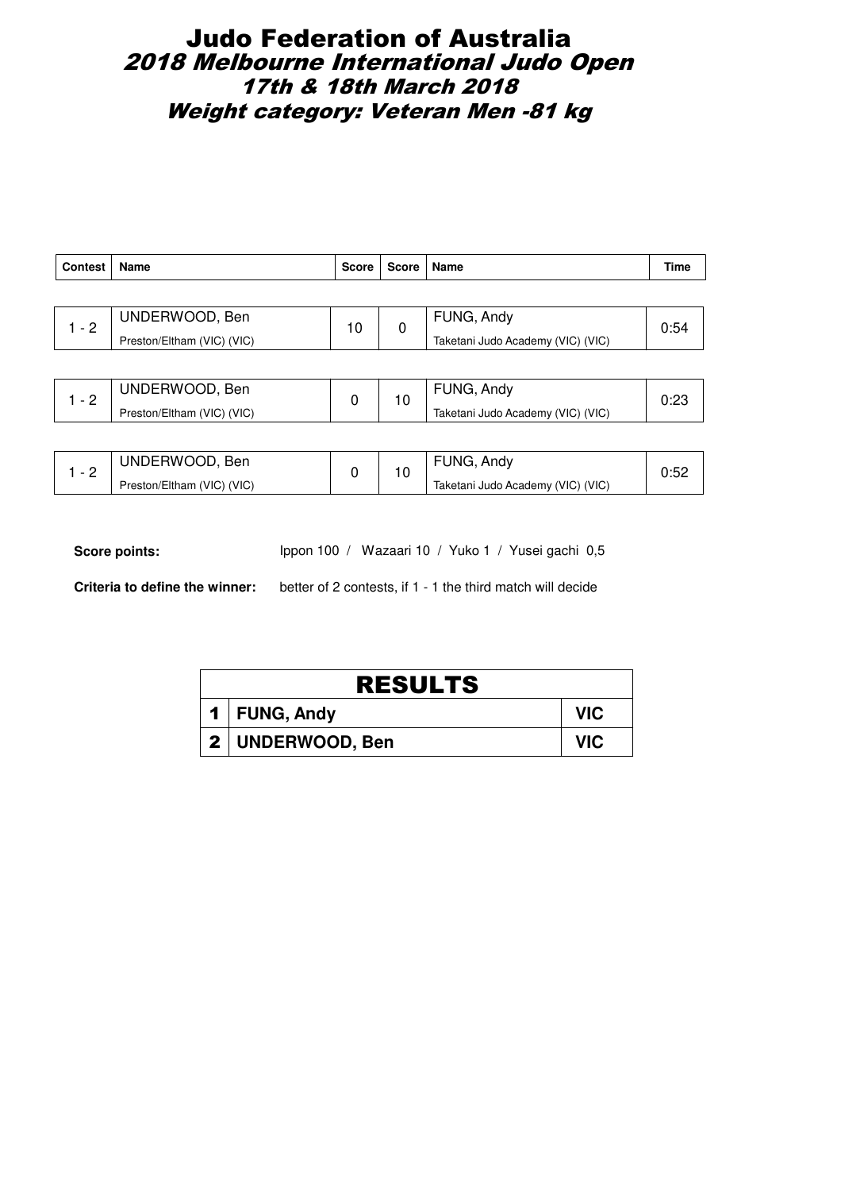# Judo Federation of Australia

## *2018 Melbourne International Judo Open*

## *17th & 18th March 2018*

## *Weight category: Veteran Men -81 kg*

| Contest | Name | Score | Score | Name | Time |
|---|---|---|---|---|---|
| 1 - 2 | UNDERWOOD, Ben<br>Preston/Eltham (VIC) (VIC) | 10 | 0 | FUNG, Andy<br>Taketani Judo Academy (VIC) (VIC) | 0:54 |
| 1 - 2 | UNDERWOOD, Ben<br>Preston/Eltham (VIC) (VIC) | 0 | 10 | FUNG, Andy<br>Taketani Judo Academy (VIC) (VIC) | 0:23 |
| 1 - 2 | UNDERWOOD, Ben<br>Preston/Eltham (VIC) (VIC) | 0 | 10 | FUNG, Andy<br>Taketani Judo Academy (VIC) (VIC) | 0:52 |

**Score points:** Ippon 100 / Wazaari 10 / Yuko 1 / Yusei gachi 0,5

**Criteria to define the winner:** better of 2 contests, if 1 - 1 the third match will decide

| RESULTS | | |
|---|---|---|
| 1 | **FUNG, Andy** | **VIC** |
| 2 | **UNDERWOOD, Ben** | **VIC** |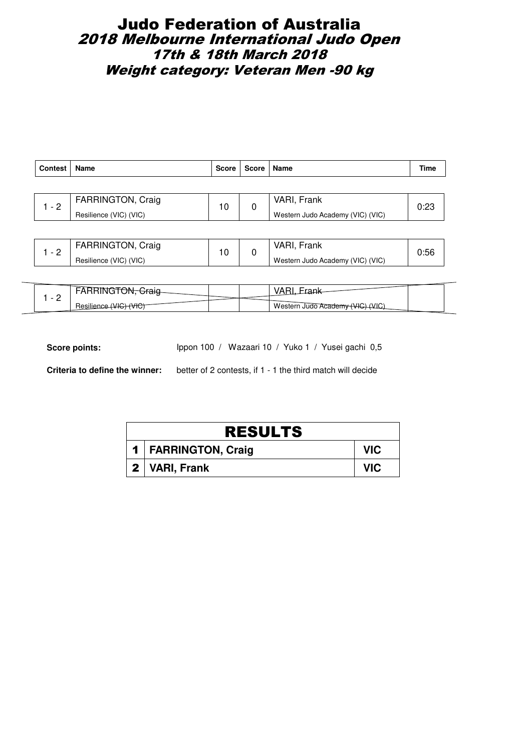# Judo Federation of Australia

## *2018 Melbourne International Judo Open*

## *17th & 18th March 2018*

## *Weight category: Veteran Men -90 kg*

| Contest | Name | Score | Score | Name | Time |
|---|---|---|---|---|---|
| 1 - 2 | FARRINGTON, Craig<br>Resilience (VIC) (VIC) | 10 | 0 | VARI, Frank<br>Western Judo Academy (VIC) (VIC) | 0:23 |
| 1 - 2 | FARRINGTON, Craig<br>Resilience (VIC) (VIC) | 10 | 0 | VARI, Frank<br>Western Judo Academy (VIC) (VIC) | 0:56 |
| 1 - 2 | ~~FARRINGTON, Craig~~<br>~~Resilience (VIC) (VIC)~~ | | | ~~VARI, Frank~~<br>~~Western Judo Academy (VIC) (VIC)~~ | |

**Score points:** Ippon 100 / Wazaari 10 / Yuko 1 / Yusei gachi 0,5

**Criteria to define the winner:** better of 2 contests, if 1 - 1 the third match will decide

| RESULTS | | |
|---|---|---|
| 1 | FARRINGTON, Craig | VIC |
| 2 | VARI, Frank | VIC |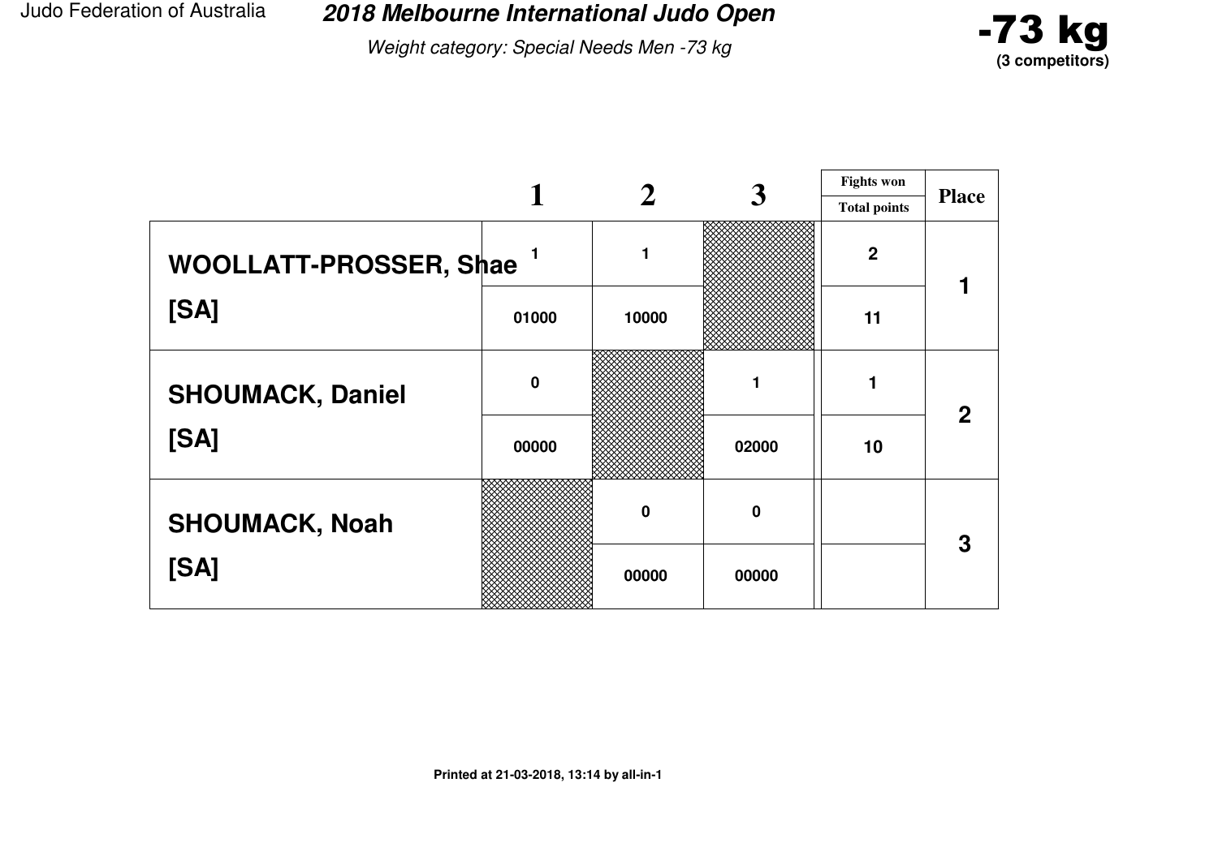Judo Federation of Australia

# 2018 Melbourne International Judo Open

*Weight category: Special Needs Men -73 kg*

**-73 kg**
**(3 competitors)**

| | 1 | 2 | 3 | Fights won / Total points | Place |
|---|---|---|---|---|---|
| **WOOLLATT-PROSSER, Shae [SA]** | 1 | 1 | | 2 | 1 |
| | 01000 | 10000 | | 11 | |
| **SHOUMACK, Daniel [SA]** | 0 | | 1 | 1 | 2 |
| | 00000 | | 02000 | 10 | |
| **SHOUMACK, Noah [SA]** | | 0 | 0 | | 3 |
| | | 00000 | 00000 | | |

**Printed at 21-03-2018, 13:14 by all-in-1**